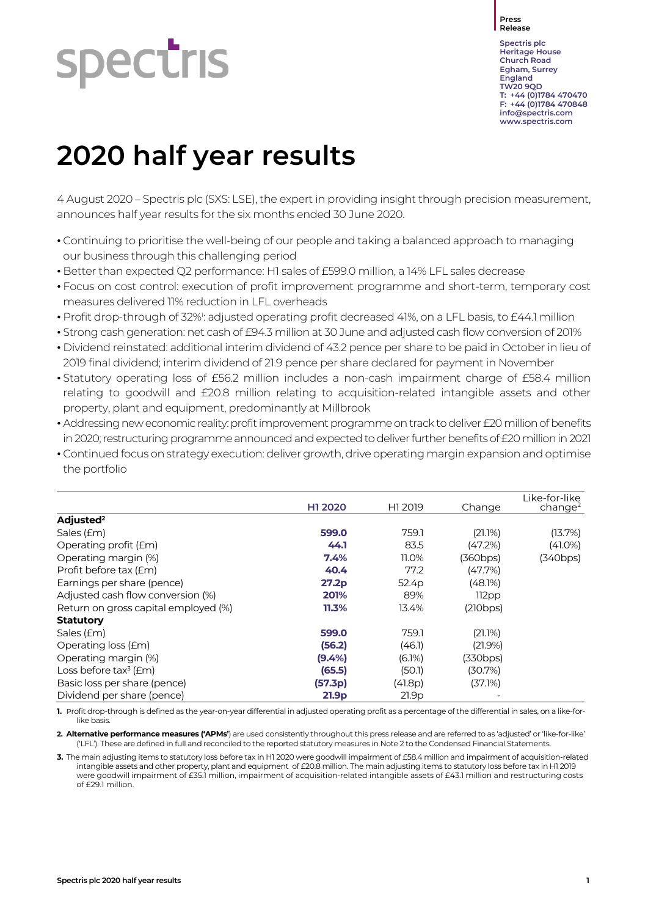Press Release

Spectris plc
Heritage House
Church Road
Egham, Surrey
England
TW20 9QD
T: +44 (0)1784 470470
F: +44 (0)1784 470848
info@spectris.com
www.spectris.com

# 2020 half year results

4 August 2020 – Spectris plc (SXS: LSE), the expert in providing insight through precision measurement, announces half year results for the six months ended 30 June 2020.

- Continuing to prioritise the well-being of our people and taking a balanced approach to managing our business through this challenging period
- Better than expected Q2 performance: H1 sales of £599.0 million, a 14% LFL sales decrease
- Focus on cost control: execution of profit improvement programme and short-term, temporary cost measures delivered 11% reduction in LFL overheads
- Profit drop-through of 32%[1]: adjusted operating profit decreased 41%, on a LFL basis, to £44.1 million
- Strong cash generation: net cash of £94.3 million at 30 June and adjusted cash flow conversion of 201%
- Dividend reinstated: additional interim dividend of 43.2 pence per share to be paid in October in lieu of 2019 final dividend; interim dividend of 21.9 pence per share declared for payment in November
- Statutory operating loss of £56.2 million includes a non-cash impairment charge of £58.4 million relating to goodwill and £20.8 million relating to acquisition-related intangible assets and other property, plant and equipment, predominantly at Millbrook
- Addressing new economic reality: profit improvement programme on track to deliver £20 million of benefits in 2020; restructuring programme announced and expected to deliver further benefits of £20 million in 2021
- Continued focus on strategy execution: deliver growth, drive operating margin expansion and optimise the portfolio

| | H1 2020 | H1 2019 | Change | Like-for-like change[2] |
|---|---|---|---|---|
| **Adjusted[2]** | | | | |
| Sales (£m) | **599.0** | 759.1 | (21.1%) | (13.7%) |
| Operating profit (£m) | **44.1** | 83.5 | (47.2%) | (41.0%) |
| Operating margin (%) | **7.4%** | 11.0% | (360bps) | (340bps) |
| Profit before tax (£m) | **40.4** | 77.2 | (47.7%) | |
| Earnings per share (pence) | **27.2p** | 52.4p | (48.1%) | |
| Adjusted cash flow conversion (%) | **201%** | 89% | 112pp | |
| Return on gross capital employed (%) | **11.3%** | 13.4% | (210bps) | |
| **Statutory** | | | | |
| Sales (£m) | **599.0** | 759.1 | (21.1%) | |
| Operating loss (£m) | **(56.2)** | (46.1) | (21.9%) | |
| Operating margin (%) | **(9.4%)** | (6.1%) | (330bps) | |
| Loss before tax[3] (£m) | **(65.5)** | (50.1) | (30.7%) | |
| Basic loss per share (pence) | **(57.3p)** | (41.8p) | (37.1%) | |
| Dividend per share (pence) | **21.9p** | 21.9p | - | |

**1.** Profit drop-through is defined as the year-on-year differential in adjusted operating profit as a percentage of the differential in sales, on a like-for-like basis.

**2. Alternative performance measures ('APMs'**) are used consistently throughout this press release and are referred to as 'adjusted' or 'like-for-like' ('LFL'). These are defined in full and reconciled to the reported statutory measures in Note 2 to the Condensed Financial Statements.

**3.** The main adjusting items to statutory loss before tax in H1 2020 were goodwill impairment of £58.4 million and impairment of acquisition-related intangible assets and other property, plant and equipment of £20.8 million. The main adjusting items to statutory loss before tax in H1 2019 were goodwill impairment of £35.1 million, impairment of acquisition-related intangible assets of £43.1 million and restructuring costs of £29.1 million.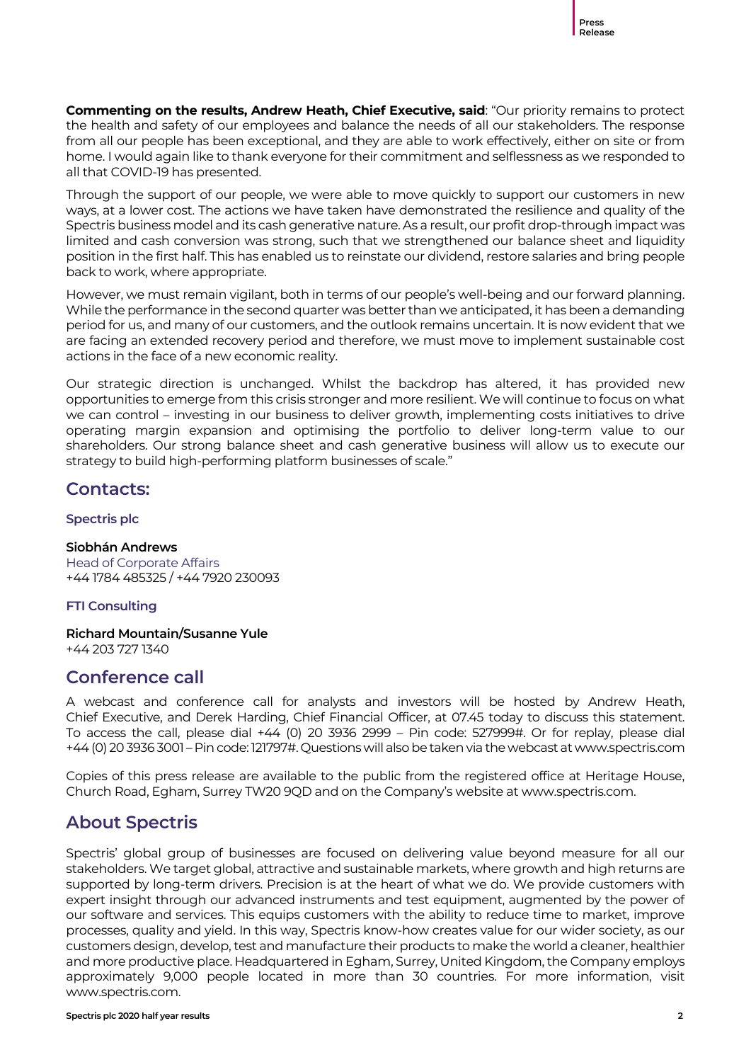**Commenting on the results, Andrew Heath, Chief Executive, said**: "Our priority remains to protect the health and safety of our employees and balance the needs of all our stakeholders. The response from all our people has been exceptional, and they are able to work effectively, either on site or from home. I would again like to thank everyone for their commitment and selflessness as we responded to all that COVID-19 has presented.

Through the support of our people, we were able to move quickly to support our customers in new ways, at a lower cost. The actions we have taken have demonstrated the resilience and quality of the Spectris business model and its cash generative nature. As a result, our profit drop-through impact was limited and cash conversion was strong, such that we strengthened our balance sheet and liquidity position in the first half. This has enabled us to reinstate our dividend, restore salaries and bring people back to work, where appropriate.

However, we must remain vigilant, both in terms of our people's well-being and our forward planning. While the performance in the second quarter was better than we anticipated, it has been a demanding period for us, and many of our customers, and the outlook remains uncertain. It is now evident that we are facing an extended recovery period and therefore, we must move to implement sustainable cost actions in the face of a new economic reality.

Our strategic direction is unchanged. Whilst the backdrop has altered, it has provided new opportunities to emerge from this crisis stronger and more resilient. We will continue to focus on what we can control – investing in our business to deliver growth, implementing costs initiatives to drive operating margin expansion and optimising the portfolio to deliver long-term value to our shareholders. Our strong balance sheet and cash generative business will allow us to execute our strategy to build high-performing platform businesses of scale."

## Contacts:

### Spectris plc

**Siobhán Andrews**
Head of Corporate Affairs
+44 1784 485325 / +44 7920 230093

### FTI Consulting

**Richard Mountain/Susanne Yule**
+44 203 727 1340

## Conference call

A webcast and conference call for analysts and investors will be hosted by Andrew Heath, Chief Executive, and Derek Harding, Chief Financial Officer, at 07.45 today to discuss this statement. To access the call, please dial +44 (0) 20 3936 2999 – Pin code: 527999#. Or for replay, please dial +44 (0) 20 3936 3001 – Pin code: 121797#. Questions will also be taken via the webcast at www.spectris.com

Copies of this press release are available to the public from the registered office at Heritage House, Church Road, Egham, Surrey TW20 9QD and on the Company's website at www.spectris.com.

## About Spectris

Spectris' global group of businesses are focused on delivering value beyond measure for all our stakeholders. We target global, attractive and sustainable markets, where growth and high returns are supported by long-term drivers. Precision is at the heart of what we do. We provide customers with expert insight through our advanced instruments and test equipment, augmented by the power of our software and services. This equips customers with the ability to reduce time to market, improve processes, quality and yield. In this way, Spectris know-how creates value for our wider society, as our customers design, develop, test and manufacture their products to make the world a cleaner, healthier and more productive place. Headquartered in Egham, Surrey, United Kingdom, the Company employs approximately 9,000 people located in more than 30 countries. For more information, visit www.spectris.com.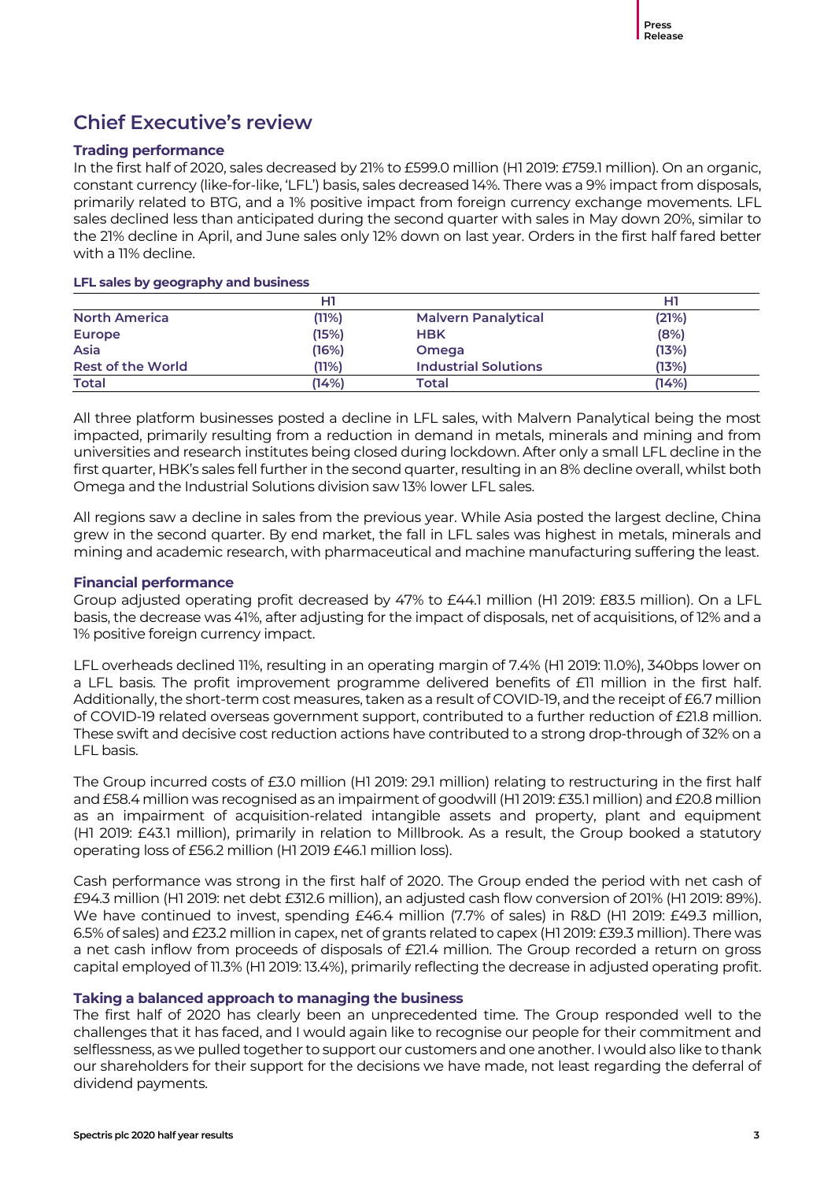## Chief Executive's review

### Trading performance

In the first half of 2020, sales decreased by 21% to £599.0 million (H1 2019: £759.1 million). On an organic, constant currency (like-for-like, 'LFL') basis, sales decreased 14%. There was a 9% impact from disposals, primarily related to BTG, and a 1% positive impact from foreign currency exchange movements. LFL sales declined less than anticipated during the second quarter with sales in May down 20%, similar to the 21% decline in April, and June sales only 12% down on last year. Orders in the first half fared better with a 11% decline.

**LFL sales by geography and business**

| | H1 | | H1 |
|---|---|---|---|
| **North America** | (11%) | **Malvern Panalytical** | (21%) |
| **Europe** | (15%) | **HBK** | (8%) |
| **Asia** | (16%) | **Omega** | (13%) |
| **Rest of the World** | (11%) | **Industrial Solutions** | (13%) |
| **Total** | (14%) | **Total** | (14%) |

All three platform businesses posted a decline in LFL sales, with Malvern Panalytical being the most impacted, primarily resulting from a reduction in demand in metals, minerals and mining and from universities and research institutes being closed during lockdown. After only a small LFL decline in the first quarter, HBK's sales fell further in the second quarter, resulting in an 8% decline overall, whilst both Omega and the Industrial Solutions division saw 13% lower LFL sales.

All regions saw a decline in sales from the previous year. While Asia posted the largest decline, China grew in the second quarter. By end market, the fall in LFL sales was highest in metals, minerals and mining and academic research, with pharmaceutical and machine manufacturing suffering the least.

### Financial performance

Group adjusted operating profit decreased by 47% to £44.1 million (H1 2019: £83.5 million). On a LFL basis, the decrease was 41%, after adjusting for the impact of disposals, net of acquisitions, of 12% and a 1% positive foreign currency impact.

LFL overheads declined 11%, resulting in an operating margin of 7.4% (H1 2019: 11.0%), 340bps lower on a LFL basis. The profit improvement programme delivered benefits of £11 million in the first half. Additionally, the short-term cost measures, taken as a result of COVID-19, and the receipt of £6.7 million of COVID-19 related overseas government support, contributed to a further reduction of £21.8 million. These swift and decisive cost reduction actions have contributed to a strong drop-through of 32% on a LFL basis.

The Group incurred costs of £3.0 million (H1 2019: 29.1 million) relating to restructuring in the first half and £58.4 million was recognised as an impairment of goodwill (H1 2019: £35.1 million) and £20.8 million as an impairment of acquisition-related intangible assets and property, plant and equipment (H1 2019: £43.1 million), primarily in relation to Millbrook. As a result, the Group booked a statutory operating loss of £56.2 million (H1 2019 £46.1 million loss).

Cash performance was strong in the first half of 2020. The Group ended the period with net cash of £94.3 million (H1 2019: net debt £312.6 million), an adjusted cash flow conversion of 201% (H1 2019: 89%). We have continued to invest, spending £46.4 million (7.7% of sales) in R&D (H1 2019: £49.3 million, 6.5% of sales) and £23.2 million in capex, net of grants related to capex (H1 2019: £39.3 million). There was a net cash inflow from proceeds of disposals of £21.4 million. The Group recorded a return on gross capital employed of 11.3% (H1 2019: 13.4%), primarily reflecting the decrease in adjusted operating profit.

### Taking a balanced approach to managing the business

The first half of 2020 has clearly been an unprecedented time. The Group responded well to the challenges that it has faced, and I would again like to recognise our people for their commitment and selflessness, as we pulled together to support our customers and one another. I would also like to thank our shareholders for their support for the decisions we have made, not least regarding the deferral of dividend payments.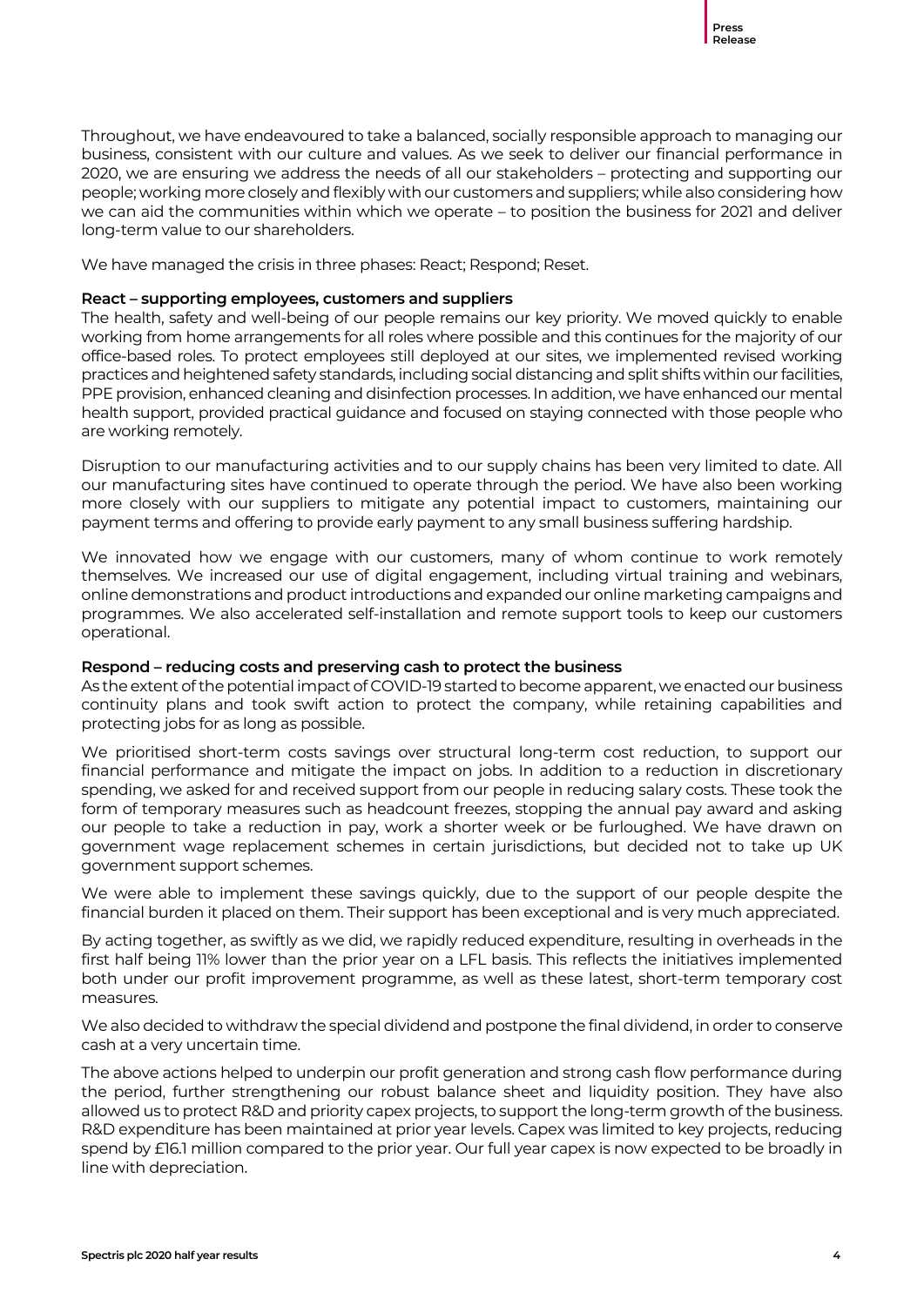Throughout, we have endeavoured to take a balanced, socially responsible approach to managing our business, consistent with our culture and values. As we seek to deliver our financial performance in 2020, we are ensuring we address the needs of all our stakeholders – protecting and supporting our people; working more closely and flexibly with our customers and suppliers; while also considering how we can aid the communities within which we operate – to position the business for 2021 and deliver long-term value to our shareholders.

We have managed the crisis in three phases: React; Respond; Reset.

**React – supporting employees, customers and suppliers**

The health, safety and well-being of our people remains our key priority. We moved quickly to enable working from home arrangements for all roles where possible and this continues for the majority of our office-based roles. To protect employees still deployed at our sites, we implemented revised working practices and heightened safety standards, including social distancing and split shifts within our facilities, PPE provision, enhanced cleaning and disinfection processes. In addition, we have enhanced our mental health support, provided practical guidance and focused on staying connected with those people who are working remotely.

Disruption to our manufacturing activities and to our supply chains has been very limited to date. All our manufacturing sites have continued to operate through the period. We have also been working more closely with our suppliers to mitigate any potential impact to customers, maintaining our payment terms and offering to provide early payment to any small business suffering hardship.

We innovated how we engage with our customers, many of whom continue to work remotely themselves. We increased our use of digital engagement, including virtual training and webinars, online demonstrations and product introductions and expanded our online marketing campaigns and programmes. We also accelerated self-installation and remote support tools to keep our customers operational.

**Respond – reducing costs and preserving cash to protect the business**

As the extent of the potential impact of COVID-19 started to become apparent, we enacted our business continuity plans and took swift action to protect the company, while retaining capabilities and protecting jobs for as long as possible.

We prioritised short-term costs savings over structural long-term cost reduction, to support our financial performance and mitigate the impact on jobs. In addition to a reduction in discretionary spending, we asked for and received support from our people in reducing salary costs. These took the form of temporary measures such as headcount freezes, stopping the annual pay award and asking our people to take a reduction in pay, work a shorter week or be furloughed. We have drawn on government wage replacement schemes in certain jurisdictions, but decided not to take up UK government support schemes.

We were able to implement these savings quickly, due to the support of our people despite the financial burden it placed on them. Their support has been exceptional and is very much appreciated.

By acting together, as swiftly as we did, we rapidly reduced expenditure, resulting in overheads in the first half being 11% lower than the prior year on a LFL basis. This reflects the initiatives implemented both under our profit improvement programme, as well as these latest, short-term temporary cost measures.

We also decided to withdraw the special dividend and postpone the final dividend, in order to conserve cash at a very uncertain time.

The above actions helped to underpin our profit generation and strong cash flow performance during the period, further strengthening our robust balance sheet and liquidity position. They have also allowed us to protect R&D and priority capex projects, to support the long-term growth of the business. R&D expenditure has been maintained at prior year levels. Capex was limited to key projects, reducing spend by £16.1 million compared to the prior year. Our full year capex is now expected to be broadly in line with depreciation.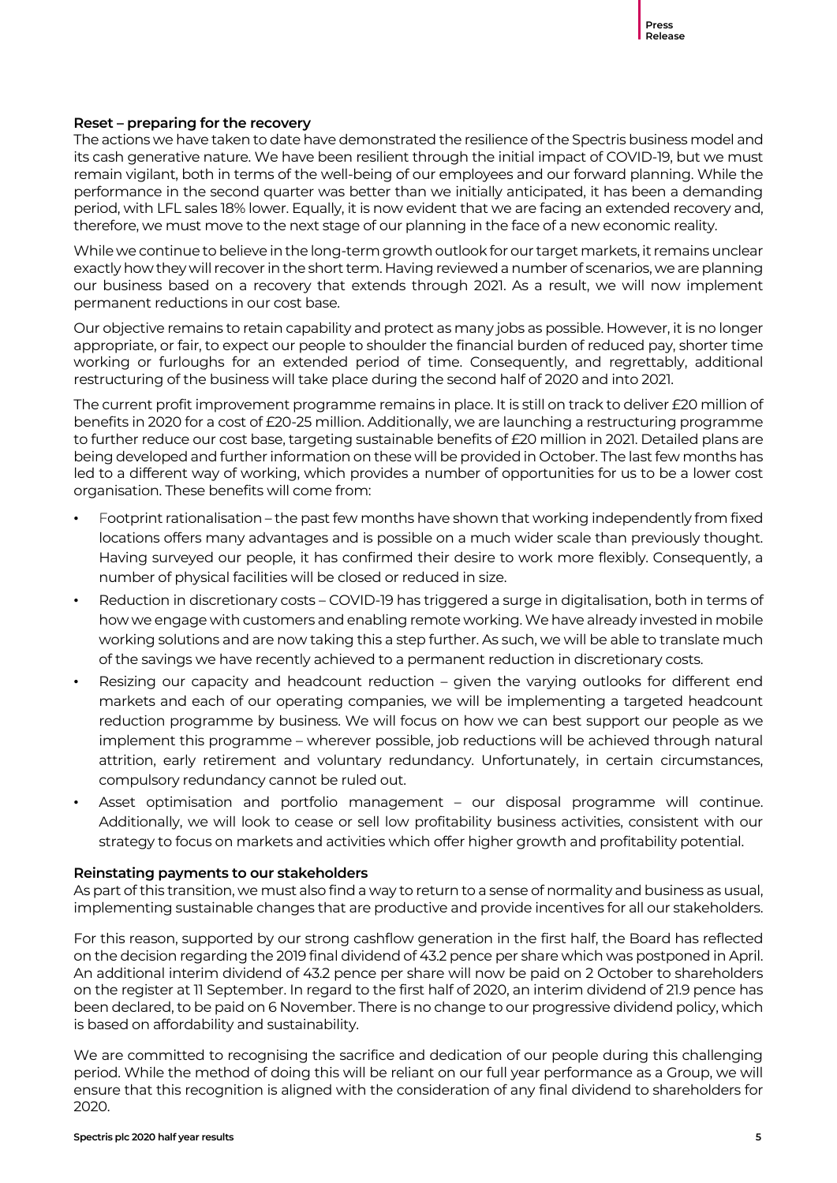**Reset – preparing for the recovery**

The actions we have taken to date have demonstrated the resilience of the Spectris business model and its cash generative nature. We have been resilient through the initial impact of COVID-19, but we must remain vigilant, both in terms of the well-being of our employees and our forward planning. While the performance in the second quarter was better than we initially anticipated, it has been a demanding period, with LFL sales 18% lower. Equally, it is now evident that we are facing an extended recovery and, therefore, we must move to the next stage of our planning in the face of a new economic reality.

While we continue to believe in the long-term growth outlook for our target markets, it remains unclear exactly how they will recover in the short term. Having reviewed a number of scenarios, we are planning our business based on a recovery that extends through 2021. As a result, we will now implement permanent reductions in our cost base.

Our objective remains to retain capability and protect as many jobs as possible. However, it is no longer appropriate, or fair, to expect our people to shoulder the financial burden of reduced pay, shorter time working or furloughs for an extended period of time. Consequently, and regrettably, additional restructuring of the business will take place during the second half of 2020 and into 2021.

The current profit improvement programme remains in place. It is still on track to deliver £20 million of benefits in 2020 for a cost of £20-25 million. Additionally, we are launching a restructuring programme to further reduce our cost base, targeting sustainable benefits of £20 million in 2021. Detailed plans are being developed and further information on these will be provided in October. The last few months has led to a different way of working, which provides a number of opportunities for us to be a lower cost organisation. These benefits will come from:

- Footprint rationalisation – the past few months have shown that working independently from fixed locations offers many advantages and is possible on a much wider scale than previously thought. Having surveyed our people, it has confirmed their desire to work more flexibly. Consequently, a number of physical facilities will be closed or reduced in size.
- Reduction in discretionary costs – COVID-19 has triggered a surge in digitalisation, both in terms of how we engage with customers and enabling remote working. We have already invested in mobile working solutions and are now taking this a step further. As such, we will be able to translate much of the savings we have recently achieved to a permanent reduction in discretionary costs.
- Resizing our capacity and headcount reduction – given the varying outlooks for different end markets and each of our operating companies, we will be implementing a targeted headcount reduction programme by business. We will focus on how we can best support our people as we implement this programme – wherever possible, job reductions will be achieved through natural attrition, early retirement and voluntary redundancy. Unfortunately, in certain circumstances, compulsory redundancy cannot be ruled out.
- Asset optimisation and portfolio management – our disposal programme will continue. Additionally, we will look to cease or sell low profitability business activities, consistent with our strategy to focus on markets and activities which offer higher growth and profitability potential.

**Reinstating payments to our stakeholders**

As part of this transition, we must also find a way to return to a sense of normality and business as usual, implementing sustainable changes that are productive and provide incentives for all our stakeholders.

For this reason, supported by our strong cashflow generation in the first half, the Board has reflected on the decision regarding the 2019 final dividend of 43.2 pence per share which was postponed in April. An additional interim dividend of 43.2 pence per share will now be paid on 2 October to shareholders on the register at 11 September. In regard to the first half of 2020, an interim dividend of 21.9 pence has been declared, to be paid on 6 November. There is no change to our progressive dividend policy, which is based on affordability and sustainability.

We are committed to recognising the sacrifice and dedication of our people during this challenging period. While the method of doing this will be reliant on our full year performance as a Group, we will ensure that this recognition is aligned with the consideration of any final dividend to shareholders for 2020.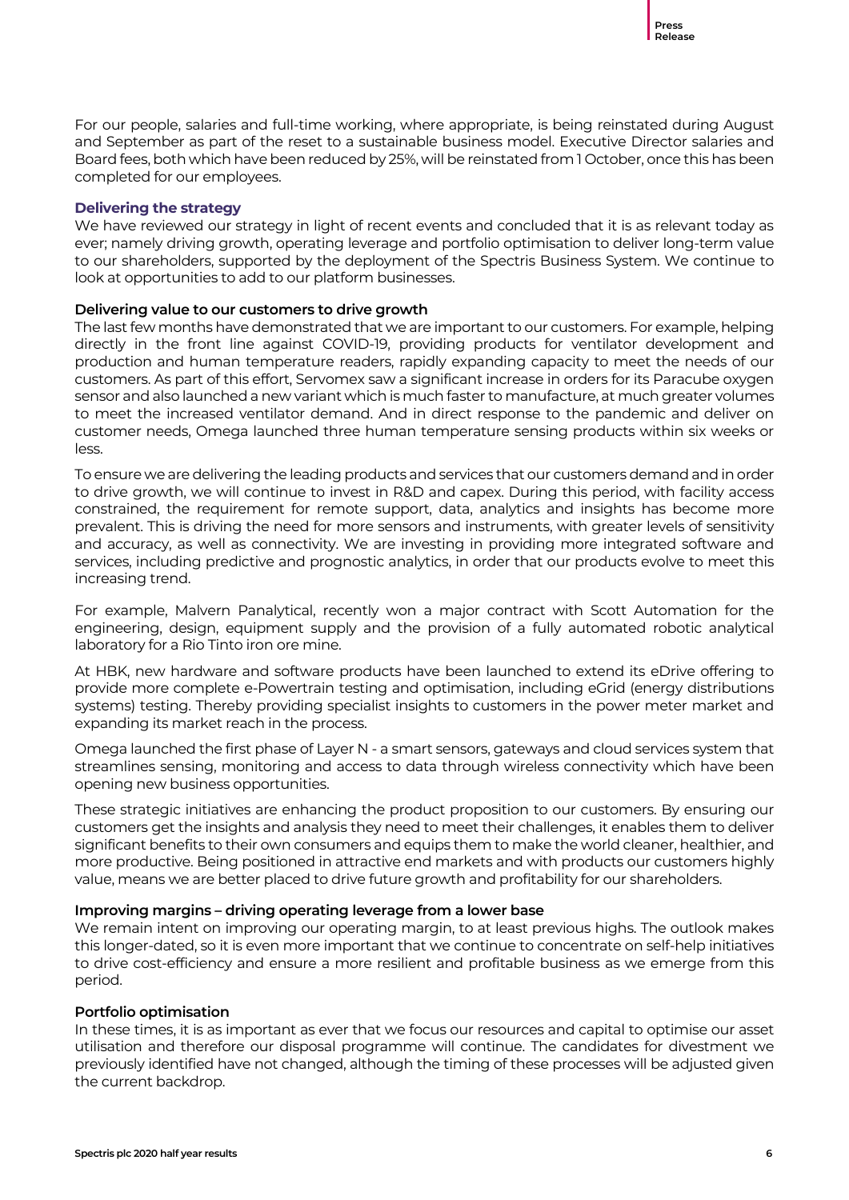For our people, salaries and full-time working, where appropriate, is being reinstated during August and September as part of the reset to a sustainable business model. Executive Director salaries and Board fees, both which have been reduced by 25%, will be reinstated from 1 October, once this has been completed for our employees.

## Delivering the strategy

We have reviewed our strategy in light of recent events and concluded that it is as relevant today as ever; namely driving growth, operating leverage and portfolio optimisation to deliver long-term value to our shareholders, supported by the deployment of the Spectris Business System. We continue to look at opportunities to add to our platform businesses.

### Delivering value to our customers to drive growth

The last few months have demonstrated that we are important to our customers. For example, helping directly in the front line against COVID-19, providing products for ventilator development and production and human temperature readers, rapidly expanding capacity to meet the needs of our customers. As part of this effort, Servomex saw a significant increase in orders for its Paracube oxygen sensor and also launched a new variant which is much faster to manufacture, at much greater volumes to meet the increased ventilator demand. And in direct response to the pandemic and deliver on customer needs, Omega launched three human temperature sensing products within six weeks or less.

To ensure we are delivering the leading products and services that our customers demand and in order to drive growth, we will continue to invest in R&D and capex. During this period, with facility access constrained, the requirement for remote support, data, analytics and insights has become more prevalent. This is driving the need for more sensors and instruments, with greater levels of sensitivity and accuracy, as well as connectivity. We are investing in providing more integrated software and services, including predictive and prognostic analytics, in order that our products evolve to meet this increasing trend.

For example, Malvern Panalytical, recently won a major contract with Scott Automation for the engineering, design, equipment supply and the provision of a fully automated robotic analytical laboratory for a Rio Tinto iron ore mine.

At HBK, new hardware and software products have been launched to extend its eDrive offering to provide more complete e-Powertrain testing and optimisation, including eGrid (energy distributions systems) testing. Thereby providing specialist insights to customers in the power meter market and expanding its market reach in the process.

Omega launched the first phase of Layer N - a smart sensors, gateways and cloud services system that streamlines sensing, monitoring and access to data through wireless connectivity which have been opening new business opportunities.

These strategic initiatives are enhancing the product proposition to our customers. By ensuring our customers get the insights and analysis they need to meet their challenges, it enables them to deliver significant benefits to their own consumers and equips them to make the world cleaner, healthier, and more productive. Being positioned in attractive end markets and with products our customers highly value, means we are better placed to drive future growth and profitability for our shareholders.

### Improving margins – driving operating leverage from a lower base

We remain intent on improving our operating margin, to at least previous highs. The outlook makes this longer-dated, so it is even more important that we continue to concentrate on self-help initiatives to drive cost-efficiency and ensure a more resilient and profitable business as we emerge from this period.

### Portfolio optimisation

In these times, it is as important as ever that we focus our resources and capital to optimise our asset utilisation and therefore our disposal programme will continue. The candidates for divestment we previously identified have not changed, although the timing of these processes will be adjusted given the current backdrop.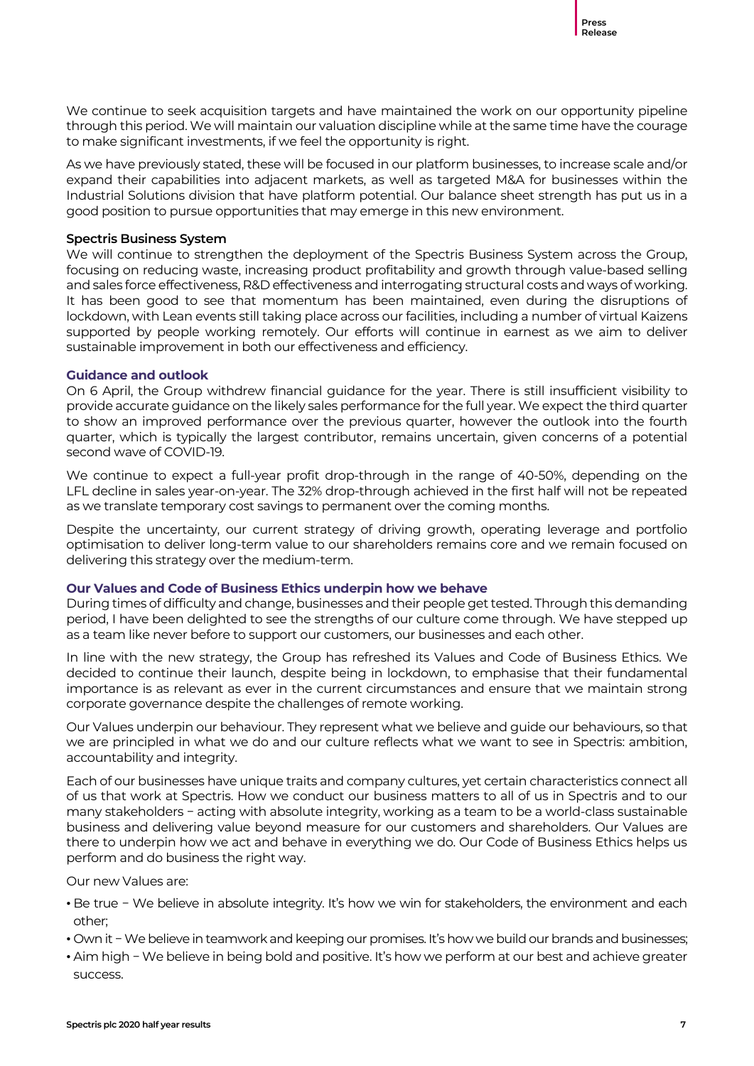We continue to seek acquisition targets and have maintained the work on our opportunity pipeline through this period. We will maintain our valuation discipline while at the same time have the courage to make significant investments, if we feel the opportunity is right.

As we have previously stated, these will be focused in our platform businesses, to increase scale and/or expand their capabilities into adjacent markets, as well as targeted M&A for businesses within the Industrial Solutions division that have platform potential. Our balance sheet strength has put us in a good position to pursue opportunities that may emerge in this new environment.

**Spectris Business System**

We will continue to strengthen the deployment of the Spectris Business System across the Group, focusing on reducing waste, increasing product profitability and growth through value-based selling and sales force effectiveness, R&D effectiveness and interrogating structural costs and ways of working. It has been good to see that momentum has been maintained, even during the disruptions of lockdown, with Lean events still taking place across our facilities, including a number of virtual Kaizens supported by people working remotely. Our efforts will continue in earnest as we aim to deliver sustainable improvement in both our effectiveness and efficiency.

### Guidance and outlook

On 6 April, the Group withdrew financial guidance for the year. There is still insufficient visibility to provide accurate guidance on the likely sales performance for the full year. We expect the third quarter to show an improved performance over the previous quarter, however the outlook into the fourth quarter, which is typically the largest contributor, remains uncertain, given concerns of a potential second wave of COVID-19.

We continue to expect a full-year profit drop-through in the range of 40-50%, depending on the LFL decline in sales year-on-year. The 32% drop-through achieved in the first half will not be repeated as we translate temporary cost savings to permanent over the coming months.

Despite the uncertainty, our current strategy of driving growth, operating leverage and portfolio optimisation to deliver long-term value to our shareholders remains core and we remain focused on delivering this strategy over the medium-term.

### Our Values and Code of Business Ethics underpin how we behave

During times of difficulty and change, businesses and their people get tested. Through this demanding period, I have been delighted to see the strengths of our culture come through. We have stepped up as a team like never before to support our customers, our businesses and each other.

In line with the new strategy, the Group has refreshed its Values and Code of Business Ethics. We decided to continue their launch, despite being in lockdown, to emphasise that their fundamental importance is as relevant as ever in the current circumstances and ensure that we maintain strong corporate governance despite the challenges of remote working.

Our Values underpin our behaviour. They represent what we believe and guide our behaviours, so that we are principled in what we do and our culture reflects what we want to see in Spectris: ambition, accountability and integrity.

Each of our businesses have unique traits and company cultures, yet certain characteristics connect all of us that work at Spectris. How we conduct our business matters to all of us in Spectris and to our many stakeholders – acting with absolute integrity, working as a team to be a world-class sustainable business and delivering value beyond measure for our customers and shareholders. Our Values are there to underpin how we act and behave in everything we do. Our Code of Business Ethics helps us perform and do business the right way.

Our new Values are:

- Be true – We believe in absolute integrity. It's how we win for stakeholders, the environment and each other;
- Own it – We believe in teamwork and keeping our promises. It's how we build our brands and businesses;
- Aim high – We believe in being bold and positive. It's how we perform at our best and achieve greater success.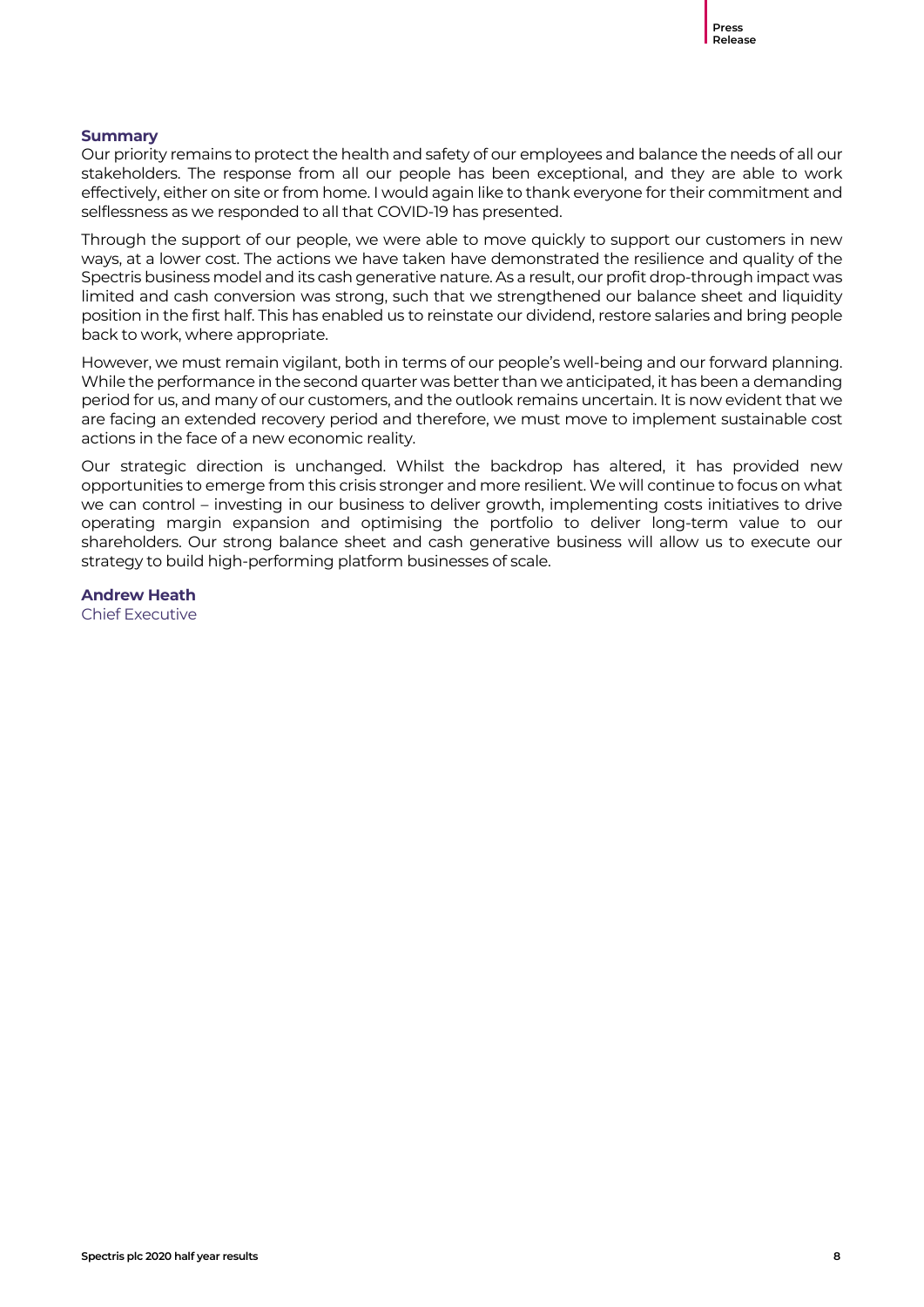### Summary

Our priority remains to protect the health and safety of our employees and balance the needs of all our stakeholders. The response from all our people has been exceptional, and they are able to work effectively, either on site or from home. I would again like to thank everyone for their commitment and selflessness as we responded to all that COVID-19 has presented.

Through the support of our people, we were able to move quickly to support our customers in new ways, at a lower cost. The actions we have taken have demonstrated the resilience and quality of the Spectris business model and its cash generative nature. As a result, our profit drop-through impact was limited and cash conversion was strong, such that we strengthened our balance sheet and liquidity position in the first half. This has enabled us to reinstate our dividend, restore salaries and bring people back to work, where appropriate.

However, we must remain vigilant, both in terms of our people's well-being and our forward planning. While the performance in the second quarter was better than we anticipated, it has been a demanding period for us, and many of our customers, and the outlook remains uncertain. It is now evident that we are facing an extended recovery period and therefore, we must move to implement sustainable cost actions in the face of a new economic reality.

Our strategic direction is unchanged. Whilst the backdrop has altered, it has provided new opportunities to emerge from this crisis stronger and more resilient. We will continue to focus on what we can control – investing in our business to deliver growth, implementing costs initiatives to drive operating margin expansion and optimising the portfolio to deliver long-term value to our shareholders. Our strong balance sheet and cash generative business will allow us to execute our strategy to build high-performing platform businesses of scale.

**Andrew Heath**
Chief Executive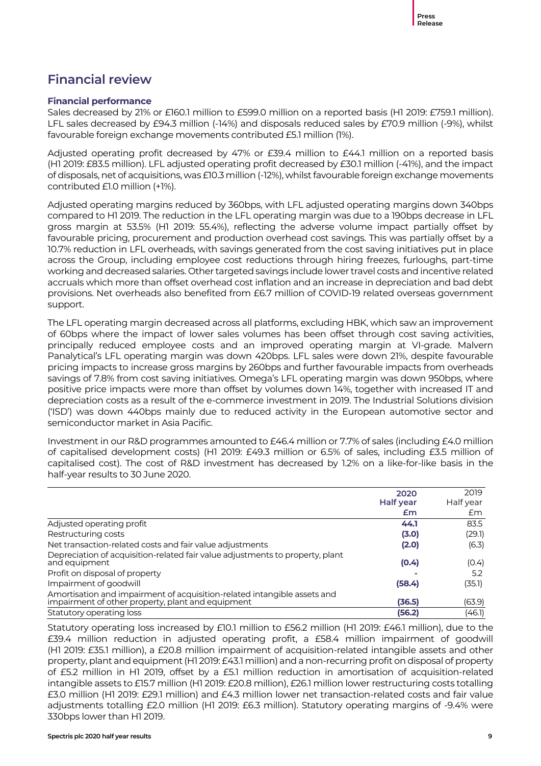## Financial review

### Financial performance

Sales decreased by 21% or £160.1 million to £599.0 million on a reported basis (H1 2019: £759.1 million). LFL sales decreased by £94.3 million (-14%) and disposals reduced sales by £70.9 million (-9%), whilst favourable foreign exchange movements contributed £5.1 million (1%).

Adjusted operating profit decreased by 47% or £39.4 million to £44.1 million on a reported basis (H1 2019: £83.5 million). LFL adjusted operating profit decreased by £30.1 million (-41%), and the impact of disposals, net of acquisitions, was £10.3 million (-12%), whilst favourable foreign exchange movements contributed £1.0 million (+1%).

Adjusted operating margins reduced by 360bps, with LFL adjusted operating margins down 340bps compared to H1 2019. The reduction in the LFL operating margin was due to a 190bps decrease in LFL gross margin at 53.5% (H1 2019: 55.4%), reflecting the adverse volume impact partially offset by favourable pricing, procurement and production overhead cost savings. This was partially offset by a 10.7% reduction in LFL overheads, with savings generated from the cost saving initiatives put in place across the Group, including employee cost reductions through hiring freezes, furloughs, part-time working and decreased salaries. Other targeted savings include lower travel costs and incentive related accruals which more than offset overhead cost inflation and an increase in depreciation and bad debt provisions. Net overheads also benefited from £6.7 million of COVID-19 related overseas government support.

The LFL operating margin decreased across all platforms, excluding HBK, which saw an improvement of 60bps where the impact of lower sales volumes has been offset through cost saving activities, principally reduced employee costs and an improved operating margin at VI-grade. Malvern Panalytical's LFL operating margin was down 420bps. LFL sales were down 21%, despite favourable pricing impacts to increase gross margins by 260bps and further favourable impacts from overheads savings of 7.8% from cost saving initiatives. Omega's LFL operating margin was down 950bps, where positive price impacts were more than offset by volumes down 14%, together with increased IT and depreciation costs as a result of the e-commerce investment in 2019. The Industrial Solutions division ('ISD') was down 440bps mainly due to reduced activity in the European automotive sector and semiconductor market in Asia Pacific.

Investment in our R&D programmes amounted to £46.4 million or 7.7% of sales (including £4.0 million of capitalised development costs) (H1 2019: £49.3 million or 6.5% of sales, including £3.5 million of capitalised cost). The cost of R&D investment has decreased by 1.2% on a like-for-like basis in the half-year results to 30 June 2020.

| | **2020 Half year £m** | 2019 Half year £m |
|---|---|---|
| Adjusted operating profit | **44.1** | 83.5 |
| Restructuring costs | **(3.0)** | (29.1) |
| Net transaction-related costs and fair value adjustments | **(2.0)** | (6.3) |
| Depreciation of acquisition-related fair value adjustments to property, plant and equipment | **(0.4)** | (0.4) |
| Profit on disposal of property | **-** | 5.2 |
| Impairment of goodwill | **(58.4)** | (35.1) |
| Amortisation and impairment of acquisition-related intangible assets and impairment of other property, plant and equipment | **(36.5)** | (63.9) |
| Statutory operating loss | **(56.2)** | (46.1) |

Statutory operating loss increased by £10.1 million to £56.2 million (H1 2019: £46.1 million), due to the £39.4 million reduction in adjusted operating profit, a £58.4 million impairment of goodwill (H1 2019: £35.1 million), a £20.8 million impairment of acquisition-related intangible assets and other property, plant and equipment (H1 2019: £43.1 million) and a non-recurring profit on disposal of property of £5.2 million in H1 2019, offset by a £5.1 million reduction in amortisation of acquisition-related intangible assets to £15.7 million (H1 2019: £20.8 million), £26.1 million lower restructuring costs totalling £3.0 million (H1 2019: £29.1 million) and £4.3 million lower net transaction-related costs and fair value adjustments totalling £2.0 million (H1 2019: £6.3 million). Statutory operating margins of -9.4% were 330bps lower than H1 2019.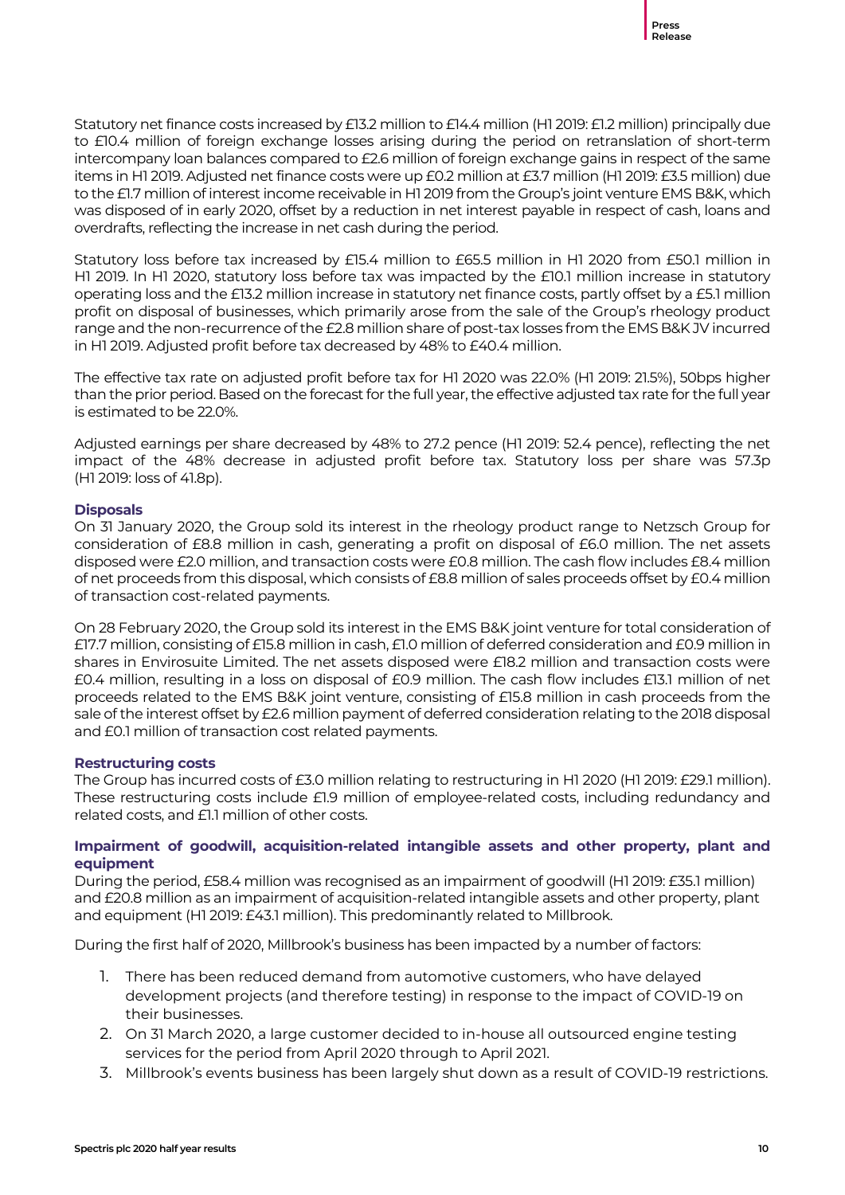Statutory net finance costs increased by £13.2 million to £14.4 million (H1 2019: £1.2 million) principally due to £10.4 million of foreign exchange losses arising during the period on retranslation of short-term intercompany loan balances compared to £2.6 million of foreign exchange gains in respect of the same items in H1 2019. Adjusted net finance costs were up £0.2 million at £3.7 million (H1 2019: £3.5 million) due to the £1.7 million of interest income receivable in H1 2019 from the Group's joint venture EMS B&K, which was disposed of in early 2020, offset by a reduction in net interest payable in respect of cash, loans and overdrafts, reflecting the increase in net cash during the period.

Statutory loss before tax increased by £15.4 million to £65.5 million in H1 2020 from £50.1 million in H1 2019. In H1 2020, statutory loss before tax was impacted by the £10.1 million increase in statutory operating loss and the £13.2 million increase in statutory net finance costs, partly offset by a £5.1 million profit on disposal of businesses, which primarily arose from the sale of the Group's rheology product range and the non-recurrence of the £2.8 million share of post-tax losses from the EMS B&K JV incurred in H1 2019. Adjusted profit before tax decreased by 48% to £40.4 million.

The effective tax rate on adjusted profit before tax for H1 2020 was 22.0% (H1 2019: 21.5%), 50bps higher than the prior period. Based on the forecast for the full year, the effective adjusted tax rate for the full year is estimated to be 22.0%.

Adjusted earnings per share decreased by 48% to 27.2 pence (H1 2019: 52.4 pence), reflecting the net impact of the 48% decrease in adjusted profit before tax. Statutory loss per share was 57.3p (H1 2019: loss of 41.8p).

### Disposals

On 31 January 2020, the Group sold its interest in the rheology product range to Netzsch Group for consideration of £8.8 million in cash, generating a profit on disposal of £6.0 million. The net assets disposed were £2.0 million, and transaction costs were £0.8 million. The cash flow includes £8.4 million of net proceeds from this disposal, which consists of £8.8 million of sales proceeds offset by £0.4 million of transaction cost-related payments.

On 28 February 2020, the Group sold its interest in the EMS B&K joint venture for total consideration of £17.7 million, consisting of £15.8 million in cash, £1.0 million of deferred consideration and £0.9 million in shares in Envirosuite Limited. The net assets disposed were £18.2 million and transaction costs were £0.4 million, resulting in a loss on disposal of £0.9 million. The cash flow includes £13.1 million of net proceeds related to the EMS B&K joint venture, consisting of £15.8 million in cash proceeds from the sale of the interest offset by £2.6 million payment of deferred consideration relating to the 2018 disposal and £0.1 million of transaction cost related payments.

### Restructuring costs

The Group has incurred costs of £3.0 million relating to restructuring in H1 2020 (H1 2019: £29.1 million). These restructuring costs include £1.9 million of employee-related costs, including redundancy and related costs, and £1.1 million of other costs.

### Impairment of goodwill, acquisition-related intangible assets and other property, plant and equipment

During the period, £58.4 million was recognised as an impairment of goodwill (H1 2019: £35.1 million) and £20.8 million as an impairment of acquisition-related intangible assets and other property, plant and equipment (H1 2019: £43.1 million). This predominantly related to Millbrook.

During the first half of 2020, Millbrook's business has been impacted by a number of factors:

1. There has been reduced demand from automotive customers, who have delayed development projects (and therefore testing) in response to the impact of COVID-19 on their businesses.
2. On 31 March 2020, a large customer decided to in-house all outsourced engine testing services for the period from April 2020 through to April 2021.
3. Millbrook's events business has been largely shut down as a result of COVID-19 restrictions.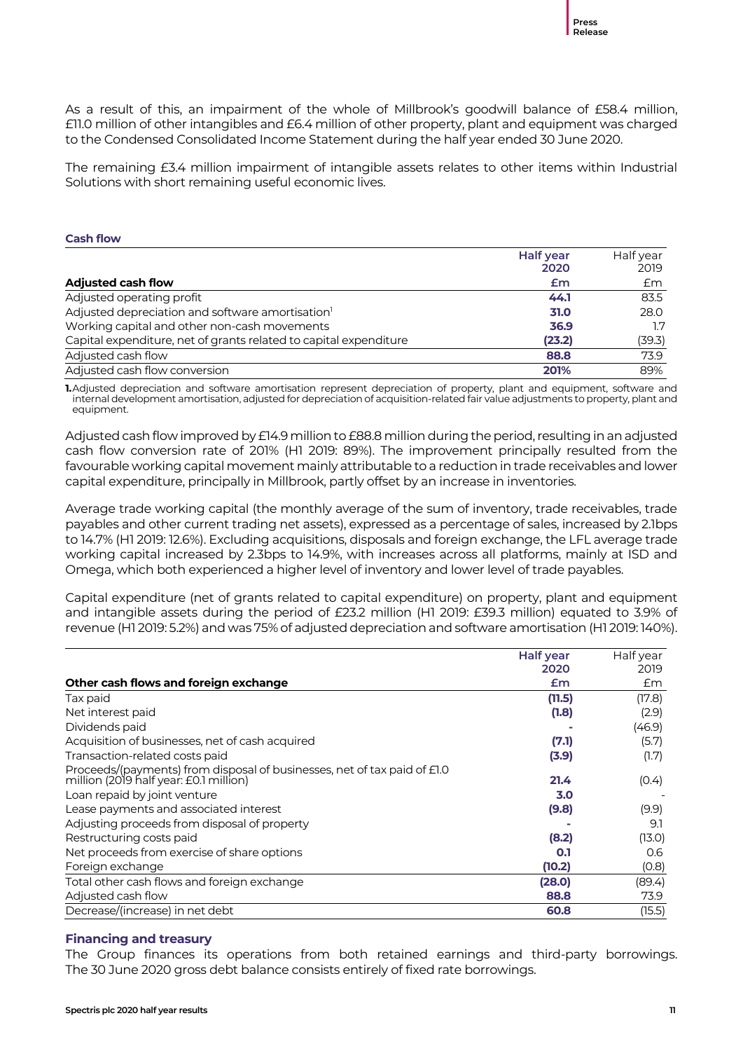As a result of this, an impairment of the whole of Millbrook's goodwill balance of £58.4 million, £11.0 million of other intangibles and £6.4 million of other property, plant and equipment was charged to the Condensed Consolidated Income Statement during the half year ended 30 June 2020.

The remaining £3.4 million impairment of intangible assets relates to other items within Industrial Solutions with short remaining useful economic lives.

### Cash flow

| Adjusted cash flow | **Half year 2020 £m** | Half year 2019 £m |
|---|---|---|
| Adjusted operating profit | **44.1** | 83.5 |
| Adjusted depreciation and software amortisation[1] | **31.0** | 28.0 |
| Working capital and other non-cash movements | **36.9** | 1.7 |
| Capital expenditure, net of grants related to capital expenditure | **(23.2)** | (39.3) |
| Adjusted cash flow | **88.8** | 73.9 |
| Adjusted cash flow conversion | **201%** | 89% |

**1.** Adjusted depreciation and software amortisation represent depreciation of property, plant and equipment, software and internal development amortisation, adjusted for depreciation of acquisition-related fair value adjustments to property, plant and equipment.

Adjusted cash flow improved by £14.9 million to £88.8 million during the period, resulting in an adjusted cash flow conversion rate of 201% (H1 2019: 89%). The improvement principally resulted from the favourable working capital movement mainly attributable to a reduction in trade receivables and lower capital expenditure, principally in Millbrook, partly offset by an increase in inventories.

Average trade working capital (the monthly average of the sum of inventory, trade receivables, trade payables and other current trading net assets), expressed as a percentage of sales, increased by 2.1bps to 14.7% (H1 2019: 12.6%). Excluding acquisitions, disposals and foreign exchange, the LFL average trade working capital increased by 2.3bps to 14.9%, with increases across all platforms, mainly at ISD and Omega, which both experienced a higher level of inventory and lower level of trade payables.

Capital expenditure (net of grants related to capital expenditure) on property, plant and equipment and intangible assets during the period of £23.2 million (H1 2019: £39.3 million) equated to 3.9% of revenue (H1 2019: 5.2%) and was 75% of adjusted depreciation and software amortisation (H1 2019: 140%).

| Other cash flows and foreign exchange | **Half year 2020 £m** | Half year 2019 £m |
|---|---|---|
| Tax paid | **(11.5)** | (17.8) |
| Net interest paid | **(1.8)** | (2.9) |
| Dividends paid | **-** | (46.9) |
| Acquisition of businesses, net of cash acquired | **(7.1)** | (5.7) |
| Transaction-related costs paid | **(3.9)** | (1.7) |
| Proceeds/(payments) from disposal of businesses, net of tax paid of £1.0 million (2019 half year: £0.1 million) | **21.4** | (0.4) |
| Loan repaid by joint venture | **3.0** | - |
| Lease payments and associated interest | **(9.8)** | (9.9) |
| Adjusting proceeds from disposal of property | **-** | 9.1 |
| Restructuring costs paid | **(8.2)** | (13.0) |
| Net proceeds from exercise of share options | **0.1** | 0.6 |
| Foreign exchange | **(10.2)** | (0.8) |
| Total other cash flows and foreign exchange | **(28.0)** | (89.4) |
| Adjusted cash flow | **88.8** | 73.9 |
| Decrease/(increase) in net debt | **60.8** | (15.5) |

### Financing and treasury

The Group finances its operations from both retained earnings and third-party borrowings. The 30 June 2020 gross debt balance consists entirely of fixed rate borrowings.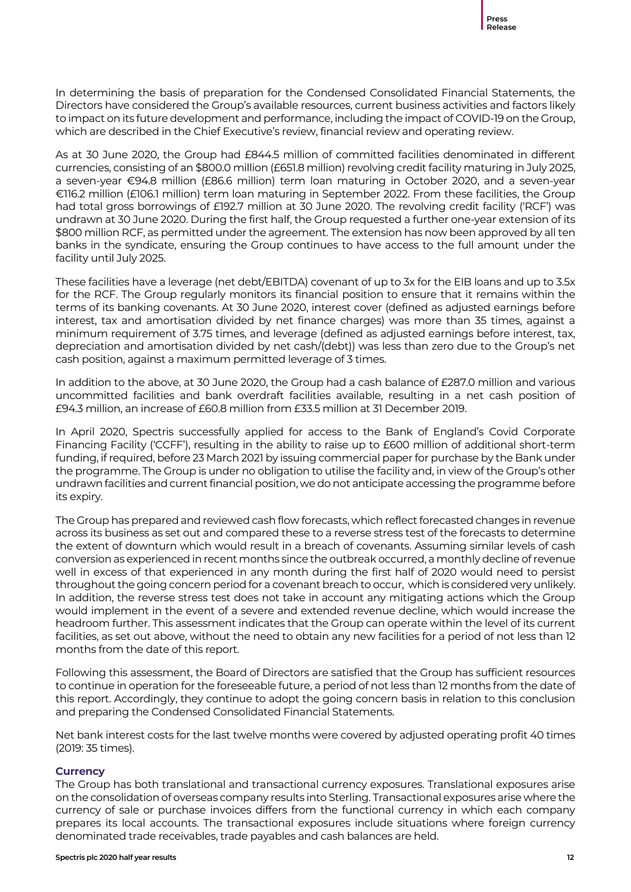In determining the basis of preparation for the Condensed Consolidated Financial Statements, the Directors have considered the Group's available resources, current business activities and factors likely to impact on its future development and performance, including the impact of COVID-19 on the Group, which are described in the Chief Executive's review, financial review and operating review.

As at 30 June 2020, the Group had £844.5 million of committed facilities denominated in different currencies, consisting of an $800.0 million (£651.8 million) revolving credit facility maturing in July 2025, a seven-year €94.8 million (£86.6 million) term loan maturing in October 2020, and a seven-year €116.2 million (£106.1 million) term loan maturing in September 2022. From these facilities, the Group had total gross borrowings of £192.7 million at 30 June 2020. The revolving credit facility ('RCF') was undrawn at 30 June 2020. During the first half, the Group requested a further one-year extension of its $800 million RCF, as permitted under the agreement. The extension has now been approved by all ten banks in the syndicate, ensuring the Group continues to have access to the full amount under the facility until July 2025.

These facilities have a leverage (net debt/EBITDA) covenant of up to 3x for the EIB loans and up to 3.5x for the RCF. The Group regularly monitors its financial position to ensure that it remains within the terms of its banking covenants. At 30 June 2020, interest cover (defined as adjusted earnings before interest, tax and amortisation divided by net finance charges) was more than 35 times, against a minimum requirement of 3.75 times, and leverage (defined as adjusted earnings before interest, tax, depreciation and amortisation divided by net cash/(debt)) was less than zero due to the Group's net cash position, against a maximum permitted leverage of 3 times.

In addition to the above, at 30 June 2020, the Group had a cash balance of £287.0 million and various uncommitted facilities and bank overdraft facilities available, resulting in a net cash position of £94.3 million, an increase of £60.8 million from £33.5 million at 31 December 2019.

In April 2020, Spectris successfully applied for access to the Bank of England's Covid Corporate Financing Facility ('CCFF'), resulting in the ability to raise up to £600 million of additional short-term funding, if required, before 23 March 2021 by issuing commercial paper for purchase by the Bank under the programme. The Group is under no obligation to utilise the facility and, in view of the Group's other undrawn facilities and current financial position, we do not anticipate accessing the programme before its expiry.

The Group has prepared and reviewed cash flow forecasts, which reflect forecasted changes in revenue across its business as set out and compared these to a reverse stress test of the forecasts to determine the extent of downturn which would result in a breach of covenants. Assuming similar levels of cash conversion as experienced in recent months since the outbreak occurred, a monthly decline of revenue well in excess of that experienced in any month during the first half of 2020 would need to persist throughout the going concern period for a covenant breach to occur, which is considered very unlikely. In addition, the reverse stress test does not take in account any mitigating actions which the Group would implement in the event of a severe and extended revenue decline, which would increase the headroom further. This assessment indicates that the Group can operate within the level of its current facilities, as set out above, without the need to obtain any new facilities for a period of not less than 12 months from the date of this report.

Following this assessment, the Board of Directors are satisfied that the Group has sufficient resources to continue in operation for the foreseeable future, a period of not less than 12 months from the date of this report. Accordingly, they continue to adopt the going concern basis in relation to this conclusion and preparing the Condensed Consolidated Financial Statements.

Net bank interest costs for the last twelve months were covered by adjusted operating profit 40 times (2019: 35 times).

### Currency

The Group has both translational and transactional currency exposures. Translational exposures arise on the consolidation of overseas company results into Sterling. Transactional exposures arise where the currency of sale or purchase invoices differs from the functional currency in which each company prepares its local accounts. The transactional exposures include situations where foreign currency denominated trade receivables, trade payables and cash balances are held.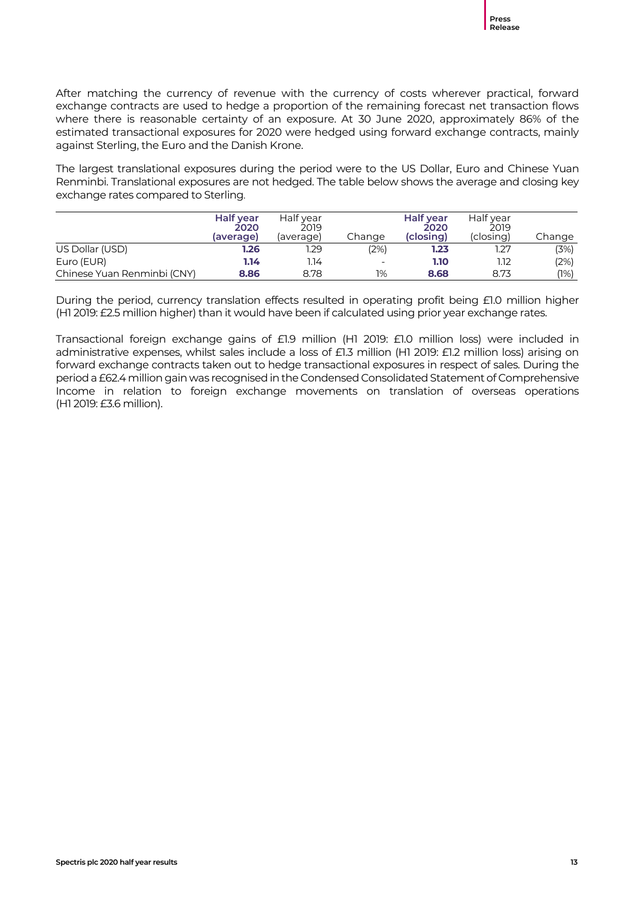After matching the currency of revenue with the currency of costs wherever practical, forward exchange contracts are used to hedge a proportion of the remaining forecast net transaction flows where there is reasonable certainty of an exposure. At 30 June 2020, approximately 86% of the estimated transactional exposures for 2020 were hedged using forward exchange contracts, mainly against Sterling, the Euro and the Danish Krone.

The largest translational exposures during the period were to the US Dollar, Euro and Chinese Yuan Renminbi. Translational exposures are not hedged. The table below shows the average and closing key exchange rates compared to Sterling.

| | **Half year 2020 (average)** | Half year 2019 (average) | Change | **Half year 2020 (closing)** | Half year 2019 (closing) | Change |
|---|---|---|---|---|---|---|
| US Dollar (USD) | **1.26** | 1.29 | (2%) | **1.23** | 1.27 | (3%) |
| Euro (EUR) | **1.14** | 1.14 | - | **1.10** | 1.12 | (2%) |
| Chinese Yuan Renminbi (CNY) | **8.86** | 8.78 | 1% | **8.68** | 8.73 | (1%) |

During the period, currency translation effects resulted in operating profit being £1.0 million higher (H1 2019: £2.5 million higher) than it would have been if calculated using prior year exchange rates.

Transactional foreign exchange gains of £1.9 million (H1 2019: £1.0 million loss) were included in administrative expenses, whilst sales include a loss of £1.3 million (H1 2019: £1.2 million loss) arising on forward exchange contracts taken out to hedge transactional exposures in respect of sales. During the period a £62.4 million gain was recognised in the Condensed Consolidated Statement of Comprehensive Income in relation to foreign exchange movements on translation of overseas operations (H1 2019: £3.6 million).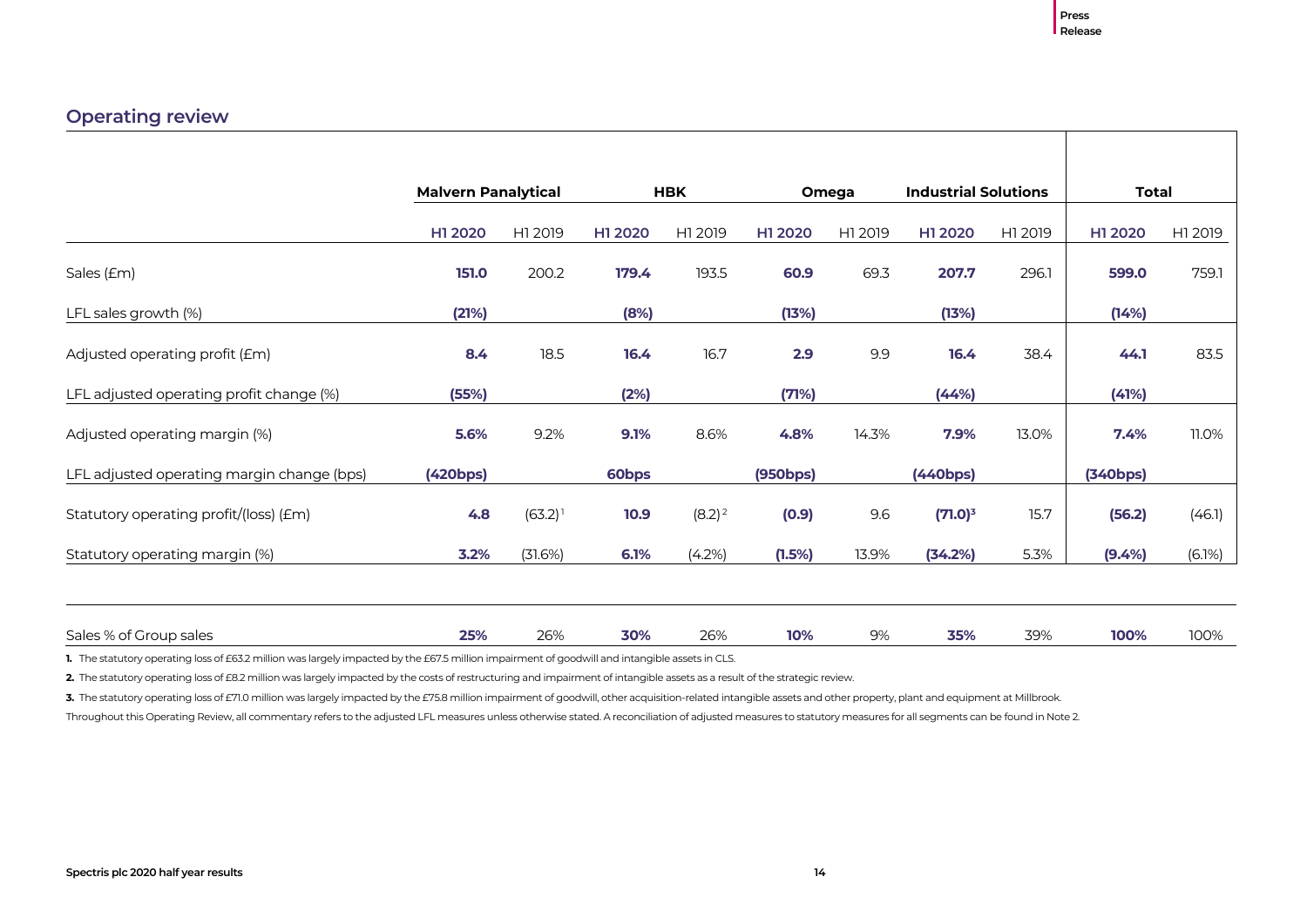## Operating review

| | Malvern Panalytical | | HBK | | Omega | | Industrial Solutions | | Total | |
|---|---|---|---|---|---|---|---|---|---|---|
| | **H1 2020** | H1 2019 | **H1 2020** | H1 2019 | **H1 2020** | H1 2019 | **H1 2020** | H1 2019 | **H1 2020** | H1 2019 |
| Sales (£m) | **151.0** | 200.2 | **179.4** | 193.5 | **60.9** | 69.3 | **207.7** | 296.1 | **599.0** | 759.1 |
| LFL sales growth (%) | **(21%)** | | **(8%)** | | **(13%)** | | **(13%)** | | **(14%)** | |
| Adjusted operating profit (£m) | **8.4** | 18.5 | **16.4** | 16.7 | **2.9** | 9.9 | **16.4** | 38.4 | **44.1** | 83.5 |
| LFL adjusted operating profit change (%) | **(55%)** | | **(2%)** | | **(71%)** | | **(44%)** | | **(41%)** | |
| Adjusted operating margin (%) | **5.6%** | 9.2% | **9.1%** | 8.6% | **4.8%** | 14.3% | **7.9%** | 13.0% | **7.4%** | 11.0% |
| LFL adjusted operating margin change (bps) | **(420bps)** | | **60bps** | | **(950bps)** | | **(440bps)** | | **(340bps)** | |
| Statutory operating profit/(loss) (£m) | **4.8** | (63.2)[1] | **10.9** | (8.2)[2] | **(0.9)** | 9.6 | **(71.0)[3]** | 15.7 | **(56.2)** | (46.1) |
| Statutory operating margin (%) | **3.2%** | (31.6%) | **6.1%** | (4.2%) | **(1.5%)** | 13.9% | **(34.2%)** | 5.3% | **(9.4%)** | (6.1%) |
| Sales % of Group sales | **25%** | 26% | **30%** | 26% | **10%** | 9% | **35%** | 39% | **100%** | 100% |

**1.** The statutory operating loss of £63.2 million was largely impacted by the £67.5 million impairment of goodwill and intangible assets in CLS.

**2.** The statutory operating loss of £8.2 million was largely impacted by the costs of restructuring and impairment of intangible assets as a result of the strategic review.

**3.** The statutory operating loss of £71.0 million was largely impacted by the £75.8 million impairment of goodwill, other acquisition-related intangible assets and other property, plant and equipment at Millbrook.

Throughout this Operating Review, all commentary refers to the adjusted LFL measures unless otherwise stated. A reconciliation of adjusted measures to statutory measures for all segments can be found in Note 2.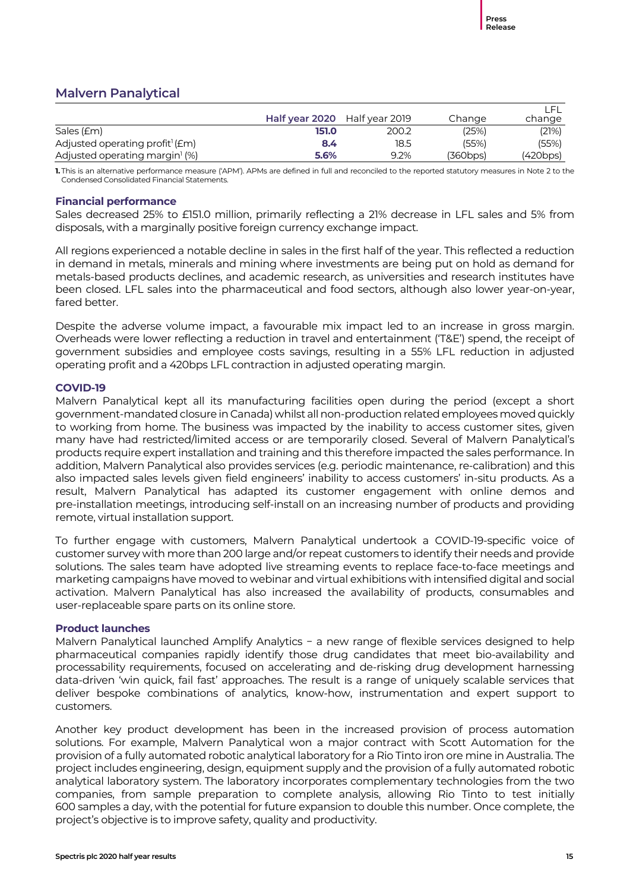## Malvern Panalytical

| | Half year 2020 | Half year 2019 | Change | LFL change |
|---|---|---|---|---|
| Sales (£m) | **151.0** | 200.2 | (25%) | (21%) |
| Adjusted operating profit[1] (£m) | **8.4** | 18.5 | (55%) | (55%) |
| Adjusted operating margin[1] (%) | **5.6%** | 9.2% | (360bps) | (420bps) |

**1.** This is an alternative performance measure ('APM'). APMs are defined in full and reconciled to the reported statutory measures in Note 2 to the Condensed Consolidated Financial Statements.

### Financial performance

Sales decreased 25% to £151.0 million, primarily reflecting a 21% decrease in LFL sales and 5% from disposals, with a marginally positive foreign currency exchange impact.

All regions experienced a notable decline in sales in the first half of the year. This reflected a reduction in demand in metals, minerals and mining where investments are being put on hold as demand for metals-based products declines, and academic research, as universities and research institutes have been closed. LFL sales into the pharmaceutical and food sectors, although also lower year-on-year, fared better.

Despite the adverse volume impact, a favourable mix impact led to an increase in gross margin. Overheads were lower reflecting a reduction in travel and entertainment ('T&E') spend, the receipt of government subsidies and employee costs savings, resulting in a 55% LFL reduction in adjusted operating profit and a 420bps LFL contraction in adjusted operating margin.

### COVID-19

Malvern Panalytical kept all its manufacturing facilities open during the period (except a short government-mandated closure in Canada) whilst all non-production related employees moved quickly to working from home. The business was impacted by the inability to access customer sites, given many have had restricted/limited access or are temporarily closed. Several of Malvern Panalytical's products require expert installation and training and this therefore impacted the sales performance. In addition, Malvern Panalytical also provides services (e.g. periodic maintenance, re-calibration) and this also impacted sales levels given field engineers' inability to access customers' in-situ products. As a result, Malvern Panalytical has adapted its customer engagement with online demos and pre-installation meetings, introducing self-install on an increasing number of products and providing remote, virtual installation support.

To further engage with customers, Malvern Panalytical undertook a COVID-19-specific voice of customer survey with more than 200 large and/or repeat customers to identify their needs and provide solutions. The sales team have adopted live streaming events to replace face-to-face meetings and marketing campaigns have moved to webinar and virtual exhibitions with intensified digital and social activation. Malvern Panalytical has also increased the availability of products, consumables and user-replaceable spare parts on its online store.

### Product launches

Malvern Panalytical launched Amplify Analytics – a new range of flexible services designed to help pharmaceutical companies rapidly identify those drug candidates that meet bio-availability and processability requirements, focused on accelerating and de-risking drug development harnessing data-driven 'win quick, fail fast' approaches. The result is a range of uniquely scalable services that deliver bespoke combinations of analytics, know-how, instrumentation and expert support to customers.

Another key product development has been in the increased provision of process automation solutions. For example, Malvern Panalytical won a major contract with Scott Automation for the provision of a fully automated robotic analytical laboratory for a Rio Tinto iron ore mine in Australia. The project includes engineering, design, equipment supply and the provision of a fully automated robotic analytical laboratory system. The laboratory incorporates complementary technologies from the two companies, from sample preparation to complete analysis, allowing Rio Tinto to test initially 600 samples a day, with the potential for future expansion to double this number. Once complete, the project's objective is to improve safety, quality and productivity.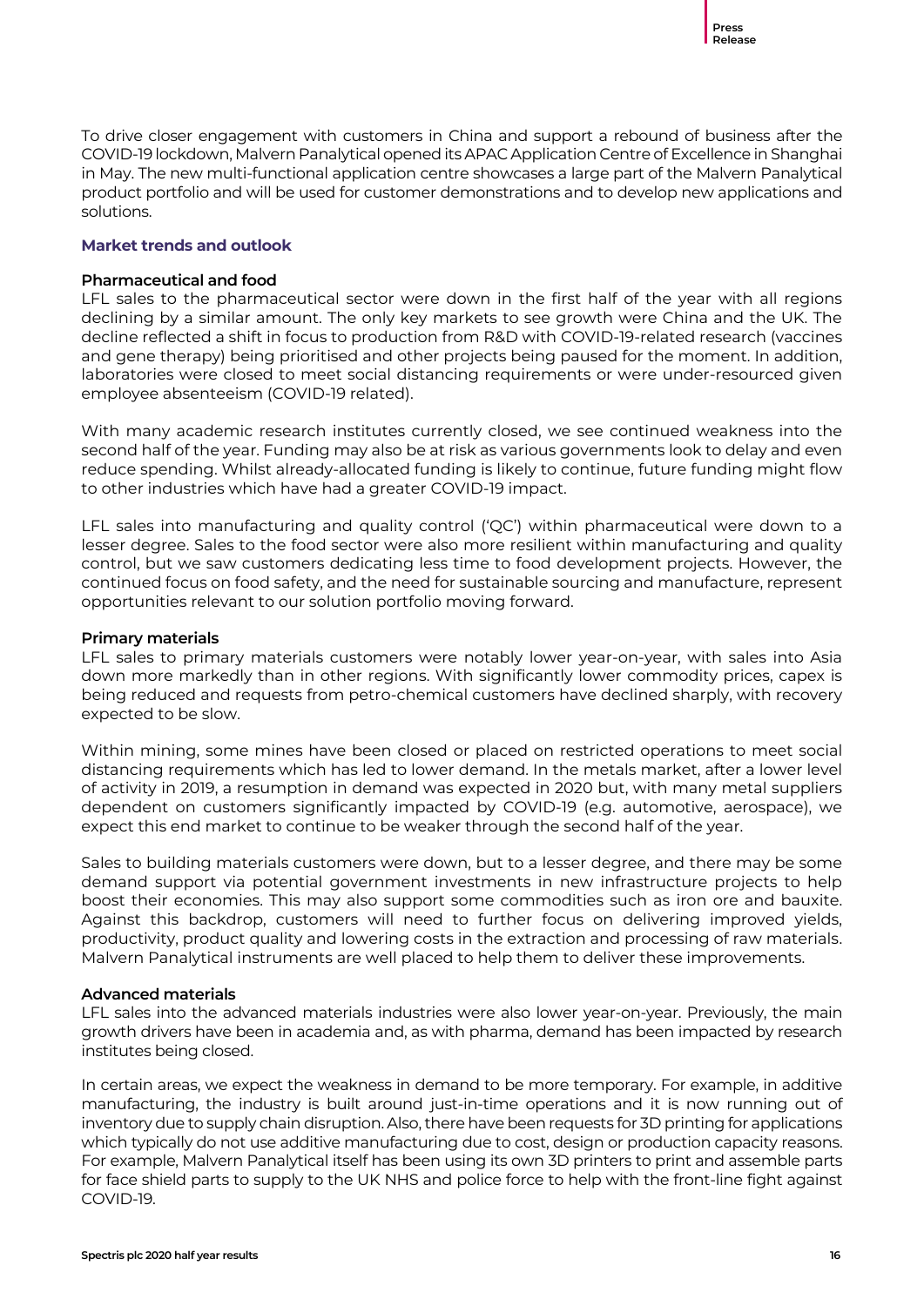To drive closer engagement with customers in China and support a rebound of business after the COVID-19 lockdown, Malvern Panalytical opened its APAC Application Centre of Excellence in Shanghai in May. The new multi-functional application centre showcases a large part of the Malvern Panalytical product portfolio and will be used for customer demonstrations and to develop new applications and solutions.

## Market trends and outlook

### Pharmaceutical and food

LFL sales to the pharmaceutical sector were down in the first half of the year with all regions declining by a similar amount. The only key markets to see growth were China and the UK. The decline reflected a shift in focus to production from R&D with COVID-19-related research (vaccines and gene therapy) being prioritised and other projects being paused for the moment. In addition, laboratories were closed to meet social distancing requirements or were under-resourced given employee absenteeism (COVID-19 related).

With many academic research institutes currently closed, we see continued weakness into the second half of the year. Funding may also be at risk as various governments look to delay and even reduce spending. Whilst already-allocated funding is likely to continue, future funding might flow to other industries which have had a greater COVID-19 impact.

LFL sales into manufacturing and quality control ('QC') within pharmaceutical were down to a lesser degree. Sales to the food sector were also more resilient within manufacturing and quality control, but we saw customers dedicating less time to food development projects. However, the continued focus on food safety, and the need for sustainable sourcing and manufacture, represent opportunities relevant to our solution portfolio moving forward.

### Primary materials

LFL sales to primary materials customers were notably lower year-on-year, with sales into Asia down more markedly than in other regions. With significantly lower commodity prices, capex is being reduced and requests from petro-chemical customers have declined sharply, with recovery expected to be slow.

Within mining, some mines have been closed or placed on restricted operations to meet social distancing requirements which has led to lower demand. In the metals market, after a lower level of activity in 2019, a resumption in demand was expected in 2020 but, with many metal suppliers dependent on customers significantly impacted by COVID-19 (e.g. automotive, aerospace), we expect this end market to continue to be weaker through the second half of the year.

Sales to building materials customers were down, but to a lesser degree, and there may be some demand support via potential government investments in new infrastructure projects to help boost their economies. This may also support some commodities such as iron ore and bauxite. Against this backdrop, customers will need to further focus on delivering improved yields, productivity, product quality and lowering costs in the extraction and processing of raw materials. Malvern Panalytical instruments are well placed to help them to deliver these improvements.

### Advanced materials

LFL sales into the advanced materials industries were also lower year-on-year. Previously, the main growth drivers have been in academia and, as with pharma, demand has been impacted by research institutes being closed.

In certain areas, we expect the weakness in demand to be more temporary. For example, in additive manufacturing, the industry is built around just-in-time operations and it is now running out of inventory due to supply chain disruption. Also, there have been requests for 3D printing for applications which typically do not use additive manufacturing due to cost, design or production capacity reasons. For example, Malvern Panalytical itself has been using its own 3D printers to print and assemble parts for face shield parts to supply to the UK NHS and police force to help with the front-line fight against COVID-19.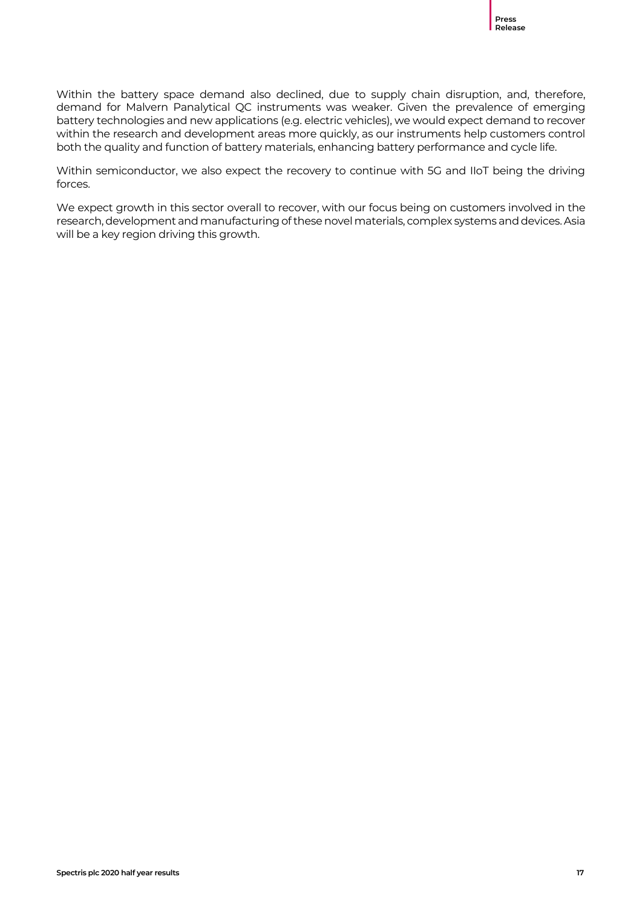Within the battery space demand also declined, due to supply chain disruption, and, therefore, demand for Malvern Panalytical QC instruments was weaker. Given the prevalence of emerging battery technologies and new applications (e.g. electric vehicles), we would expect demand to recover within the research and development areas more quickly, as our instruments help customers control both the quality and function of battery materials, enhancing battery performance and cycle life.

Within semiconductor, we also expect the recovery to continue with 5G and IIoT being the driving forces.

We expect growth in this sector overall to recover, with our focus being on customers involved in the research, development and manufacturing of these novel materials, complex systems and devices. Asia will be a key region driving this growth.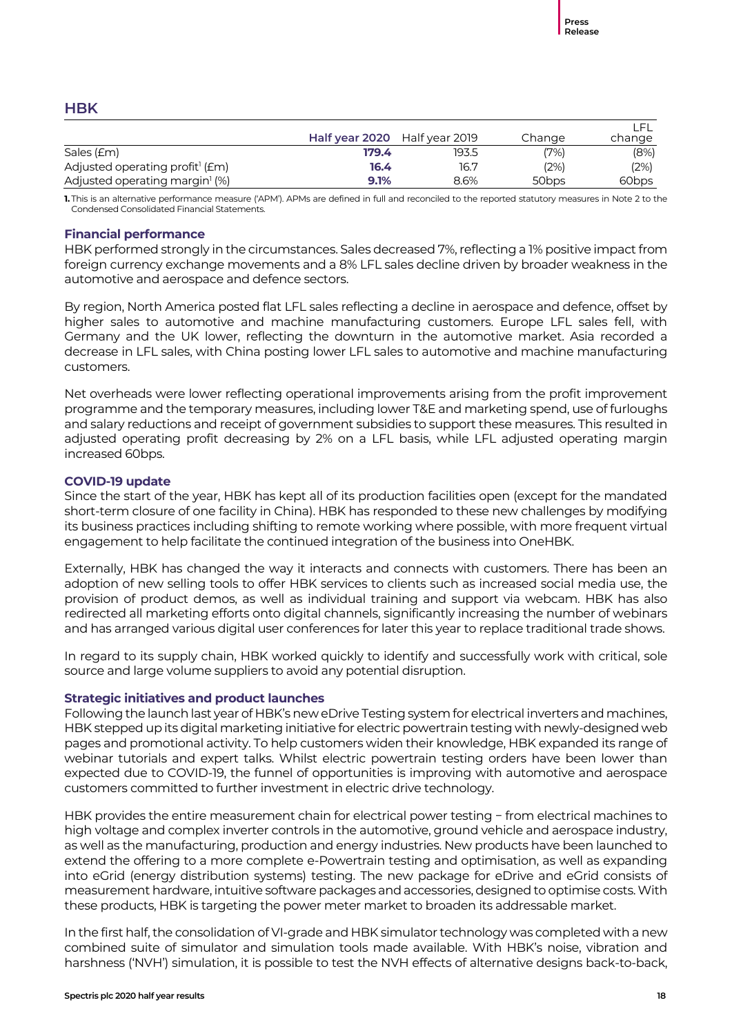## HBK

| | Half year 2020 | Half year 2019 | Change | LFL change |
|---|---|---|---|---|
| Sales (£m) | **179.4** | 193.5 | (7%) | (8%) |
| Adjusted operating profit[1] (£m) | **16.4** | 16.7 | (2%) | (2%) |
| Adjusted operating margin[1] (%) | **9.1%** | 8.6% | 50bps | 60bps |

**1.** This is an alternative performance measure ('APM'). APMs are defined in full and reconciled to the reported statutory measures in Note 2 to the Condensed Consolidated Financial Statements.

### Financial performance

HBK performed strongly in the circumstances. Sales decreased 7%, reflecting a 1% positive impact from foreign currency exchange movements and a 8% LFL sales decline driven by broader weakness in the automotive and aerospace and defence sectors.

By region, North America posted flat LFL sales reflecting a decline in aerospace and defence, offset by higher sales to automotive and machine manufacturing customers. Europe LFL sales fell, with Germany and the UK lower, reflecting the downturn in the automotive market. Asia recorded a decrease in LFL sales, with China posting lower LFL sales to automotive and machine manufacturing customers.

Net overheads were lower reflecting operational improvements arising from the profit improvement programme and the temporary measures, including lower T&E and marketing spend, use of furloughs and salary reductions and receipt of government subsidies to support these measures. This resulted in adjusted operating profit decreasing by 2% on a LFL basis, while LFL adjusted operating margin increased 60bps.

### COVID-19 update

Since the start of the year, HBK has kept all of its production facilities open (except for the mandated short-term closure of one facility in China). HBK has responded to these new challenges by modifying its business practices including shifting to remote working where possible, with more frequent virtual engagement to help facilitate the continued integration of the business into OneHBK.

Externally, HBK has changed the way it interacts and connects with customers. There has been an adoption of new selling tools to offer HBK services to clients such as increased social media use, the provision of product demos, as well as individual training and support via webcam. HBK has also redirected all marketing efforts onto digital channels, significantly increasing the number of webinars and has arranged various digital user conferences for later this year to replace traditional trade shows.

In regard to its supply chain, HBK worked quickly to identify and successfully work with critical, sole source and large volume suppliers to avoid any potential disruption.

### Strategic initiatives and product launches

Following the launch last year of HBK's new eDrive Testing system for electrical inverters and machines, HBK stepped up its digital marketing initiative for electric powertrain testing with newly-designed web pages and promotional activity. To help customers widen their knowledge, HBK expanded its range of webinar tutorials and expert talks. Whilst electric powertrain testing orders have been lower than expected due to COVID-19, the funnel of opportunities is improving with automotive and aerospace customers committed to further investment in electric drive technology.

HBK provides the entire measurement chain for electrical power testing − from electrical machines to high voltage and complex inverter controls in the automotive, ground vehicle and aerospace industry, as well as the manufacturing, production and energy industries. New products have been launched to extend the offering to a more complete e-Powertrain testing and optimisation, as well as expanding into eGrid (energy distribution systems) testing. The new package for eDrive and eGrid consists of measurement hardware, intuitive software packages and accessories, designed to optimise costs. With these products, HBK is targeting the power meter market to broaden its addressable market.

In the first half, the consolidation of VI-grade and HBK simulator technology was completed with a new combined suite of simulator and simulation tools made available. With HBK's noise, vibration and harshness ('NVH') simulation, it is possible to test the NVH effects of alternative designs back-to-back,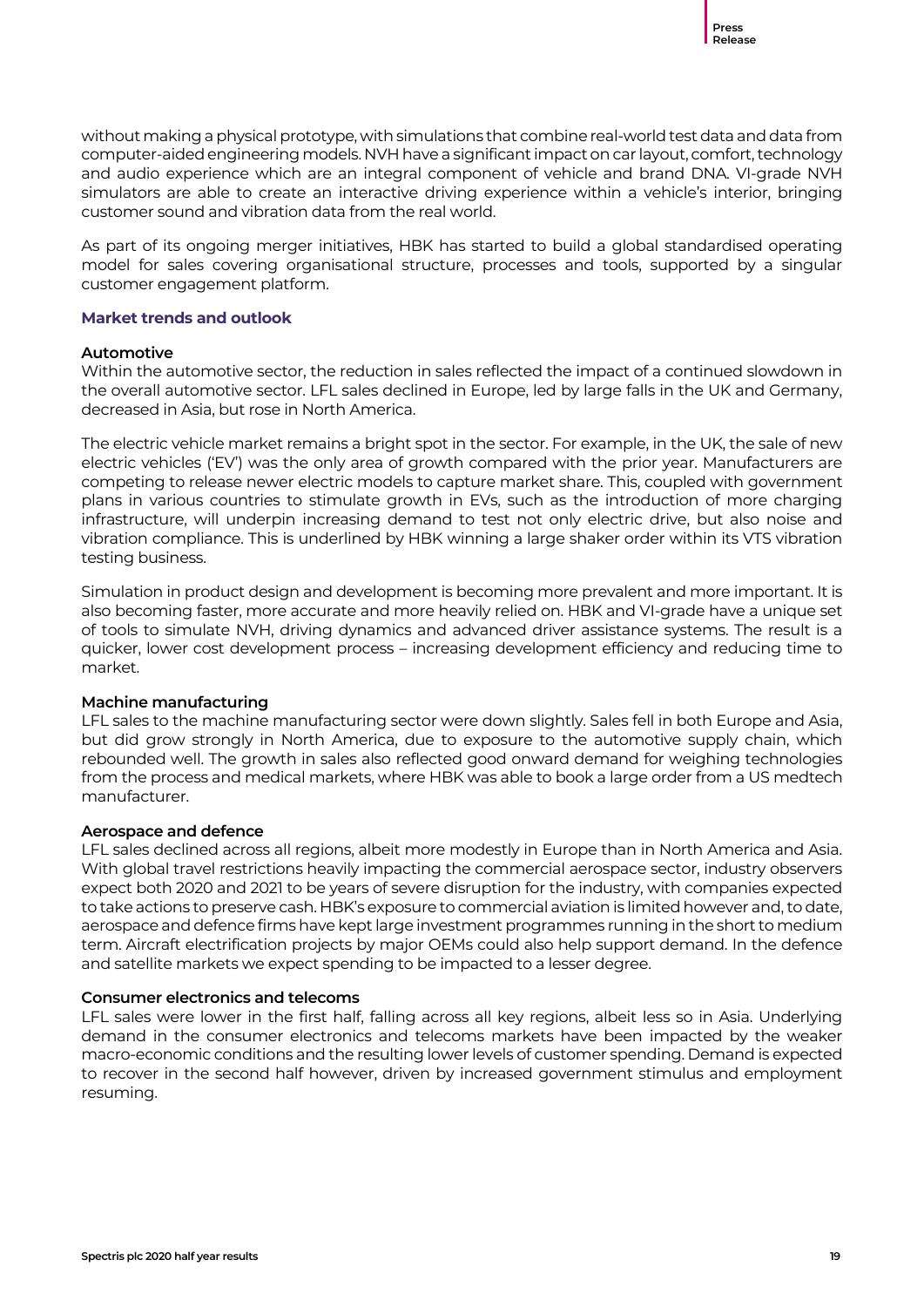without making a physical prototype, with simulations that combine real-world test data and data from computer-aided engineering models. NVH have a significant impact on car layout, comfort, technology and audio experience which are an integral component of vehicle and brand DNA. VI-grade NVH simulators are able to create an interactive driving experience within a vehicle's interior, bringing customer sound and vibration data from the real world.

As part of its ongoing merger initiatives, HBK has started to build a global standardised operating model for sales covering organisational structure, processes and tools, supported by a singular customer engagement platform.

### Market trends and outlook

#### Automotive

Within the automotive sector, the reduction in sales reflected the impact of a continued slowdown in the overall automotive sector. LFL sales declined in Europe, led by large falls in the UK and Germany, decreased in Asia, but rose in North America.

The electric vehicle market remains a bright spot in the sector. For example, in the UK, the sale of new electric vehicles ('EV') was the only area of growth compared with the prior year. Manufacturers are competing to release newer electric models to capture market share. This, coupled with government plans in various countries to stimulate growth in EVs, such as the introduction of more charging infrastructure, will underpin increasing demand to test not only electric drive, but also noise and vibration compliance. This is underlined by HBK winning a large shaker order within its VTS vibration testing business.

Simulation in product design and development is becoming more prevalent and more important. It is also becoming faster, more accurate and more heavily relied on. HBK and VI-grade have a unique set of tools to simulate NVH, driving dynamics and advanced driver assistance systems. The result is a quicker, lower cost development process – increasing development efficiency and reducing time to market.

#### Machine manufacturing

LFL sales to the machine manufacturing sector were down slightly. Sales fell in both Europe and Asia, but did grow strongly in North America, due to exposure to the automotive supply chain, which rebounded well. The growth in sales also reflected good onward demand for weighing technologies from the process and medical markets, where HBK was able to book a large order from a US medtech manufacturer.

#### Aerospace and defence

LFL sales declined across all regions, albeit more modestly in Europe than in North America and Asia. With global travel restrictions heavily impacting the commercial aerospace sector, industry observers expect both 2020 and 2021 to be years of severe disruption for the industry, with companies expected to take actions to preserve cash. HBK's exposure to commercial aviation is limited however and, to date, aerospace and defence firms have kept large investment programmes running in the short to medium term. Aircraft electrification projects by major OEMs could also help support demand. In the defence and satellite markets we expect spending to be impacted to a lesser degree.

#### Consumer electronics and telecoms

LFL sales were lower in the first half, falling across all key regions, albeit less so in Asia. Underlying demand in the consumer electronics and telecoms markets have been impacted by the weaker macro-economic conditions and the resulting lower levels of customer spending. Demand is expected to recover in the second half however, driven by increased government stimulus and employment resuming.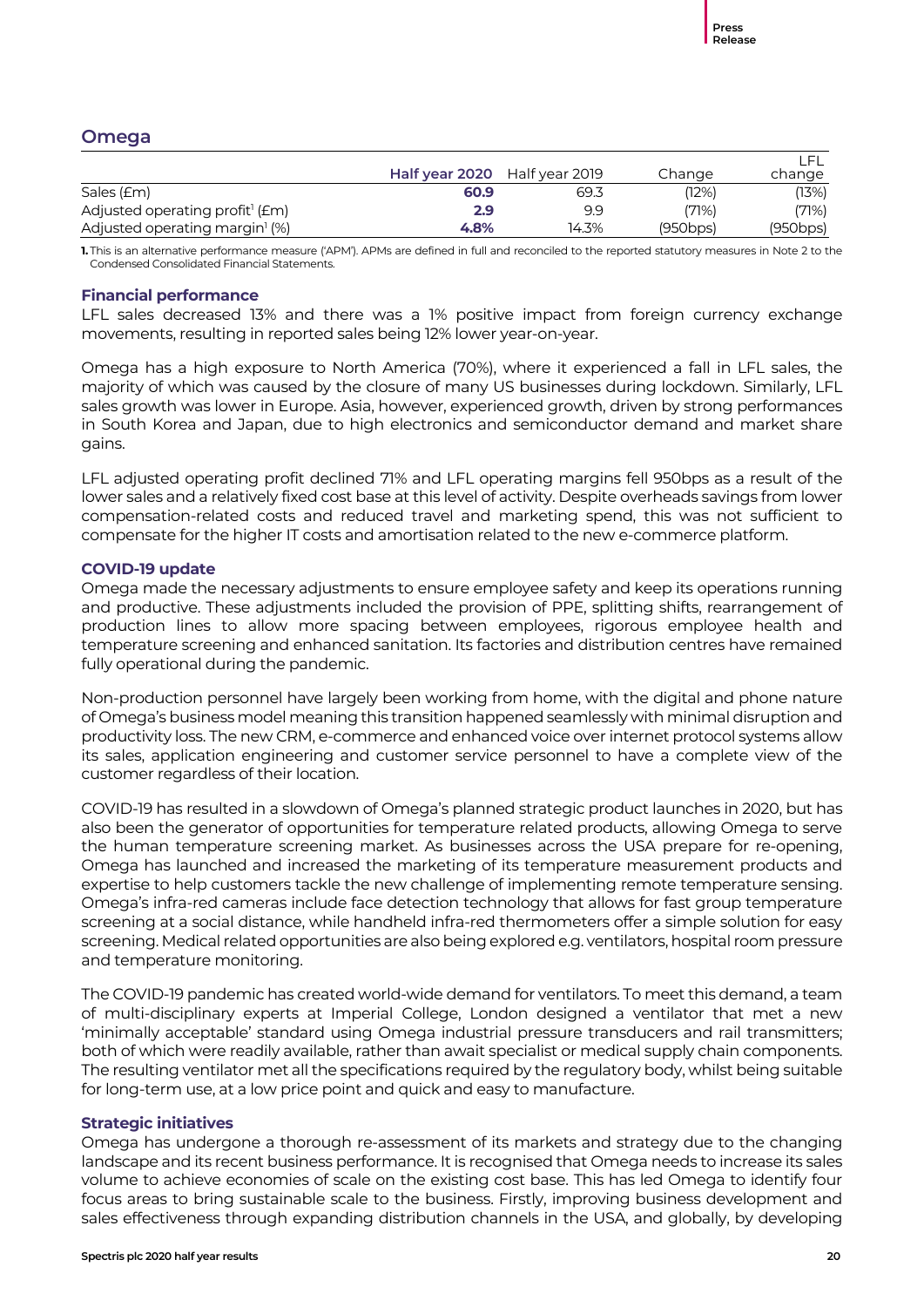## Omega

| | Half year 2020 | Half year 2019 | Change | LFL change |
|---|---|---|---|---|
| Sales (£m) | **60.9** | 69.3 | (12%) | (13%) |
| Adjusted operating profit[1] (£m) | **2.9** | 9.9 | (71%) | (71%) |
| Adjusted operating margin[1] (%) | **4.8%** | 14.3% | (950bps) | (950bps) |

**1.** This is an alternative performance measure ('APM'). APMs are defined in full and reconciled to the reported statutory measures in Note 2 to the Condensed Consolidated Financial Statements.

### Financial performance

LFL sales decreased 13% and there was a 1% positive impact from foreign currency exchange movements, resulting in reported sales being 12% lower year-on-year.

Omega has a high exposure to North America (70%), where it experienced a fall in LFL sales, the majority of which was caused by the closure of many US businesses during lockdown. Similarly, LFL sales growth was lower in Europe. Asia, however, experienced growth, driven by strong performances in South Korea and Japan, due to high electronics and semiconductor demand and market share gains.

LFL adjusted operating profit declined 71% and LFL operating margins fell 950bps as a result of the lower sales and a relatively fixed cost base at this level of activity. Despite overheads savings from lower compensation-related costs and reduced travel and marketing spend, this was not sufficient to compensate for the higher IT costs and amortisation related to the new e-commerce platform.

### COVID-19 update

Omega made the necessary adjustments to ensure employee safety and keep its operations running and productive. These adjustments included the provision of PPE, splitting shifts, rearrangement of production lines to allow more spacing between employees, rigorous employee health and temperature screening and enhanced sanitation. Its factories and distribution centres have remained fully operational during the pandemic.

Non-production personnel have largely been working from home, with the digital and phone nature of Omega's business model meaning this transition happened seamlessly with minimal disruption and productivity loss. The new CRM, e-commerce and enhanced voice over internet protocol systems allow its sales, application engineering and customer service personnel to have a complete view of the customer regardless of their location.

COVID-19 has resulted in a slowdown of Omega's planned strategic product launches in 2020, but has also been the generator of opportunities for temperature related products, allowing Omega to serve the human temperature screening market. As businesses across the USA prepare for re-opening, Omega has launched and increased the marketing of its temperature measurement products and expertise to help customers tackle the new challenge of implementing remote temperature sensing. Omega's infra-red cameras include face detection technology that allows for fast group temperature screening at a social distance, while handheld infra-red thermometers offer a simple solution for easy screening. Medical related opportunities are also being explored e.g. ventilators, hospital room pressure and temperature monitoring.

The COVID-19 pandemic has created world-wide demand for ventilators. To meet this demand, a team of multi-disciplinary experts at Imperial College, London designed a ventilator that met a new 'minimally acceptable' standard using Omega industrial pressure transducers and rail transmitters; both of which were readily available, rather than await specialist or medical supply chain components. The resulting ventilator met all the specifications required by the regulatory body, whilst being suitable for long-term use, at a low price point and quick and easy to manufacture.

### Strategic initiatives

Omega has undergone a thorough re-assessment of its markets and strategy due to the changing landscape and its recent business performance. It is recognised that Omega needs to increase its sales volume to achieve economies of scale on the existing cost base. This has led Omega to identify four focus areas to bring sustainable scale to the business. Firstly, improving business development and sales effectiveness through expanding distribution channels in the USA, and globally, by developing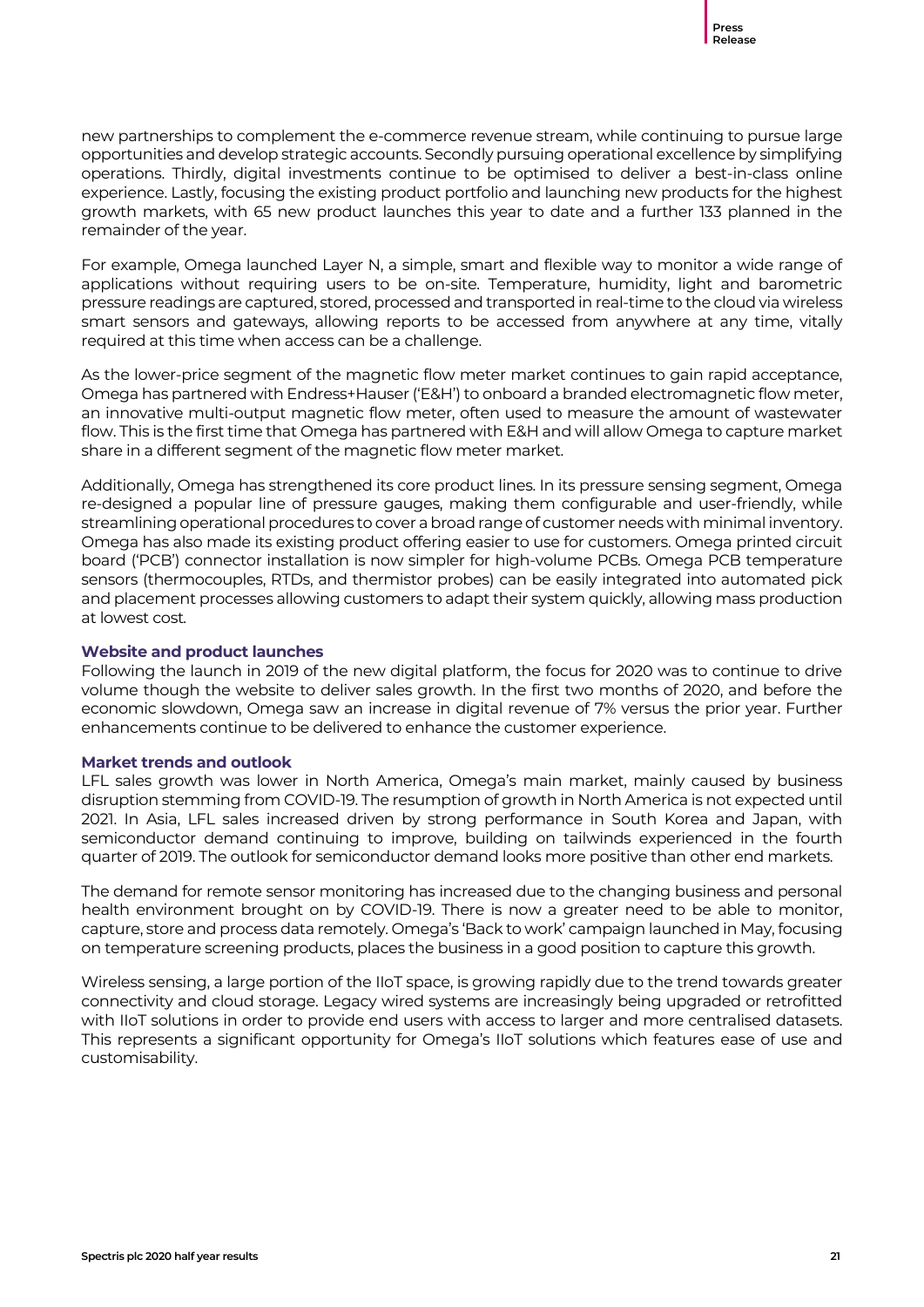new partnerships to complement the e-commerce revenue stream, while continuing to pursue large opportunities and develop strategic accounts. Secondly pursuing operational excellence by simplifying operations. Thirdly, digital investments continue to be optimised to deliver a best-in-class online experience. Lastly, focusing the existing product portfolio and launching new products for the highest growth markets, with 65 new product launches this year to date and a further 133 planned in the remainder of the year.

For example, Omega launched Layer N, a simple, smart and flexible way to monitor a wide range of applications without requiring users to be on-site. Temperature, humidity, light and barometric pressure readings are captured, stored, processed and transported in real-time to the cloud via wireless smart sensors and gateways, allowing reports to be accessed from anywhere at any time, vitally required at this time when access can be a challenge.

As the lower-price segment of the magnetic flow meter market continues to gain rapid acceptance, Omega has partnered with Endress+Hauser ('E&H') to onboard a branded electromagnetic flow meter, an innovative multi-output magnetic flow meter, often used to measure the amount of wastewater flow. This is the first time that Omega has partnered with E&H and will allow Omega to capture market share in a different segment of the magnetic flow meter market.

Additionally, Omega has strengthened its core product lines. In its pressure sensing segment, Omega re-designed a popular line of pressure gauges, making them configurable and user-friendly, while streamlining operational procedures to cover a broad range of customer needs with minimal inventory. Omega has also made its existing product offering easier to use for customers. Omega printed circuit board ('PCB') connector installation is now simpler for high-volume PCBs. Omega PCB temperature sensors (thermocouples, RTDs, and thermistor probes) can be easily integrated into automated pick and placement processes allowing customers to adapt their system quickly, allowing mass production at lowest cost.

### Website and product launches

Following the launch in 2019 of the new digital platform, the focus for 2020 was to continue to drive volume though the website to deliver sales growth. In the first two months of 2020, and before the economic slowdown, Omega saw an increase in digital revenue of 7% versus the prior year. Further enhancements continue to be delivered to enhance the customer experience.

### Market trends and outlook

LFL sales growth was lower in North America, Omega's main market, mainly caused by business disruption stemming from COVID-19. The resumption of growth in North America is not expected until 2021. In Asia, LFL sales increased driven by strong performance in South Korea and Japan, with semiconductor demand continuing to improve, building on tailwinds experienced in the fourth quarter of 2019. The outlook for semiconductor demand looks more positive than other end markets.

The demand for remote sensor monitoring has increased due to the changing business and personal health environment brought on by COVID-19. There is now a greater need to be able to monitor, capture, store and process data remotely. Omega's 'Back to work' campaign launched in May, focusing on temperature screening products, places the business in a good position to capture this growth.

Wireless sensing, a large portion of the IIoT space, is growing rapidly due to the trend towards greater connectivity and cloud storage. Legacy wired systems are increasingly being upgraded or retrofitted with IIoT solutions in order to provide end users with access to larger and more centralised datasets. This represents a significant opportunity for Omega's IIoT solutions which features ease of use and customisability.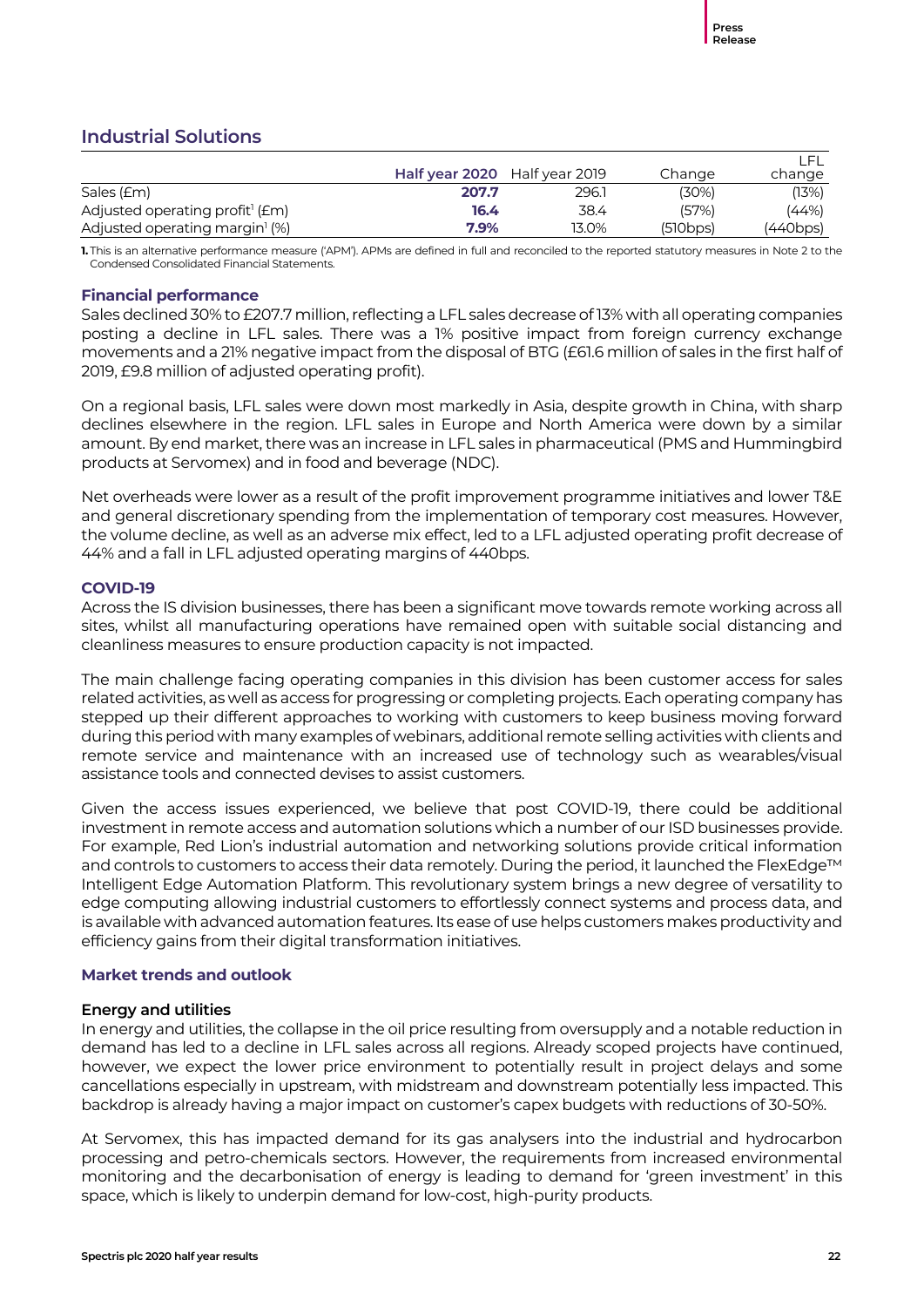## Industrial Solutions

| | Half year 2020 | Half year 2019 | Change | LFL change |
|---|---|---|---|---|
| Sales (£m) | **207.7** | 296.1 | (30%) | (13%) |
| Adjusted operating profit[1] (£m) | **16.4** | 38.4 | (57%) | (44%) |
| Adjusted operating margin[1] (%) | **7.9%** | 13.0% | (510bps) | (440bps) |

**1.** This is an alternative performance measure ('APM'). APMs are defined in full and reconciled to the reported statutory measures in Note 2 to the Condensed Consolidated Financial Statements.

### Financial performance

Sales declined 30% to £207.7 million, reflecting a LFL sales decrease of 13% with all operating companies posting a decline in LFL sales. There was a 1% positive impact from foreign currency exchange movements and a 21% negative impact from the disposal of BTG (£61.6 million of sales in the first half of 2019, £9.8 million of adjusted operating profit).

On a regional basis, LFL sales were down most markedly in Asia, despite growth in China, with sharp declines elsewhere in the region. LFL sales in Europe and North America were down by a similar amount. By end market, there was an increase in LFL sales in pharmaceutical (PMS and Hummingbird products at Servomex) and in food and beverage (NDC).

Net overheads were lower as a result of the profit improvement programme initiatives and lower T&E and general discretionary spending from the implementation of temporary cost measures. However, the volume decline, as well as an adverse mix effect, led to a LFL adjusted operating profit decrease of 44% and a fall in LFL adjusted operating margins of 440bps.

### COVID-19

Across the IS division businesses, there has been a significant move towards remote working across all sites, whilst all manufacturing operations have remained open with suitable social distancing and cleanliness measures to ensure production capacity is not impacted.

The main challenge facing operating companies in this division has been customer access for sales related activities, as well as access for progressing or completing projects. Each operating company has stepped up their different approaches to working with customers to keep business moving forward during this period with many examples of webinars, additional remote selling activities with clients and remote service and maintenance with an increased use of technology such as wearables/visual assistance tools and connected devises to assist customers.

Given the access issues experienced, we believe that post COVID-19, there could be additional investment in remote access and automation solutions which a number of our ISD businesses provide. For example, Red Lion's industrial automation and networking solutions provide critical information and controls to customers to access their data remotely. During the period, it launched the FlexEdge™ Intelligent Edge Automation Platform. This revolutionary system brings a new degree of versatility to edge computing allowing industrial customers to effortlessly connect systems and process data, and is available with advanced automation features. Its ease of use helps customers makes productivity and efficiency gains from their digital transformation initiatives.

### Market trends and outlook

#### Energy and utilities

In energy and utilities, the collapse in the oil price resulting from oversupply and a notable reduction in demand has led to a decline in LFL sales across all regions. Already scoped projects have continued, however, we expect the lower price environment to potentially result in project delays and some cancellations especially in upstream, with midstream and downstream potentially less impacted. This backdrop is already having a major impact on customer's capex budgets with reductions of 30-50%.

At Servomex, this has impacted demand for its gas analysers into the industrial and hydrocarbon processing and petro-chemicals sectors. However, the requirements from increased environmental monitoring and the decarbonisation of energy is leading to demand for 'green investment' in this space, which is likely to underpin demand for low-cost, high-purity products.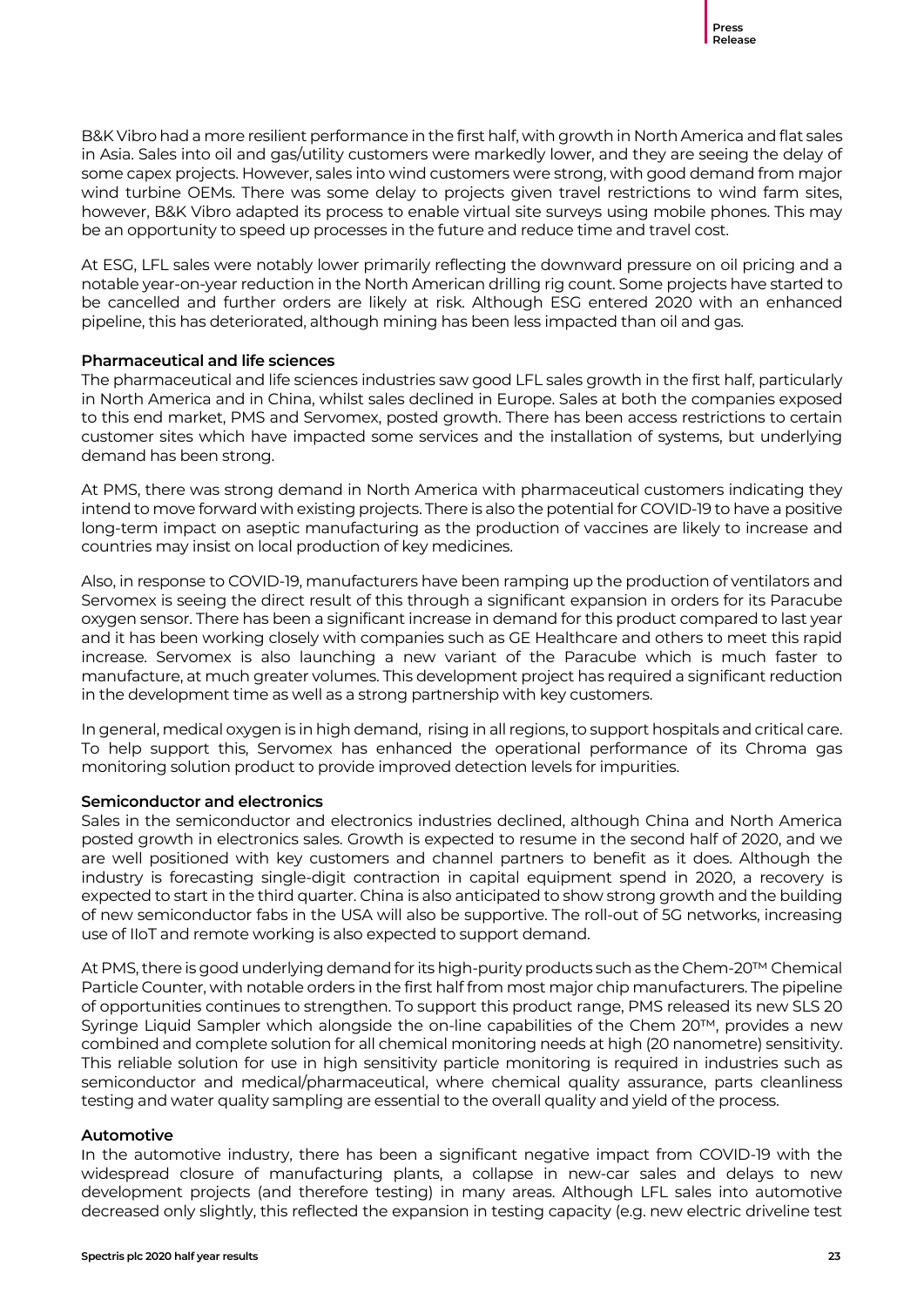B&K Vibro had a more resilient performance in the first half, with growth in North America and flat sales in Asia. Sales into oil and gas/utility customers were markedly lower, and they are seeing the delay of some capex projects. However, sales into wind customers were strong, with good demand from major wind turbine OEMs. There was some delay to projects given travel restrictions to wind farm sites, however, B&K Vibro adapted its process to enable virtual site surveys using mobile phones. This may be an opportunity to speed up processes in the future and reduce time and travel cost.

At ESG, LFL sales were notably lower primarily reflecting the downward pressure on oil pricing and a notable year-on-year reduction in the North American drilling rig count. Some projects have started to be cancelled and further orders are likely at risk. Although ESG entered 2020 with an enhanced pipeline, this has deteriorated, although mining has been less impacted than oil and gas.

**Pharmaceutical and life sciences**

The pharmaceutical and life sciences industries saw good LFL sales growth in the first half, particularly in North America and in China, whilst sales declined in Europe. Sales at both the companies exposed to this end market, PMS and Servomex, posted growth. There has been access restrictions to certain customer sites which have impacted some services and the installation of systems, but underlying demand has been strong.

At PMS, there was strong demand in North America with pharmaceutical customers indicating they intend to move forward with existing projects. There is also the potential for COVID-19 to have a positive long-term impact on aseptic manufacturing as the production of vaccines are likely to increase and countries may insist on local production of key medicines.

Also, in response to COVID-19, manufacturers have been ramping up the production of ventilators and Servomex is seeing the direct result of this through a significant expansion in orders for its Paracube oxygen sensor. There has been a significant increase in demand for this product compared to last year and it has been working closely with companies such as GE Healthcare and others to meet this rapid increase. Servomex is also launching a new variant of the Paracube which is much faster to manufacture, at much greater volumes. This development project has required a significant reduction in the development time as well as a strong partnership with key customers.

In general, medical oxygen is in high demand, rising in all regions, to support hospitals and critical care. To help support this, Servomex has enhanced the operational performance of its Chroma gas monitoring solution product to provide improved detection levels for impurities.

**Semiconductor and electronics**

Sales in the semiconductor and electronics industries declined, although China and North America posted growth in electronics sales. Growth is expected to resume in the second half of 2020, and we are well positioned with key customers and channel partners to benefit as it does. Although the industry is forecasting single-digit contraction in capital equipment spend in 2020, a recovery is expected to start in the third quarter. China is also anticipated to show strong growth and the building of new semiconductor fabs in the USA will also be supportive. The roll-out of 5G networks, increasing use of IIoT and remote working is also expected to support demand.

At PMS, there is good underlying demand for its high-purity products such as the Chem-20™ Chemical Particle Counter, with notable orders in the first half from most major chip manufacturers. The pipeline of opportunities continues to strengthen. To support this product range, PMS released its new SLS 20 Syringe Liquid Sampler which alongside the on-line capabilities of the Chem 20™, provides a new combined and complete solution for all chemical monitoring needs at high (20 nanometre) sensitivity. This reliable solution for use in high sensitivity particle monitoring is required in industries such as semiconductor and medical/pharmaceutical, where chemical quality assurance, parts cleanliness testing and water quality sampling are essential to the overall quality and yield of the process.

**Automotive**

In the automotive industry, there has been a significant negative impact from COVID-19 with the widespread closure of manufacturing plants, a collapse in new-car sales and delays to new development projects (and therefore testing) in many areas. Although LFL sales into automotive decreased only slightly, this reflected the expansion in testing capacity (e.g. new electric driveline test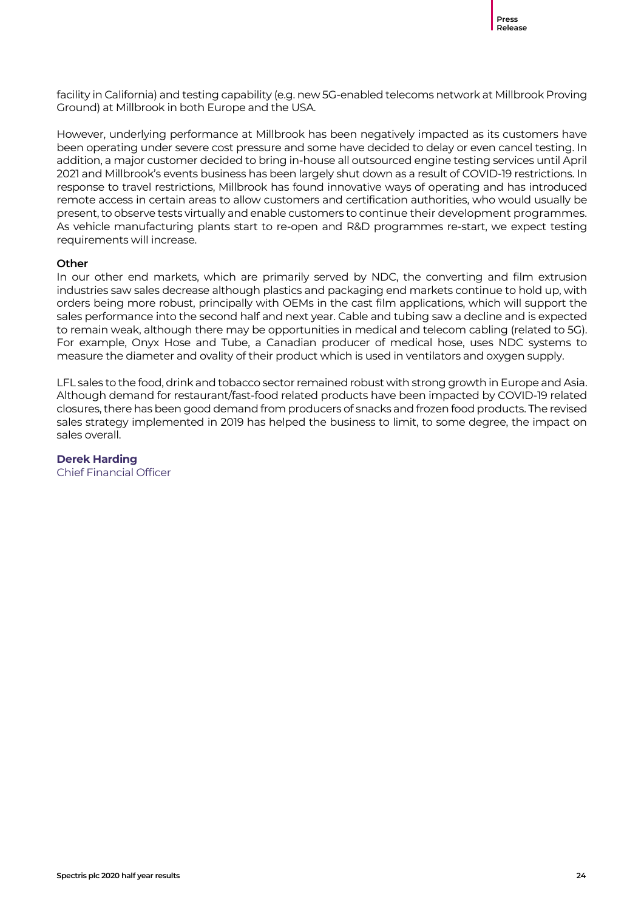facility in California) and testing capability (e.g. new 5G-enabled telecoms network at Millbrook Proving Ground) at Millbrook in both Europe and the USA.

However, underlying performance at Millbrook has been negatively impacted as its customers have been operating under severe cost pressure and some have decided to delay or even cancel testing. In addition, a major customer decided to bring in-house all outsourced engine testing services until April 2021 and Millbrook's events business has been largely shut down as a result of COVID-19 restrictions. In response to travel restrictions, Millbrook has found innovative ways of operating and has introduced remote access in certain areas to allow customers and certification authorities, who would usually be present, to observe tests virtually and enable customers to continue their development programmes. As vehicle manufacturing plants start to re-open and R&D programmes re-start, we expect testing requirements will increase.

**Other**

In our other end markets, which are primarily served by NDC, the converting and film extrusion industries saw sales decrease although plastics and packaging end markets continue to hold up, with orders being more robust, principally with OEMs in the cast film applications, which will support the sales performance into the second half and next year. Cable and tubing saw a decline and is expected to remain weak, although there may be opportunities in medical and telecom cabling (related to 5G). For example, Onyx Hose and Tube, a Canadian producer of medical hose, uses NDC systems to measure the diameter and ovality of their product which is used in ventilators and oxygen supply.

LFL sales to the food, drink and tobacco sector remained robust with strong growth in Europe and Asia. Although demand for restaurant/fast-food related products have been impacted by COVID-19 related closures, there has been good demand from producers of snacks and frozen food products. The revised sales strategy implemented in 2019 has helped the business to limit, to some degree, the impact on sales overall.

**Derek Harding**
Chief Financial Officer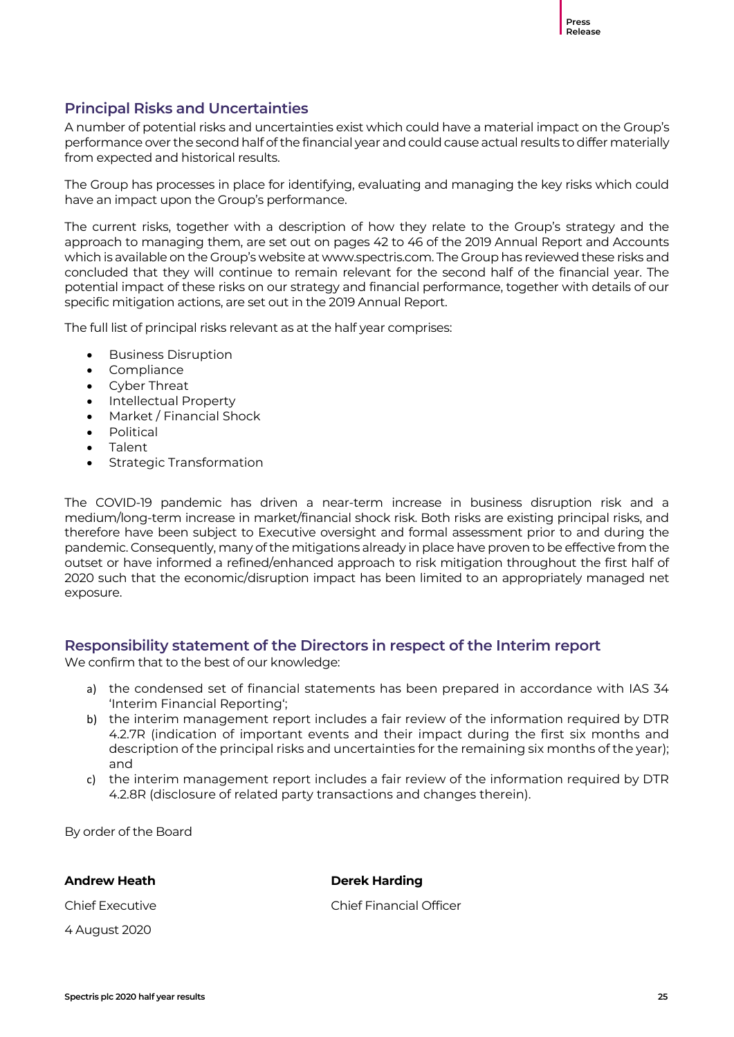## Principal Risks and Uncertainties

A number of potential risks and uncertainties exist which could have a material impact on the Group's performance over the second half of the financial year and could cause actual results to differ materially from expected and historical results.

The Group has processes in place for identifying, evaluating and managing the key risks which could have an impact upon the Group's performance.

The current risks, together with a description of how they relate to the Group's strategy and the approach to managing them, are set out on pages 42 to 46 of the 2019 Annual Report and Accounts which is available on the Group's website at www.spectris.com. The Group has reviewed these risks and concluded that they will continue to remain relevant for the second half of the financial year. The potential impact of these risks on our strategy and financial performance, together with details of our specific mitigation actions, are set out in the 2019 Annual Report.

The full list of principal risks relevant as at the half year comprises:

- Business Disruption
- Compliance
- Cyber Threat
- Intellectual Property
- Market / Financial Shock
- Political
- Talent
- Strategic Transformation

The COVID-19 pandemic has driven a near-term increase in business disruption risk and a medium/long-term increase in market/financial shock risk. Both risks are existing principal risks, and therefore have been subject to Executive oversight and formal assessment prior to and during the pandemic. Consequently, many of the mitigations already in place have proven to be effective from the outset or have informed a refined/enhanced approach to risk mitigation throughout the first half of 2020 such that the economic/disruption impact has been limited to an appropriately managed net exposure.

## Responsibility statement of the Directors in respect of the Interim report

We confirm that to the best of our knowledge:

a) the condensed set of financial statements has been prepared in accordance with IAS 34 'Interim Financial Reporting';
b) the interim management report includes a fair review of the information required by DTR 4.2.7R (indication of important events and their impact during the first six months and description of the principal risks and uncertainties for the remaining six months of the year); and
c) the interim management report includes a fair review of the information required by DTR 4.2.8R (disclosure of related party transactions and changes therein).

By order of the Board

**Andrew Heath**
Chief Executive

**Derek Harding**
Chief Financial Officer

4 August 2020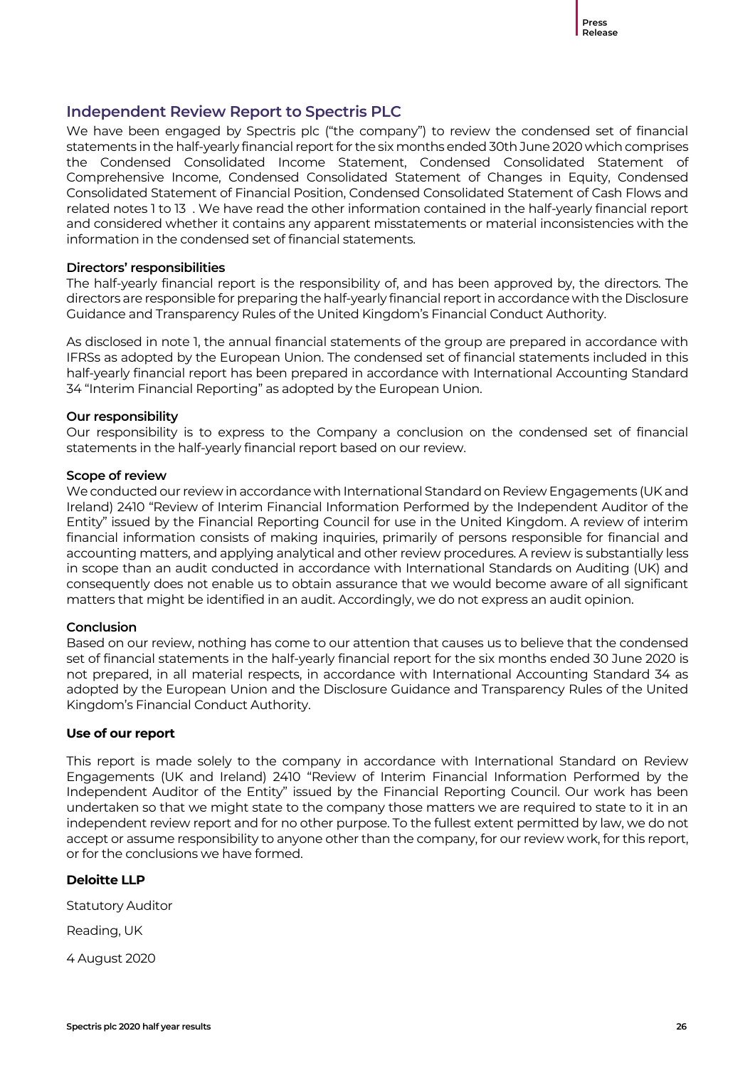## Independent Review Report to Spectris PLC

We have been engaged by Spectris plc ("the company") to review the condensed set of financial statements in the half-yearly financial report for the six months ended 30th June 2020 which comprises the Condensed Consolidated Income Statement, Condensed Consolidated Statement of Comprehensive Income, Condensed Consolidated Statement of Changes in Equity, Condensed Consolidated Statement of Financial Position, Condensed Consolidated Statement of Cash Flows and related notes 1 to 13 . We have read the other information contained in the half-yearly financial report and considered whether it contains any apparent misstatements or material inconsistencies with the information in the condensed set of financial statements.

### Directors' responsibilities

The half-yearly financial report is the responsibility of, and has been approved by, the directors. The directors are responsible for preparing the half-yearly financial report in accordance with the Disclosure Guidance and Transparency Rules of the United Kingdom's Financial Conduct Authority.

As disclosed in note 1, the annual financial statements of the group are prepared in accordance with IFRSs as adopted by the European Union. The condensed set of financial statements included in this half-yearly financial report has been prepared in accordance with International Accounting Standard 34 "Interim Financial Reporting" as adopted by the European Union.

### Our responsibility

Our responsibility is to express to the Company a conclusion on the condensed set of financial statements in the half-yearly financial report based on our review.

### Scope of review

We conducted our review in accordance with International Standard on Review Engagements (UK and Ireland) 2410 "Review of Interim Financial Information Performed by the Independent Auditor of the Entity" issued by the Financial Reporting Council for use in the United Kingdom. A review of interim financial information consists of making inquiries, primarily of persons responsible for financial and accounting matters, and applying analytical and other review procedures. A review is substantially less in scope than an audit conducted in accordance with International Standards on Auditing (UK) and consequently does not enable us to obtain assurance that we would become aware of all significant matters that might be identified in an audit. Accordingly, we do not express an audit opinion.

### Conclusion

Based on our review, nothing has come to our attention that causes us to believe that the condensed set of financial statements in the half-yearly financial report for the six months ended 30 June 2020 is not prepared, in all material respects, in accordance with International Accounting Standard 34 as adopted by the European Union and the Disclosure Guidance and Transparency Rules of the United Kingdom's Financial Conduct Authority.

### Use of our report

This report is made solely to the company in accordance with International Standard on Review Engagements (UK and Ireland) 2410 "Review of Interim Financial Information Performed by the Independent Auditor of the Entity" issued by the Financial Reporting Council. Our work has been undertaken so that we might state to the company those matters we are required to state to it in an independent review report and for no other purpose. To the fullest extent permitted by law, we do not accept or assume responsibility to anyone other than the company, for our review work, for this report, or for the conclusions we have formed.

**Deloitte LLP**

Statutory Auditor

Reading, UK

4 August 2020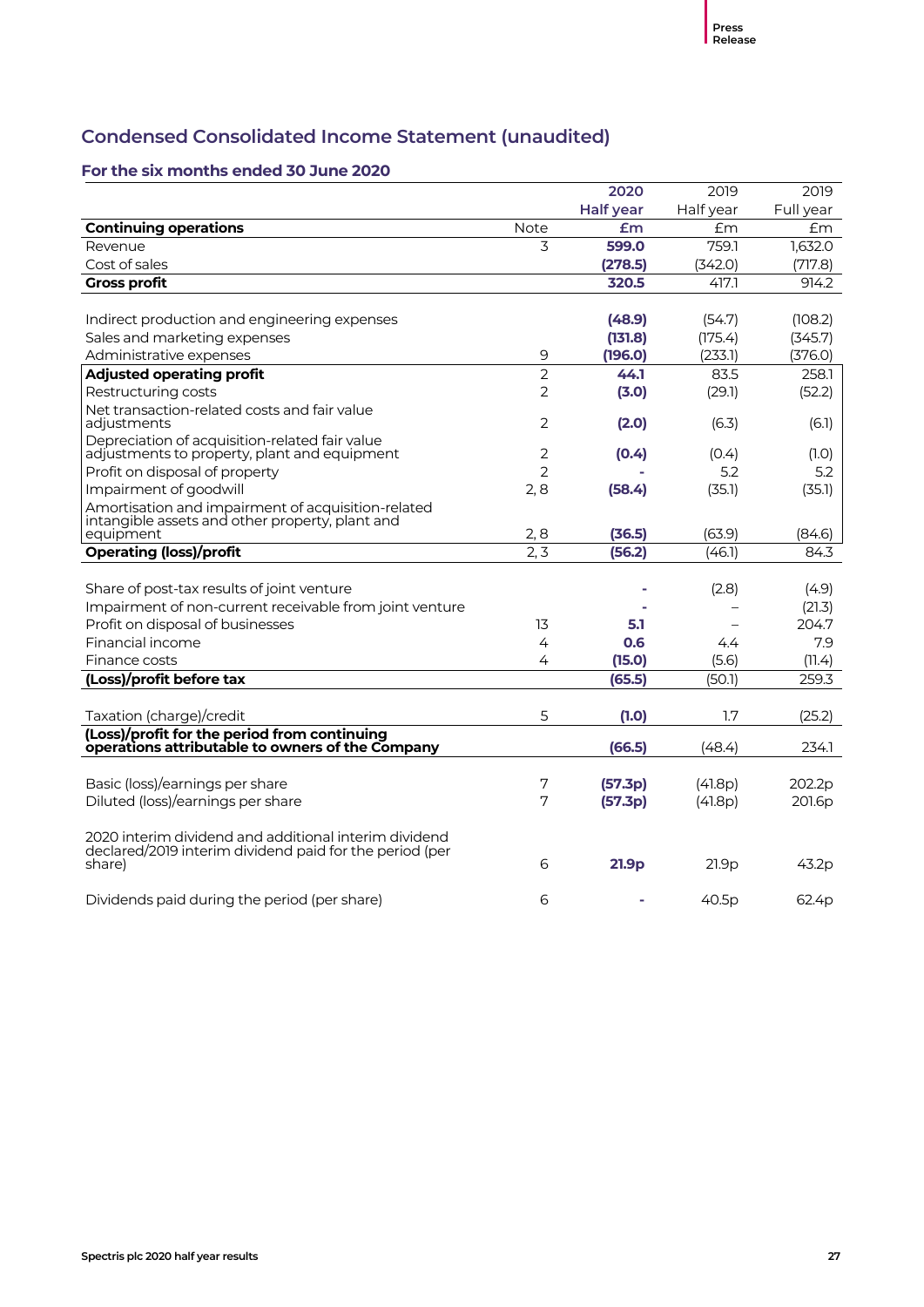## Condensed Consolidated Income Statement (unaudited)

### For the six months ended 30 June 2020

| | | 2020 | 2019 | 2019 |
|---|---|---|---|---|
| | | **Half year** | Half year | Full year |
| **Continuing operations** | Note | **£m** | £m | £m |
| Revenue | 3 | **599.0** | 759.1 | 1,632.0 |
| Cost of sales | | **(278.5)** | (342.0) | (717.8) |
| **Gross profit** | | **320.5** | 417.1 | 914.2 |
| | | | | |
| Indirect production and engineering expenses | | **(48.9)** | (54.7) | (108.2) |
| Sales and marketing expenses | | **(131.8)** | (175.4) | (345.7) |
| Administrative expenses | 9 | **(196.0)** | (233.1) | (376.0) |
| **Adjusted operating profit** | 2 | **44.1** | 83.5 | 258.1 |
| Restructuring costs | 2 | **(3.0)** | (29.1) | (52.2) |
| Net transaction-related costs and fair value adjustments | 2 | **(2.0)** | (6.3) | (6.1) |
| Depreciation of acquisition-related fair value adjustments to property, plant and equipment | 2 | **(0.4)** | (0.4) | (1.0) |
| Profit on disposal of property | 2 | **-** | 5.2 | 5.2 |
| Impairment of goodwill | 2, 8 | **(58.4)** | (35.1) | (35.1) |
| Amortisation and impairment of acquisition-related intangible assets and other property, plant and equipment | 2, 8 | **(36.5)** | (63.9) | (84.6) |
| **Operating (loss)/profit** | 2, 3 | **(56.2)** | (46.1) | 84.3 |
| | | | | |
| Share of post-tax results of joint venture | | **-** | (2.8) | (4.9) |
| Impairment of non-current receivable from joint venture | | **-** | – | (21.3) |
| Profit on disposal of businesses | 13 | **5.1** | – | 204.7 |
| Financial income | 4 | **0.6** | 4.4 | 7.9 |
| Finance costs | 4 | **(15.0)** | (5.6) | (11.4) |
| **(Loss)/profit before tax** | | **(65.5)** | (50.1) | 259.3 |
| | | | | |
| Taxation (charge)/credit | 5 | **(1.0)** | 1.7 | (25.2) |
| **(Loss)/profit for the period from continuing operations attributable to owners of the Company** | | **(66.5)** | (48.4) | 234.1 |
| | | | | |
| Basic (loss)/earnings per share | 7 | **(57.3p)** | (41.8p) | 202.2p |
| Diluted (loss)/earnings per share | 7 | **(57.3p)** | (41.8p) | 201.6p |
| | | | | |
| 2020 interim dividend and additional interim dividend declared/2019 interim dividend paid for the period (per share) | 6 | **21.9p** | 21.9p | 43.2p |
| | | | | |
| Dividends paid during the period (per share) | 6 | **-** | 40.5p | 62.4p |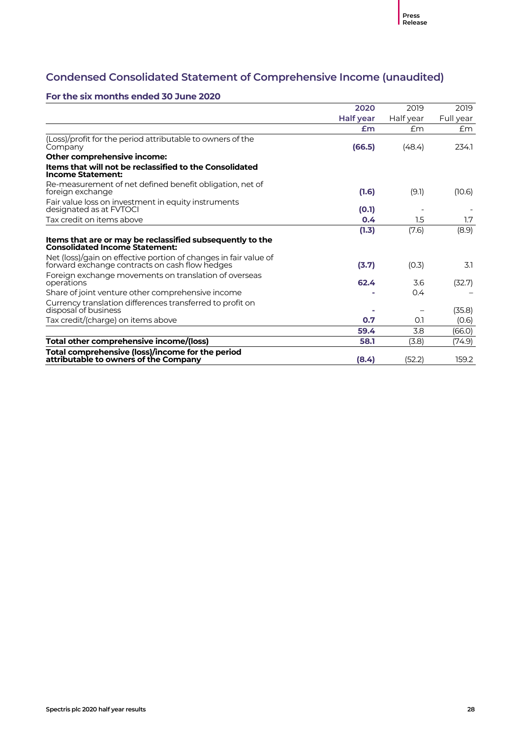## Condensed Consolidated Statement of Comprehensive Income (unaudited)

### For the six months ended 30 June 2020

| | 2020 | 2019 | 2019 |
|---|---|---|---|
| | **Half year** | Half year | Full year |
| | **£m** | £m | £m |
| (Loss)/profit for the period attributable to owners of the Company | **(66.5)** | (48.4) | 234.1 |
| **Other comprehensive income:** | | | |
| **Items that will not be reclassified to the Consolidated Income Statement:** | | | |
| Re-measurement of net defined benefit obligation, net of foreign exchange | **(1.6)** | (9.1) | (10.6) |
| Fair value loss on investment in equity instruments designated as at FVTOCI | **(0.1)** | - | - |
| Tax credit on items above | **0.4** | 1.5 | 1.7 |
| | **(1.3)** | (7.6) | (8.9) |
| **Items that are or may be reclassified subsequently to the Consolidated Income Statement:** | | | |
| Net (loss)/gain on effective portion of changes in fair value of forward exchange contracts on cash flow hedges | **(3.7)** | (0.3) | 3.1 |
| Foreign exchange movements on translation of overseas operations | **62.4** | 3.6 | (32.7) |
| Share of joint venture other comprehensive income | **-** | 0.4 | – |
| Currency translation differences transferred to profit on disposal of business | **-** | – | (35.8) |
| Tax credit/(charge) on items above | **0.7** | 0.1 | (0.6) |
| | **59.4** | 3.8 | (66.0) |
| **Total other comprehensive income/(loss)** | **58.1** | (3.8) | (74.9) |
| **Total comprehensive (loss)/income for the period attributable to owners of the Company** | **(8.4)** | (52.2) | 159.2 |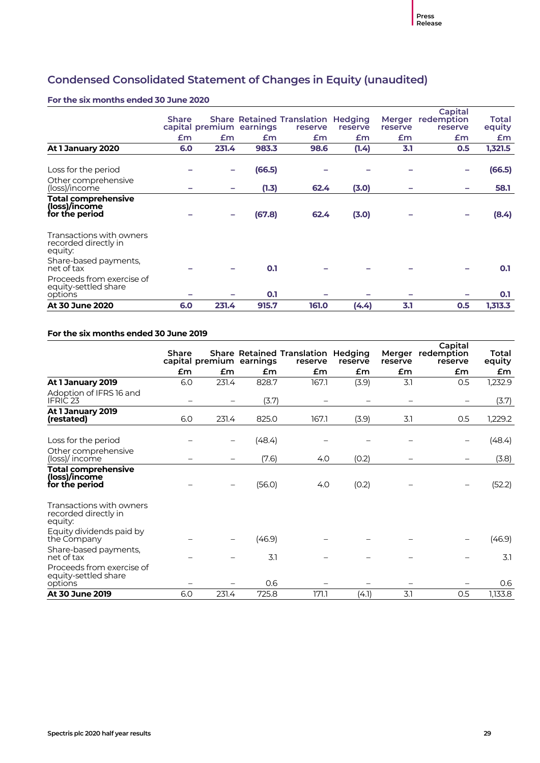## Condensed Consolidated Statement of Changes in Equity (unaudited)

### For the six months ended 30 June 2020

| | Share capital | Share premium | Retained earnings | Translation reserve | Hedging reserve | Merger reserve | Capital redemption reserve | Total equity |
|---|---|---|---|---|---|---|---|---|
| | £m | £m | £m | £m | £m | £m | £m | £m |
| **At 1 January 2020** | **6.0** | **231.4** | **983.3** | **98.6** | **(1.4)** | **3.1** | **0.5** | **1,321.5** |
| Loss for the period | – | – | **(66.5)** | – | – | – | – | **(66.5)** |
| Other comprehensive (loss)/income | – | – | **(1.3)** | **62.4** | **(3.0)** | – | – | **58.1** |
| **Total comprehensive (loss)/income for the period** | – | – | **(67.8)** | **62.4** | **(3.0)** | – | – | **(8.4)** |
| Transactions with owners recorded directly in equity: | | | | | | | | |
| Share-based payments, net of tax | – | – | **0.1** | – | – | – | – | **0.1** |
| Proceeds from exercise of equity-settled share options | – | – | **0.1** | – | – | – | – | **0.1** |
| **At 30 June 2020** | **6.0** | **231.4** | **915.7** | **161.0** | **(4.4)** | **3.1** | **0.5** | **1,313.3** |

### For the six months ended 30 June 2019

| | Share capital | Share premium | Retained earnings | Translation reserve | Hedging reserve | Merger reserve | Capital redemption reserve | Total equity |
|---|---|---|---|---|---|---|---|---|
| | £m | £m | £m | £m | £m | £m | £m | £m |
| **At 1 January 2019** | 6.0 | 231.4 | 828.7 | 167.1 | (3.9) | 3.1 | 0.5 | 1,232.9 |
| Adoption of IFRS 16 and IFRIC 23 | – | – | (3.7) | – | – | – | – | (3.7) |
| **At 1 January 2019 (restated)** | 6.0 | 231.4 | 825.0 | 167.1 | (3.9) | 3.1 | 0.5 | 1,229.2 |
| Loss for the period | – | – | (48.4) | – | – | – | – | (48.4) |
| Other comprehensive (loss)/ income | – | – | (7.6) | 4.0 | (0.2) | – | – | (3.8) |
| **Total comprehensive (loss)/income for the period** | – | – | (56.0) | 4.0 | (0.2) | – | – | (52.2) |
| Transactions with owners recorded directly in equity: | | | | | | | | |
| Equity dividends paid by the Company | – | – | (46.9) | – | – | – | – | (46.9) |
| Share-based payments, net of tax | – | – | 3.1 | – | – | – | – | 3.1 |
| Proceeds from exercise of equity-settled share options | – | – | 0.6 | – | – | – | – | 0.6 |
| **At 30 June 2019** | 6.0 | 231.4 | 725.8 | 171.1 | (4.1) | 3.1 | 0.5 | 1,133.8 |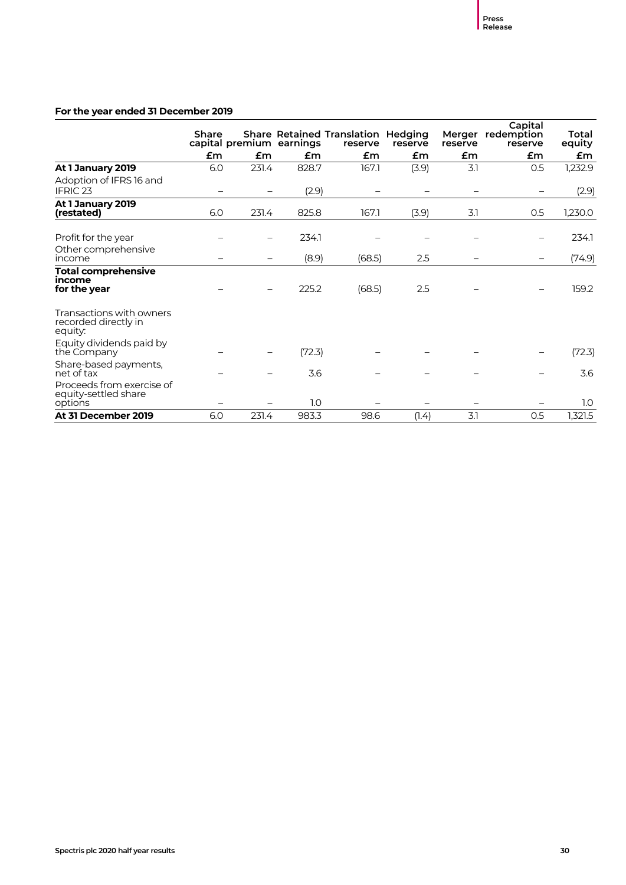**For the year ended 31 December 2019**

| | Share capital | Share premium | Retained earnings | Translation reserve | Hedging reserve | Merger reserve | Capital redemption reserve | Total equity |
|---|---|---|---|---|---|---|---|---|
| | £m | £m | £m | £m | £m | £m | £m | £m |
| **At 1 January 2019** | 6.0 | 231.4 | 828.7 | 167.1 | (3.9) | 3.1 | 0.5 | 1,232.9 |
| Adoption of IFRS 16 and IFRIC 23 | – | – | (2.9) | – | – | – | – | (2.9) |
| **At 1 January 2019 (restated)** | 6.0 | 231.4 | 825.8 | 167.1 | (3.9) | 3.1 | 0.5 | 1,230.0 |
| Profit for the year | – | – | 234.1 | – | – | – | – | 234.1 |
| Other comprehensive income | – | – | (8.9) | (68.5) | 2.5 | – | – | (74.9) |
| **Total comprehensive income for the year** | – | – | 225.2 | (68.5) | 2.5 | – | – | 159.2 |
| Transactions with owners recorded directly in equity: | | | | | | | | |
| Equity dividends paid by the Company | – | – | (72.3) | – | – | – | – | (72.3) |
| Share-based payments, net of tax | – | – | 3.6 | – | – | – | – | 3.6 |
| Proceeds from exercise of equity-settled share options | – | – | 1.0 | – | – | – | – | 1.0 |
| **At 31 December 2019** | 6.0 | 231.4 | 983.3 | 98.6 | (1.4) | 3.1 | 0.5 | 1,321.5 |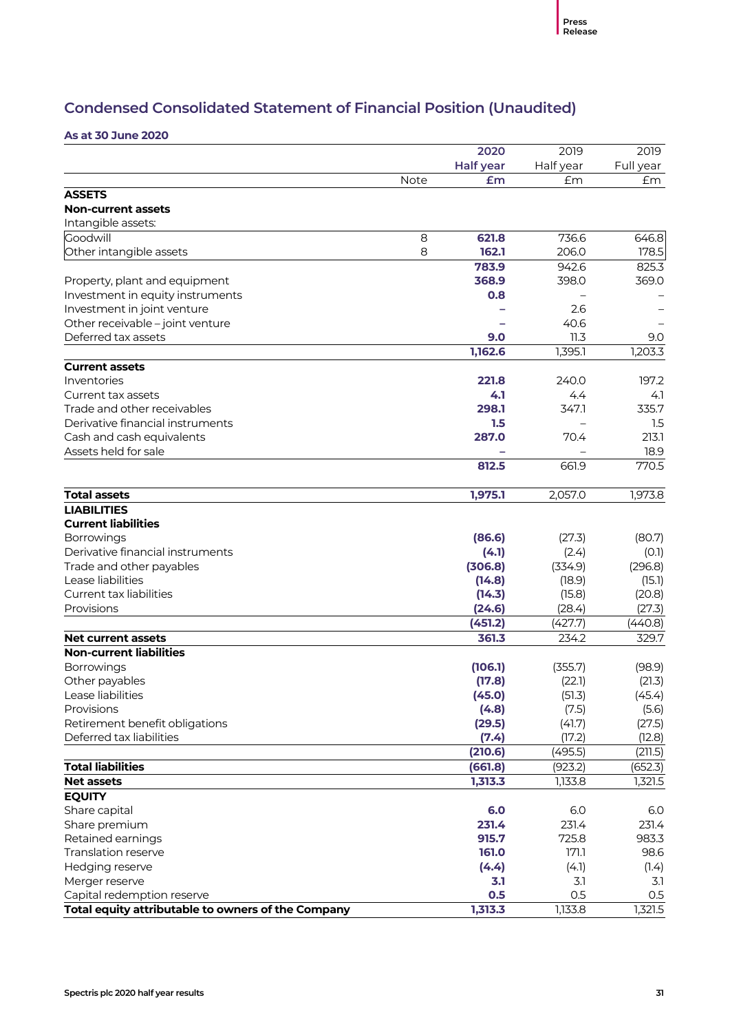# Condensed Consolidated Statement of Financial Position (Unaudited)

**As at 30 June 2020**

| | Note | 2020 Half year £m | 2019 Half year £m | 2019 Full year £m |
|---|---|---|---|---|
| **ASSETS** | | | | |
| **Non-current assets** | | | | |
| Intangible assets: | | | | |
| Goodwill | 8 | **621.8** | 736.6 | 646.8 |
| Other intangible assets | 8 | **162.1** | 206.0 | 178.5 |
| | | **783.9** | 942.6 | 825.3 |
| Property, plant and equipment | | **368.9** | 398.0 | 369.0 |
| Investment in equity instruments | | **0.8** | – | – |
| Investment in joint venture | | **–** | 2.6 | – |
| Other receivable – joint venture | | **–** | 40.6 | – |
| Deferred tax assets | | **9.0** | 11.3 | 9.0 |
| | | **1,162.6** | 1,395.1 | 1,203.3 |
| **Current assets** | | | | |
| Inventories | | **221.8** | 240.0 | 197.2 |
| Current tax assets | | **4.1** | 4.4 | 4.1 |
| Trade and other receivables | | **298.1** | 347.1 | 335.7 |
| Derivative financial instruments | | **1.5** | – | 1.5 |
| Cash and cash equivalents | | **287.0** | 70.4 | 213.1 |
| Assets held for sale | | **–** | – | 18.9 |
| | | **812.5** | 661.9 | 770.5 |
| **Total assets** | | **1,975.1** | 2,057.0 | 1,973.8 |
| **LIABILITIES** | | | | |
| **Current liabilities** | | | | |
| Borrowings | | **(86.6)** | (27.3) | (80.7) |
| Derivative financial instruments | | **(4.1)** | (2.4) | (0.1) |
| Trade and other payables | | **(306.8)** | (334.9) | (296.8) |
| Lease liabilities | | **(14.8)** | (18.9) | (15.1) |
| Current tax liabilities | | **(14.3)** | (15.8) | (20.8) |
| Provisions | | **(24.6)** | (28.4) | (27.3) |
| | | **(451.2)** | (427.7) | (440.8) |
| **Net current assets** | | **361.3** | 234.2 | 329.7 |
| **Non-current liabilities** | | | | |
| Borrowings | | **(106.1)** | (355.7) | (98.9) |
| Other payables | | **(17.8)** | (22.1) | (21.3) |
| Lease liabilities | | **(45.0)** | (51.3) | (45.4) |
| Provisions | | **(4.8)** | (7.5) | (5.6) |
| Retirement benefit obligations | | **(29.5)** | (41.7) | (27.5) |
| Deferred tax liabilities | | **(7.4)** | (17.2) | (12.8) |
| | | **(210.6)** | (495.5) | (211.5) |
| **Total liabilities** | | **(661.8)** | (923.2) | (652.3) |
| **Net assets** | | **1,313.3** | 1,133.8 | 1,321.5 |
| **EQUITY** | | | | |
| Share capital | | **6.0** | 6.0 | 6.0 |
| Share premium | | **231.4** | 231.4 | 231.4 |
| Retained earnings | | **915.7** | 725.8 | 983.3 |
| Translation reserve | | **161.0** | 171.1 | 98.6 |
| Hedging reserve | | **(4.4)** | (4.1) | (1.4) |
| Merger reserve | | **3.1** | 3.1 | 3.1 |
| Capital redemption reserve | | **0.5** | 0.5 | 0.5 |
| **Total equity attributable to owners of the Company** | | **1,313.3** | 1,133.8 | 1,321.5 |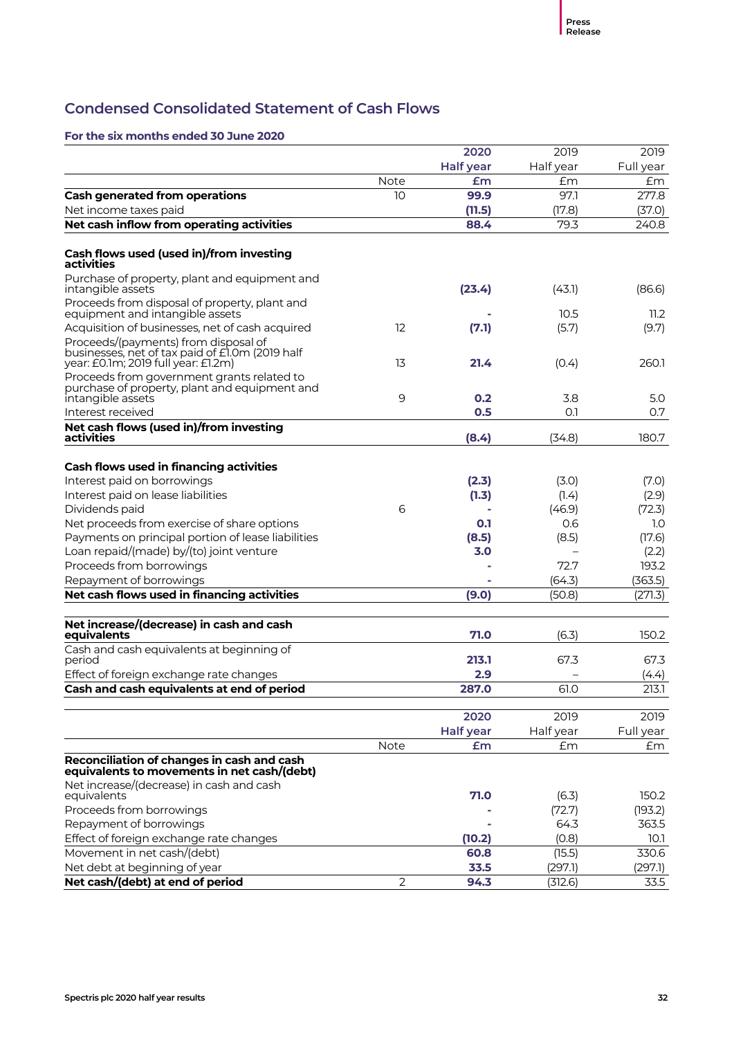## Condensed Consolidated Statement of Cash Flows

### For the six months ended 30 June 2020

| | Note | 2020 Half year £m | 2019 Half year £m | 2019 Full year £m |
|---|---|---|---|---|
| **Cash generated from operations** | 10 | **99.9** | 97.1 | 277.8 |
| Net income taxes paid | | **(11.5)** | (17.8) | (37.0) |
| **Net cash inflow from operating activities** | | **88.4** | 79.3 | 240.8 |
| | | | | |
| **Cash flows used (used in)/from investing activities** | | | | |
| Purchase of property, plant and equipment and intangible assets | | **(23.4)** | (43.1) | (86.6) |
| Proceeds from disposal of property, plant and equipment and intangible assets | | **-** | 10.5 | 11.2 |
| Acquisition of businesses, net of cash acquired | 12 | **(7.1)** | (5.7) | (9.7) |
| Proceeds/(payments) from disposal of businesses, net of tax paid of £1.0m (2019 half year: £0.1m; 2019 full year: £1.2m) | 13 | **21.4** | (0.4) | 260.1 |
| Proceeds from government grants related to purchase of property, plant and equipment and intangible assets | 9 | **0.2** | 3.8 | 5.0 |
| Interest received | | **0.5** | 0.1 | 0.7 |
| **Net cash flows (used in)/from investing activities** | | **(8.4)** | (34.8) | 180.7 |
| | | | | |
| **Cash flows used in financing activities** | | | | |
| Interest paid on borrowings | | **(2.3)** | (3.0) | (7.0) |
| Interest paid on lease liabilities | | **(1.3)** | (1.4) | (2.9) |
| Dividends paid | 6 | **-** | (46.9) | (72.3) |
| Net proceeds from exercise of share options | | **0.1** | 0.6 | 1.0 |
| Payments on principal portion of lease liabilities | | **(8.5)** | (8.5) | (17.6) |
| Loan repaid/(made) by/(to) joint venture | | **3.0** | – | (2.2) |
| Proceeds from borrowings | | **-** | 72.7 | 193.2 |
| Repayment of borrowings | | **-** | (64.3) | (363.5) |
| **Net cash flows used in financing activities** | | **(9.0)** | (50.8) | (271.3) |
| | | | | |
| **Net increase/(decrease) in cash and cash equivalents** | | **71.0** | (6.3) | 150.2 |
| Cash and cash equivalents at beginning of period | | **213.1** | 67.3 | 67.3 |
| Effect of foreign exchange rate changes | | **2.9** | – | (4.4) |
| **Cash and cash equivalents at end of period** | | **287.0** | 61.0 | 213.1 |

| | Note | 2020 Half year £m | 2019 Half year £m | 2019 Full year £m |
|---|---|---|---|---|
| **Reconciliation of changes in cash and cash equivalents to movements in net cash/(debt)** | | | | |
| Net increase/(decrease) in cash and cash equivalents | | **71.0** | (6.3) | 150.2 |
| Proceeds from borrowings | | **-** | (72.7) | (193.2) |
| Repayment of borrowings | | **-** | 64.3 | 363.5 |
| Effect of foreign exchange rate changes | | **(10.2)** | (0.8) | 10.1 |
| Movement in net cash/(debt) | | **60.8** | (15.5) | 330.6 |
| Net debt at beginning of year | | **33.5** | (297.1) | (297.1) |
| **Net cash/(debt) at end of period** | 2 | **94.3** | (312.6) | 33.5 |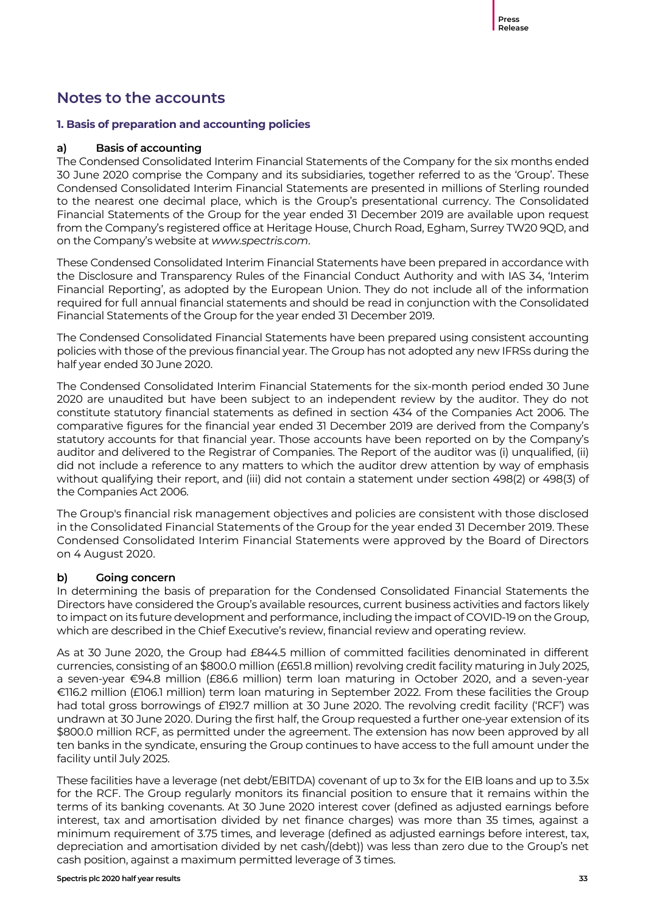# Notes to the accounts

### 1. Basis of preparation and accounting policies

#### a) Basis of accounting

The Condensed Consolidated Interim Financial Statements of the Company for the six months ended 30 June 2020 comprise the Company and its subsidiaries, together referred to as the 'Group'. These Condensed Consolidated Interim Financial Statements are presented in millions of Sterling rounded to the nearest one decimal place, which is the Group's presentational currency. The Consolidated Financial Statements of the Group for the year ended 31 December 2019 are available upon request from the Company's registered office at Heritage House, Church Road, Egham, Surrey TW20 9QD, and on the Company's website at *www.spectris.com*.

These Condensed Consolidated Interim Financial Statements have been prepared in accordance with the Disclosure and Transparency Rules of the Financial Conduct Authority and with IAS 34, 'Interim Financial Reporting', as adopted by the European Union. They do not include all of the information required for full annual financial statements and should be read in conjunction with the Consolidated Financial Statements of the Group for the year ended 31 December 2019.

The Condensed Consolidated Financial Statements have been prepared using consistent accounting policies with those of the previous financial year. The Group has not adopted any new IFRSs during the half year ended 30 June 2020.

The Condensed Consolidated Interim Financial Statements for the six-month period ended 30 June 2020 are unaudited but have been subject to an independent review by the auditor. They do not constitute statutory financial statements as defined in section 434 of the Companies Act 2006. The comparative figures for the financial year ended 31 December 2019 are derived from the Company's statutory accounts for that financial year. Those accounts have been reported on by the Company's auditor and delivered to the Registrar of Companies. The Report of the auditor was (i) unqualified, (ii) did not include a reference to any matters to which the auditor drew attention by way of emphasis without qualifying their report, and (iii) did not contain a statement under section 498(2) or 498(3) of the Companies Act 2006.

The Group's financial risk management objectives and policies are consistent with those disclosed in the Consolidated Financial Statements of the Group for the year ended 31 December 2019. These Condensed Consolidated Interim Financial Statements were approved by the Board of Directors on 4 August 2020.

#### b) Going concern

In determining the basis of preparation for the Condensed Consolidated Financial Statements the Directors have considered the Group's available resources, current business activities and factors likely to impact on its future development and performance, including the impact of COVID-19 on the Group, which are described in the Chief Executive's review, financial review and operating review.

As at 30 June 2020, the Group had £844.5 million of committed facilities denominated in different currencies, consisting of an $800.0 million (£651.8 million) revolving credit facility maturing in July 2025, a seven-year €94.8 million (£86.6 million) term loan maturing in October 2020, and a seven-year €116.2 million (£106.1 million) term loan maturing in September 2022. From these facilities the Group had total gross borrowings of £192.7 million at 30 June 2020. The revolving credit facility ('RCF') was undrawn at 30 June 2020. During the first half, the Group requested a further one-year extension of its $800.0 million RCF, as permitted under the agreement. The extension has now been approved by all ten banks in the syndicate, ensuring the Group continues to have access to the full amount under the facility until July 2025.

These facilities have a leverage (net debt/EBITDA) covenant of up to 3x for the EIB loans and up to 3.5x for the RCF. The Group regularly monitors its financial position to ensure that it remains within the terms of its banking covenants. At 30 June 2020 interest cover (defined as adjusted earnings before interest, tax and amortisation divided by net finance charges) was more than 35 times, against a minimum requirement of 3.75 times, and leverage (defined as adjusted earnings before interest, tax, depreciation and amortisation divided by net cash/(debt)) was less than zero due to the Group's net cash position, against a maximum permitted leverage of 3 times.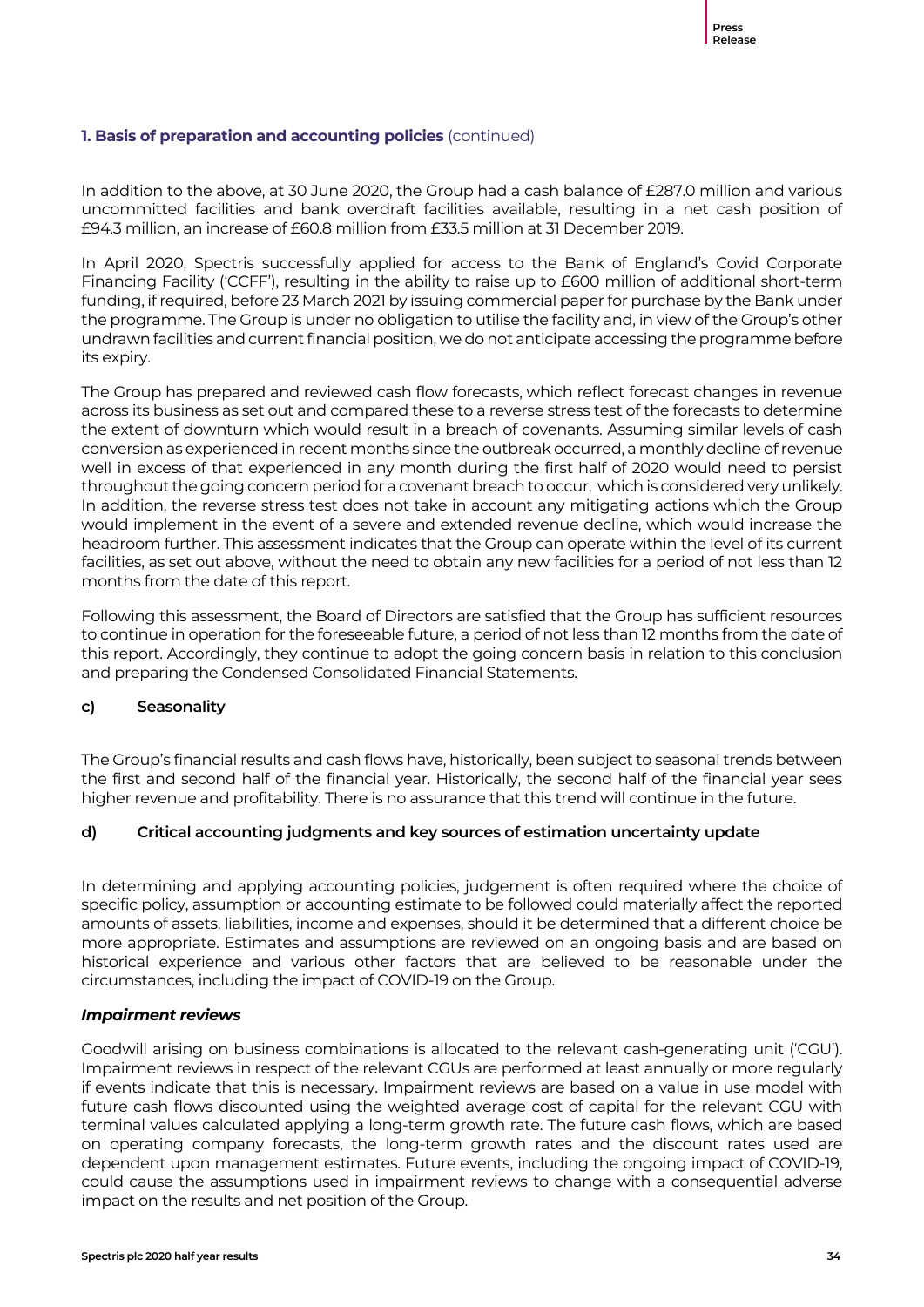## 1. Basis of preparation and accounting policies (continued)

In addition to the above, at 30 June 2020, the Group had a cash balance of £287.0 million and various uncommitted facilities and bank overdraft facilities available, resulting in a net cash position of £94.3 million, an increase of £60.8 million from £33.5 million at 31 December 2019.

In April 2020, Spectris successfully applied for access to the Bank of England's Covid Corporate Financing Facility ('CCFF'), resulting in the ability to raise up to £600 million of additional short-term funding, if required, before 23 March 2021 by issuing commercial paper for purchase by the Bank under the programme. The Group is under no obligation to utilise the facility and, in view of the Group's other undrawn facilities and current financial position, we do not anticipate accessing the programme before its expiry.

The Group has prepared and reviewed cash flow forecasts, which reflect forecast changes in revenue across its business as set out and compared these to a reverse stress test of the forecasts to determine the extent of downturn which would result in a breach of covenants. Assuming similar levels of cash conversion as experienced in recent months since the outbreak occurred, a monthly decline of revenue well in excess of that experienced in any month during the first half of 2020 would need to persist throughout the going concern period for a covenant breach to occur, which is considered very unlikely. In addition, the reverse stress test does not take in account any mitigating actions which the Group would implement in the event of a severe and extended revenue decline, which would increase the headroom further. This assessment indicates that the Group can operate within the level of its current facilities, as set out above, without the need to obtain any new facilities for a period of not less than 12 months from the date of this report.

Following this assessment, the Board of Directors are satisfied that the Group has sufficient resources to continue in operation for the foreseeable future, a period of not less than 12 months from the date of this report. Accordingly, they continue to adopt the going concern basis in relation to this conclusion and preparing the Condensed Consolidated Financial Statements.

### c) Seasonality

The Group's financial results and cash flows have, historically, been subject to seasonal trends between the first and second half of the financial year. Historically, the second half of the financial year sees higher revenue and profitability. There is no assurance that this trend will continue in the future.

### d) Critical accounting judgments and key sources of estimation uncertainty update

In determining and applying accounting policies, judgement is often required where the choice of specific policy, assumption or accounting estimate to be followed could materially affect the reported amounts of assets, liabilities, income and expenses, should it be determined that a different choice be more appropriate. Estimates and assumptions are reviewed on an ongoing basis and are based on historical experience and various other factors that are believed to be reasonable under the circumstances, including the impact of COVID-19 on the Group.

***Impairment reviews***

Goodwill arising on business combinations is allocated to the relevant cash-generating unit ('CGU'). Impairment reviews in respect of the relevant CGUs are performed at least annually or more regularly if events indicate that this is necessary. Impairment reviews are based on a value in use model with future cash flows discounted using the weighted average cost of capital for the relevant CGU with terminal values calculated applying a long-term growth rate. The future cash flows, which are based on operating company forecasts, the long-term growth rates and the discount rates used are dependent upon management estimates. Future events, including the ongoing impact of COVID-19, could cause the assumptions used in impairment reviews to change with a consequential adverse impact on the results and net position of the Group.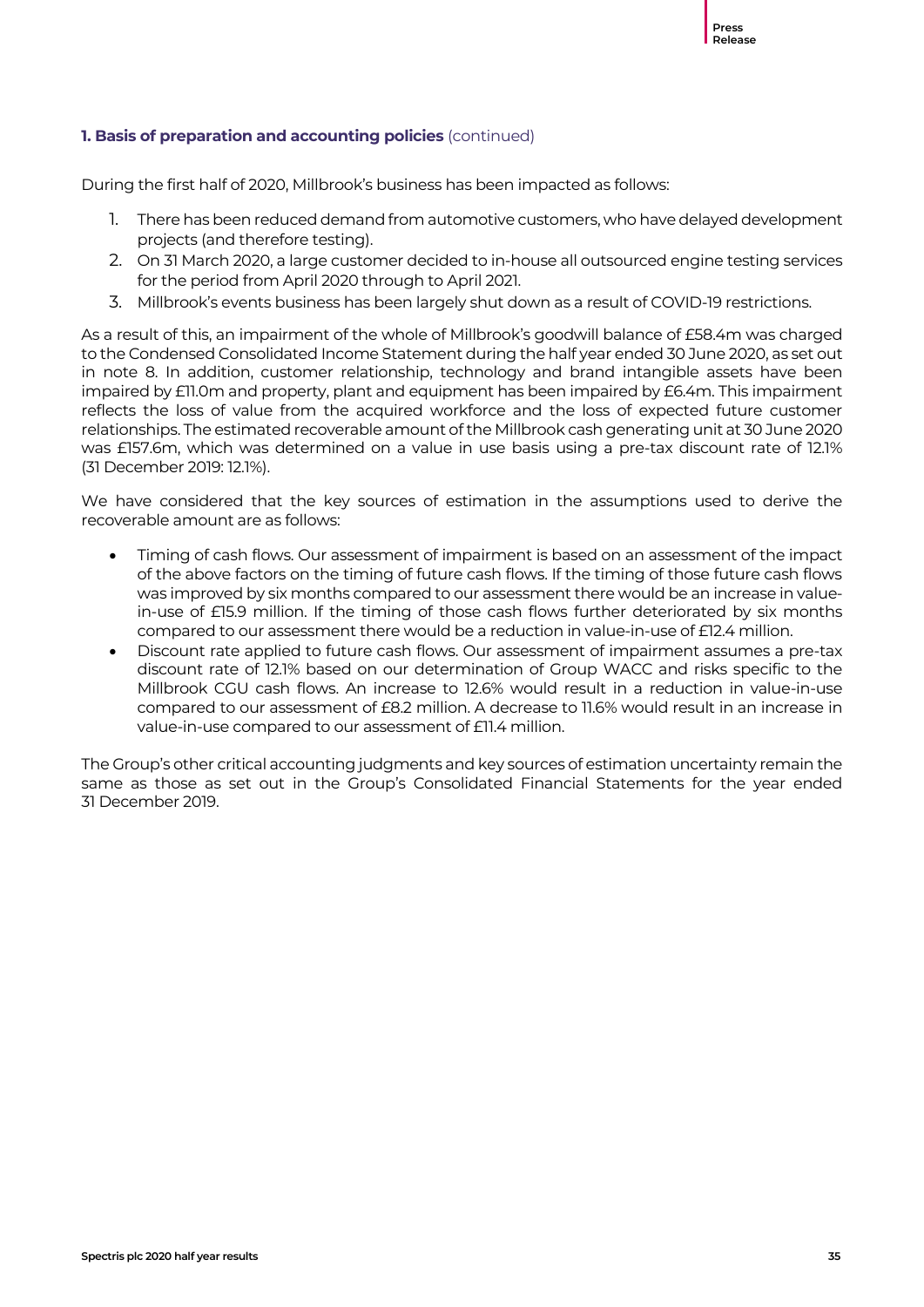### 1. Basis of preparation and accounting policies (continued)

During the first half of 2020, Millbrook's business has been impacted as follows:

1. There has been reduced demand from automotive customers, who have delayed development projects (and therefore testing).
2. On 31 March 2020, a large customer decided to in-house all outsourced engine testing services for the period from April 2020 through to April 2021.
3. Millbrook's events business has been largely shut down as a result of COVID-19 restrictions.

As a result of this, an impairment of the whole of Millbrook's goodwill balance of £58.4m was charged to the Condensed Consolidated Income Statement during the half year ended 30 June 2020, as set out in note 8. In addition, customer relationship, technology and brand intangible assets have been impaired by £11.0m and property, plant and equipment has been impaired by £6.4m. This impairment reflects the loss of value from the acquired workforce and the loss of expected future customer relationships. The estimated recoverable amount of the Millbrook cash generating unit at 30 June 2020 was £157.6m, which was determined on a value in use basis using a pre-tax discount rate of 12.1% (31 December 2019: 12.1%).

We have considered that the key sources of estimation in the assumptions used to derive the recoverable amount are as follows:

- Timing of cash flows. Our assessment of impairment is based on an assessment of the impact of the above factors on the timing of future cash flows. If the timing of those future cash flows was improved by six months compared to our assessment there would be an increase in value-in-use of £15.9 million. If the timing of those cash flows further deteriorated by six months compared to our assessment there would be a reduction in value-in-use of £12.4 million.
- Discount rate applied to future cash flows. Our assessment of impairment assumes a pre-tax discount rate of 12.1% based on our determination of Group WACC and risks specific to the Millbrook CGU cash flows. An increase to 12.6% would result in a reduction in value-in-use compared to our assessment of £8.2 million. A decrease to 11.6% would result in an increase in value-in-use compared to our assessment of £11.4 million.

The Group's other critical accounting judgments and key sources of estimation uncertainty remain the same as those as set out in the Group's Consolidated Financial Statements for the year ended 31 December 2019.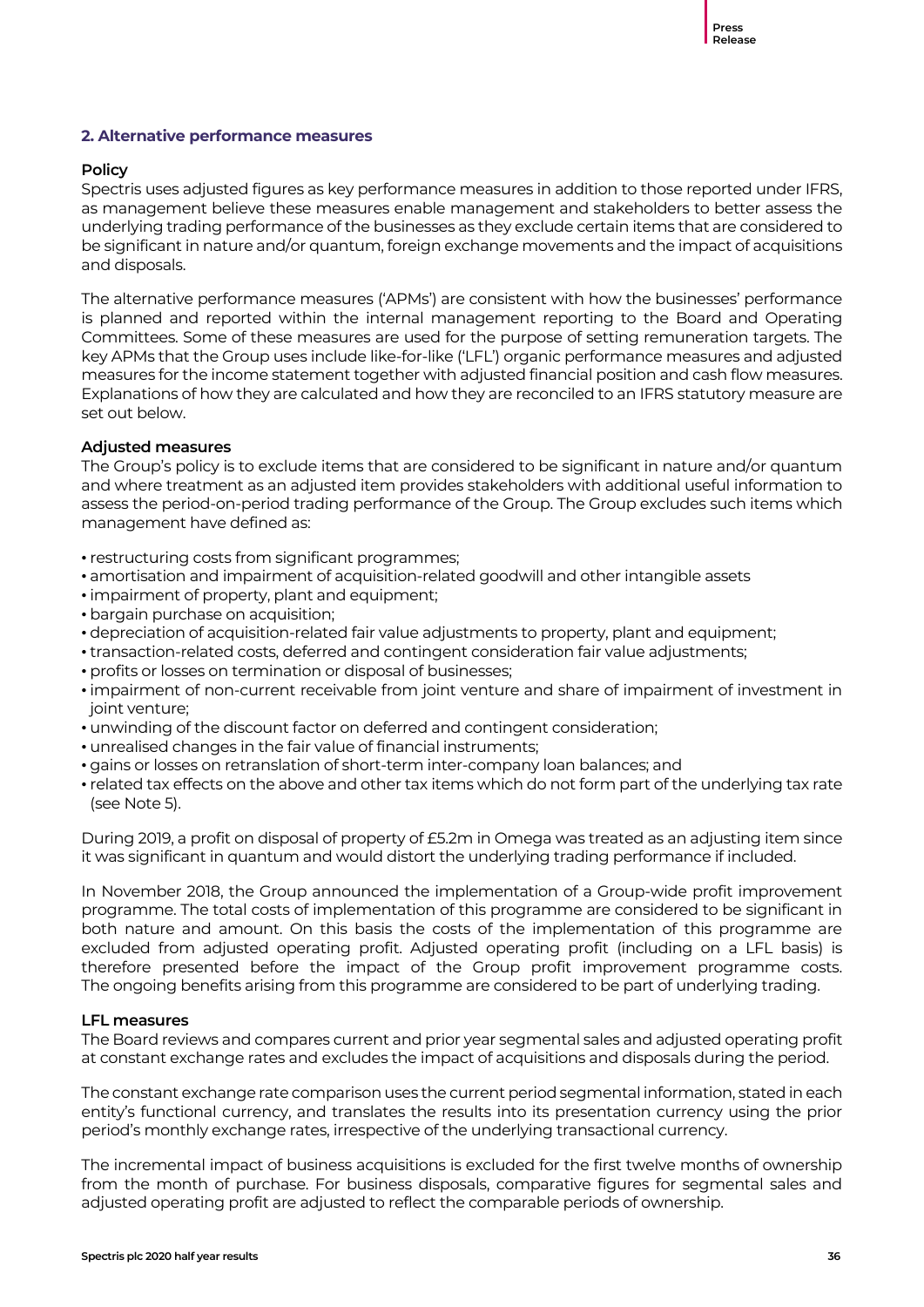## 2. Alternative performance measures

### Policy

Spectris uses adjusted figures as key performance measures in addition to those reported under IFRS, as management believe these measures enable management and stakeholders to better assess the underlying trading performance of the businesses as they exclude certain items that are considered to be significant in nature and/or quantum, foreign exchange movements and the impact of acquisitions and disposals.

The alternative performance measures ('APMs') are consistent with how the businesses' performance is planned and reported within the internal management reporting to the Board and Operating Committees. Some of these measures are used for the purpose of setting remuneration targets. The key APMs that the Group uses include like-for-like ('LFL') organic performance measures and adjusted measures for the income statement together with adjusted financial position and cash flow measures. Explanations of how they are calculated and how they are reconciled to an IFRS statutory measure are set out below.

### Adjusted measures

The Group's policy is to exclude items that are considered to be significant in nature and/or quantum and where treatment as an adjusted item provides stakeholders with additional useful information to assess the period-on-period trading performance of the Group. The Group excludes such items which management have defined as:

- restructuring costs from significant programmes;
- amortisation and impairment of acquisition-related goodwill and other intangible assets
- impairment of property, plant and equipment;
- bargain purchase on acquisition;
- depreciation of acquisition-related fair value adjustments to property, plant and equipment;
- transaction-related costs, deferred and contingent consideration fair value adjustments;
- profits or losses on termination or disposal of businesses;
- impairment of non-current receivable from joint venture and share of impairment of investment in joint venture;
- unwinding of the discount factor on deferred and contingent consideration;
- unrealised changes in the fair value of financial instruments;
- gains or losses on retranslation of short-term inter-company loan balances; and
- related tax effects on the above and other tax items which do not form part of the underlying tax rate (see Note 5).

During 2019, a profit on disposal of property of £5.2m in Omega was treated as an adjusting item since it was significant in quantum and would distort the underlying trading performance if included.

In November 2018, the Group announced the implementation of a Group-wide profit improvement programme. The total costs of implementation of this programme are considered to be significant in both nature and amount. On this basis the costs of the implementation of this programme are excluded from adjusted operating profit. Adjusted operating profit (including on a LFL basis) is therefore presented before the impact of the Group profit improvement programme costs. The ongoing benefits arising from this programme are considered to be part of underlying trading.

### LFL measures

The Board reviews and compares current and prior year segmental sales and adjusted operating profit at constant exchange rates and excludes the impact of acquisitions and disposals during the period.

The constant exchange rate comparison uses the current period segmental information, stated in each entity's functional currency, and translates the results into its presentation currency using the prior period's monthly exchange rates, irrespective of the underlying transactional currency.

The incremental impact of business acquisitions is excluded for the first twelve months of ownership from the month of purchase. For business disposals, comparative figures for segmental sales and adjusted operating profit are adjusted to reflect the comparable periods of ownership.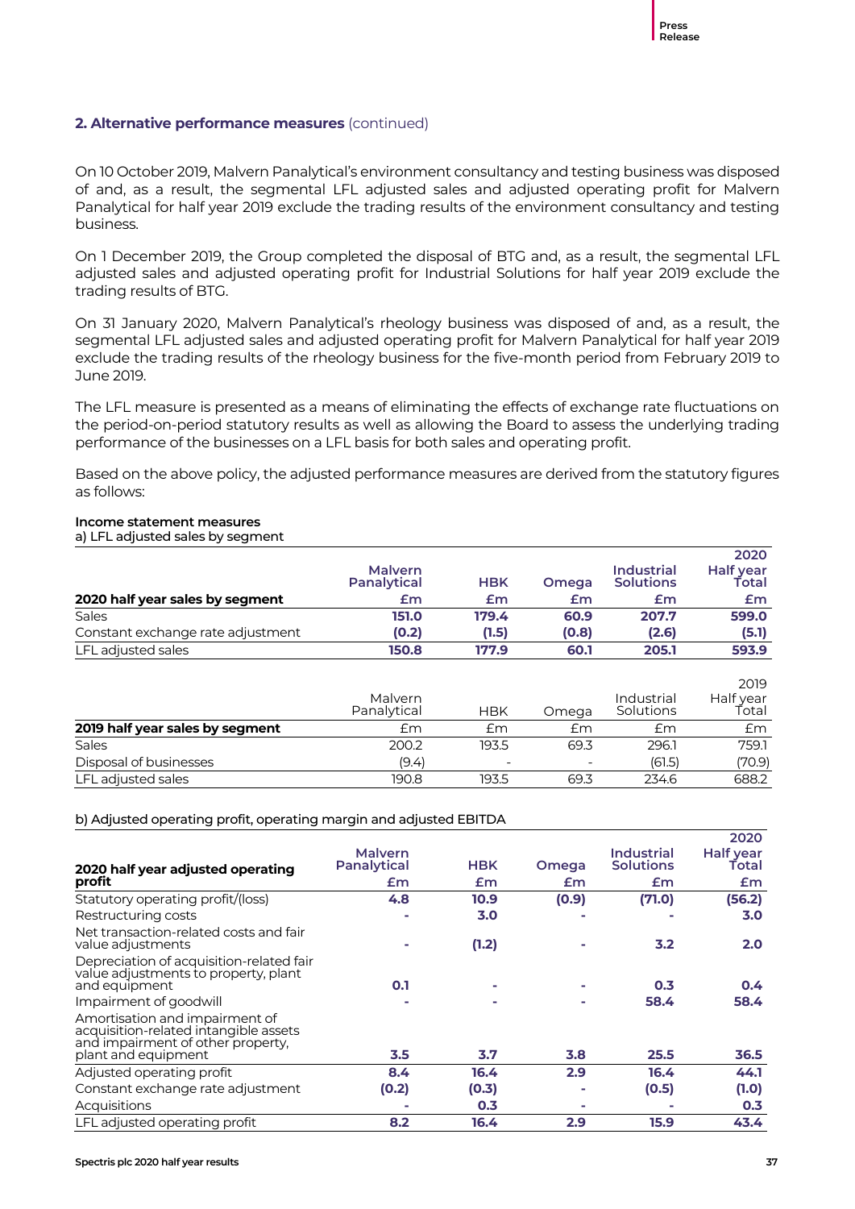## 2. Alternative performance measures (continued)

On 10 October 2019, Malvern Panalytical's environment consultancy and testing business was disposed of and, as a result, the segmental LFL adjusted sales and adjusted operating profit for Malvern Panalytical for half year 2019 exclude the trading results of the environment consultancy and testing business.

On 1 December 2019, the Group completed the disposal of BTG and, as a result, the segmental LFL adjusted sales and adjusted operating profit for Industrial Solutions for half year 2019 exclude the trading results of BTG.

On 31 January 2020, Malvern Panalytical's rheology business was disposed of and, as a result, the segmental LFL adjusted sales and adjusted operating profit for Malvern Panalytical for half year 2019 exclude the trading results of the rheology business for the five-month period from February 2019 to June 2019.

The LFL measure is presented as a means of eliminating the effects of exchange rate fluctuations on the period-on-period statutory results as well as allowing the Board to assess the underlying trading performance of the businesses on a LFL basis for both sales and operating profit.

Based on the above policy, the adjusted performance measures are derived from the statutory figures as follows:

**Income statement measures**

a) LFL adjusted sales by segment

| | Malvern Panalytical | HBK | Omega | Industrial Solutions | 2020 Half year Total |
|---|---|---|---|---|---|
| **2020 half year sales by segment** | **£m** | **£m** | **£m** | **£m** | **£m** |
| Sales | **151.0** | **179.4** | **60.9** | **207.7** | **599.0** |
| Constant exchange rate adjustment | **(0.2)** | **(1.5)** | **(0.8)** | **(2.6)** | **(5.1)** |
| LFL adjusted sales | **150.8** | **177.9** | **60.1** | **205.1** | **593.9** |

| | Malvern Panalytical | HBK | Omega | Industrial Solutions | 2019 Half year Total |
|---|---|---|---|---|---|
| **2019 half year sales by segment** | £m | £m | £m | £m | £m |
| Sales | 200.2 | 193.5 | 69.3 | 296.1 | 759.1 |
| Disposal of businesses | (9.4) | - | - | (61.5) | (70.9) |
| LFL adjusted sales | 190.8 | 193.5 | 69.3 | 234.6 | 688.2 |

b) Adjusted operating profit, operating margin and adjusted EBITDA

| | Malvern Panalytical | HBK | Omega | Industrial Solutions | 2020 Half year Total |
|---|---|---|---|---|---|
| **2020 half year adjusted operating profit** | **£m** | **£m** | **£m** | **£m** | **£m** |
| Statutory operating profit/(loss) | **4.8** | **10.9** | **(0.9)** | **(71.0)** | **(56.2)** |
| Restructuring costs | - | **3.0** | - | - | **3.0** |
| Net transaction-related costs and fair value adjustments | - | **(1.2)** | - | **3.2** | **2.0** |
| Depreciation of acquisition-related fair value adjustments to property, plant and equipment | **0.1** | - | - | **0.3** | **0.4** |
| Impairment of goodwill | - | - | - | **58.4** | **58.4** |
| Amortisation and impairment of acquisition-related intangible assets and impairment of other property, plant and equipment | **3.5** | **3.7** | **3.8** | **25.5** | **36.5** |
| Adjusted operating profit | **8.4** | **16.4** | **2.9** | **16.4** | **44.1** |
| Constant exchange rate adjustment | **(0.2)** | **(0.3)** | - | **(0.5)** | **(1.0)** |
| Acquisitions | - | **0.3** | - | - | **0.3** |
| LFL adjusted operating profit | **8.2** | **16.4** | **2.9** | **15.9** | **43.4** |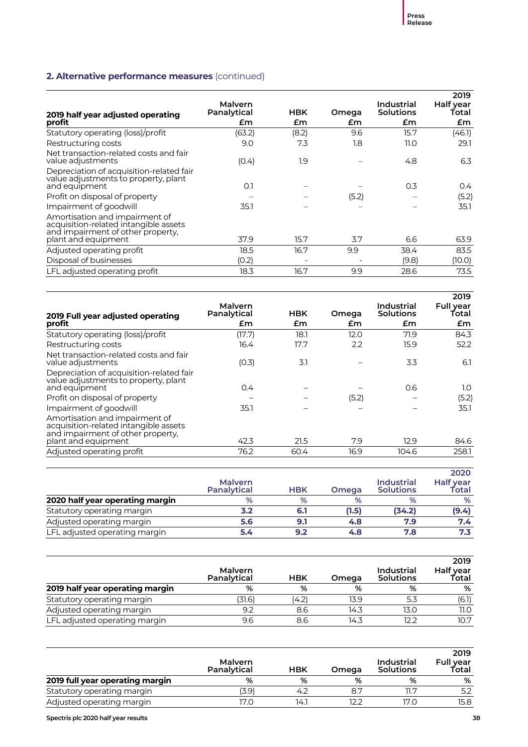## 2. Alternative performance measures (continued)

| 2019 half year adjusted operating profit | Malvern Panalytical £m | HBK £m | Omega £m | Industrial Solutions £m | 2019 Half year Total £m |
|---|---|---|---|---|---|
| Statutory operating (loss)/profit | (63.2) | (8.2) | 9.6 | 15.7 | (46.1) |
| Restructuring costs | 9.0 | 7.3 | 1.8 | 11.0 | 29.1 |
| Net transaction-related costs and fair value adjustments | (0.4) | 1.9 | – | 4.8 | 6.3 |
| Depreciation of acquisition-related fair value adjustments to property, plant and equipment | 0.1 | – | – | 0.3 | 0.4 |
| Profit on disposal of property | – | – | (5.2) | – | (5.2) |
| Impairment of goodwill | 35.1 | – | – | – | 35.1 |
| Amortisation and impairment of acquisition-related intangible assets and impairment of other property, plant and equipment | 37.9 | 15.7 | 3.7 | 6.6 | 63.9 |
| Adjusted operating profit | 18.5 | 16.7 | 9.9 | 38.4 | 83.5 |
| Disposal of businesses | (0.2) | - | - | (9.8) | (10.0) |
| LFL adjusted operating profit | 18.3 | 16.7 | 9.9 | 28.6 | 73.5 |

| 2019 Full year adjusted operating profit | Malvern Panalytical £m | HBK £m | Omega £m | Industrial Solutions £m | 2019 Full year Total £m |
|---|---|---|---|---|---|
| Statutory operating (loss)/profit | (17.7) | 18.1 | 12.0 | 71.9 | 84.3 |
| Restructuring costs | 16.4 | 17.7 | 2.2 | 15.9 | 52.2 |
| Net transaction-related costs and fair value adjustments | (0.3) | 3.1 | – | 3.3 | 6.1 |
| Depreciation of acquisition-related fair value adjustments to property, plant and equipment | 0.4 | – | – | 0.6 | 1.0 |
| Profit on disposal of property | – | – | (5.2) | – | (5.2) |
| Impairment of goodwill | 35.1 | – | – | – | 35.1 |
| Amortisation and impairment of acquisition-related intangible assets and impairment of other property, plant and equipment | 42.3 | 21.5 | 7.9 | 12.9 | 84.6 |
| Adjusted operating profit | 76.2 | 60.4 | 16.9 | 104.6 | 258.1 |

| 2020 half year operating margin | Malvern Panalytical % | HBK % | Omega % | Industrial Solutions % | 2020 Half year Total % |
|---|---|---|---|---|---|
| Statutory operating margin | **3.2** | **6.1** | **(1.5)** | **(34.2)** | **(9.4)** |
| Adjusted operating margin | **5.6** | **9.1** | **4.8** | **7.9** | **7.4** |
| LFL adjusted operating margin | **5.4** | **9.2** | **4.8** | **7.8** | **7.3** |

| 2019 half year operating margin | Malvern Panalytical % | HBK % | Omega % | Industrial Solutions % | 2019 Half year Total % |
|---|---|---|---|---|---|
| Statutory operating margin | (31.6) | (4.2) | 13.9 | 5.3 | (6.1) |
| Adjusted operating margin | 9.2 | 8.6 | 14.3 | 13.0 | 11.0 |
| LFL adjusted operating margin | 9.6 | 8.6 | 14.3 | 12.2 | 10.7 |

| 2019 full year operating margin | Malvern Panalytical % | HBK % | Omega % | Industrial Solutions % | 2019 Full year Total % |
|---|---|---|---|---|---|
| Statutory operating margin | (3.9) | 4.2 | 8.7 | 11.7 | 5.2 |
| Adjusted operating margin | 17.0 | 14.1 | 12.2 | 17.0 | 15.8 |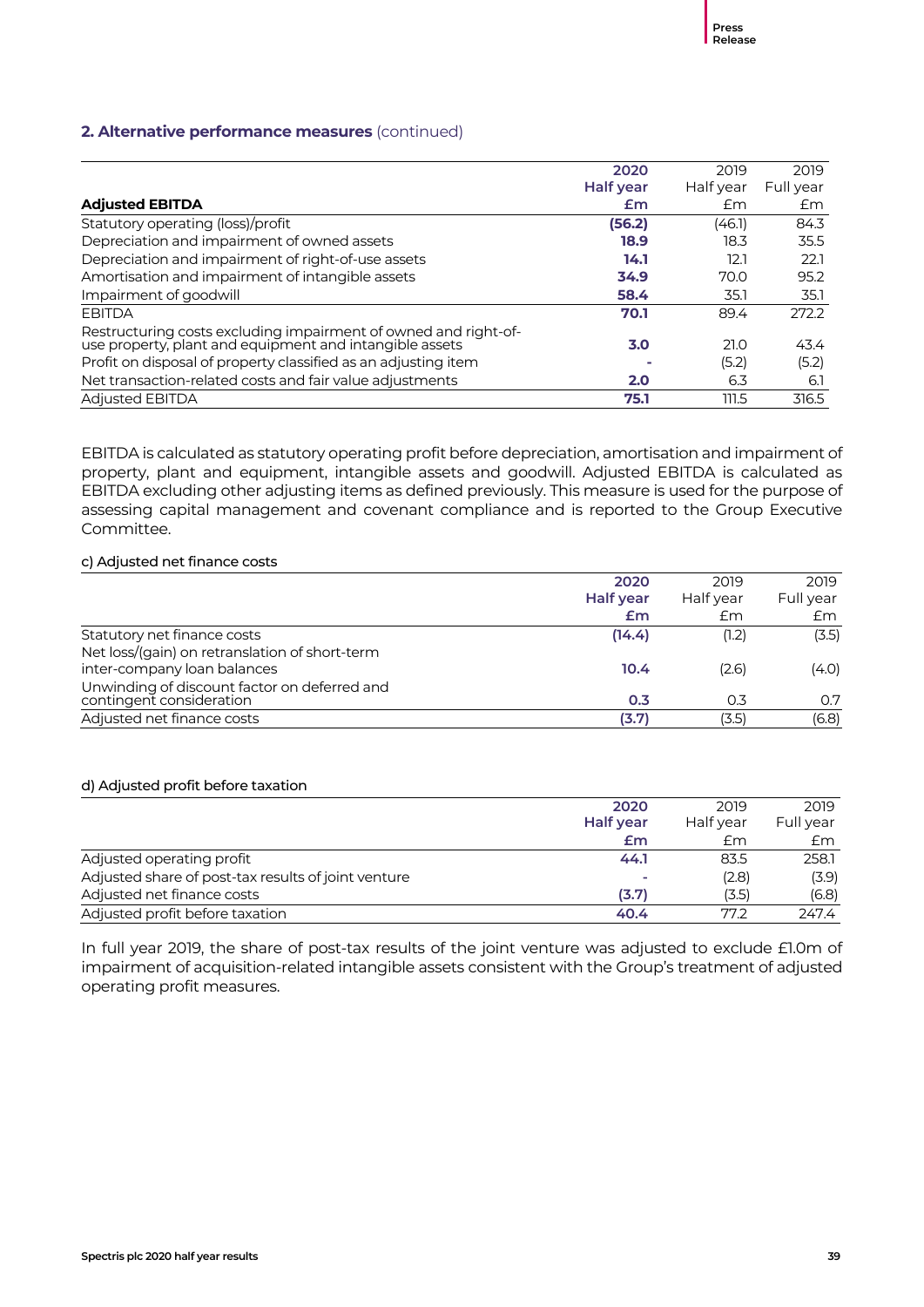## 2. Alternative performance measures (continued)

| Adjusted EBITDA | 2020 Half year £m | 2019 Half year £m | 2019 Full year £m |
|---|---|---|---|
| Statutory operating (loss)/profit | **(56.2)** | (46.1) | 84.3 |
| Depreciation and impairment of owned assets | **18.9** | 18.3 | 35.5 |
| Depreciation and impairment of right-of-use assets | **14.1** | 12.1 | 22.1 |
| Amortisation and impairment of intangible assets | **34.9** | 70.0 | 95.2 |
| Impairment of goodwill | **58.4** | 35.1 | 35.1 |
| EBITDA | **70.1** | 89.4 | 272.2 |
| Restructuring costs excluding impairment of owned and right-of-use property, plant and equipment and intangible assets | **3.0** | 21.0 | 43.4 |
| Profit on disposal of property classified as an adjusting item | **-** | (5.2) | (5.2) |
| Net transaction-related costs and fair value adjustments | **2.0** | 6.3 | 6.1 |
| Adjusted EBITDA | **75.1** | 111.5 | 316.5 |

EBITDA is calculated as statutory operating profit before depreciation, amortisation and impairment of property, plant and equipment, intangible assets and goodwill. Adjusted EBITDA is calculated as EBITDA excluding other adjusting items as defined previously. This measure is used for the purpose of assessing capital management and covenant compliance and is reported to the Group Executive Committee.

c) Adjusted net finance costs

| | 2020 Half year £m | 2019 Half year £m | 2019 Full year £m |
|---|---|---|---|
| Statutory net finance costs | **(14.4)** | (1.2) | (3.5) |
| Net loss/(gain) on retranslation of short-term inter-company loan balances | **10.4** | (2.6) | (4.0) |
| Unwinding of discount factor on deferred and contingent consideration | **0.3** | 0.3 | 0.7 |
| Adjusted net finance costs | **(3.7)** | (3.5) | (6.8) |

d) Adjusted profit before taxation

| | 2020 Half year £m | 2019 Half year £m | 2019 Full year £m |
|---|---|---|---|
| Adjusted operating profit | **44.1** | 83.5 | 258.1 |
| Adjusted share of post-tax results of joint venture | **-** | (2.8) | (3.9) |
| Adjusted net finance costs | **(3.7)** | (3.5) | (6.8) |
| Adjusted profit before taxation | **40.4** | 77.2 | 247.4 |

In full year 2019, the share of post-tax results of the joint venture was adjusted to exclude £1.0m of impairment of acquisition-related intangible assets consistent with the Group's treatment of adjusted operating profit measures.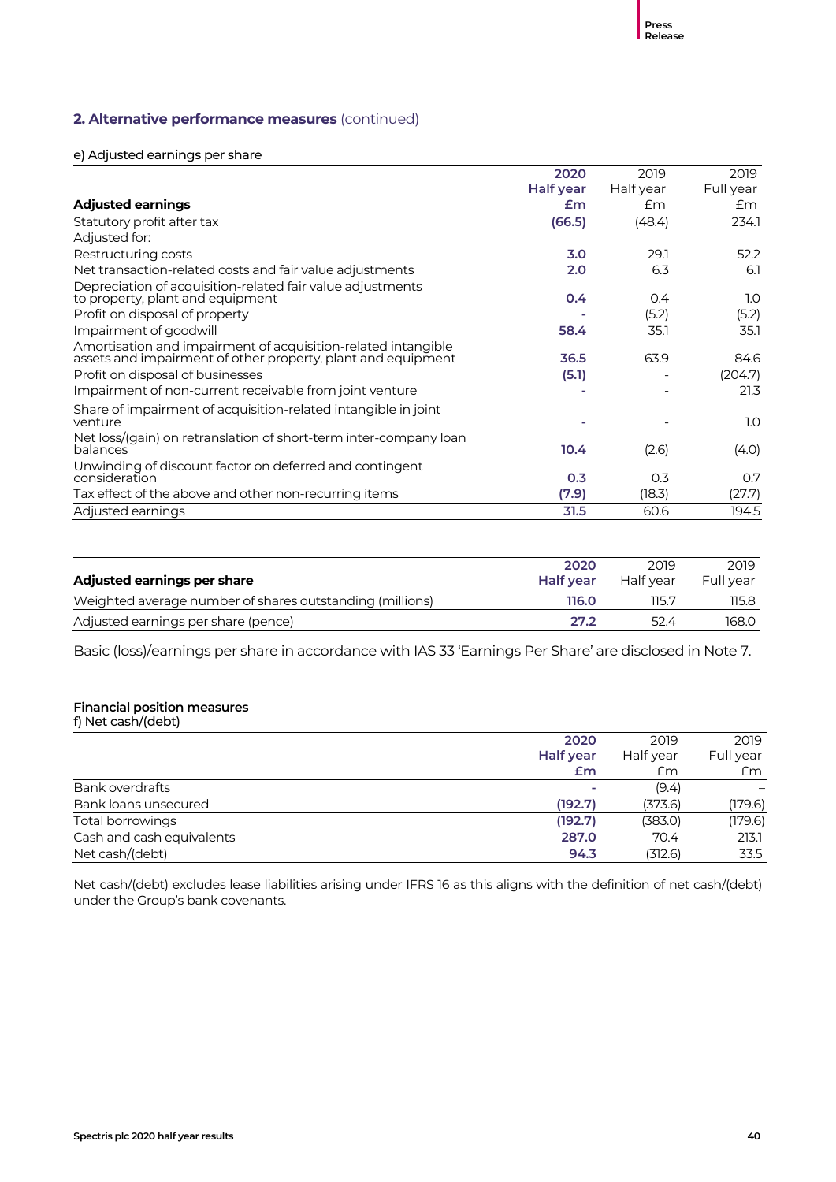## 2. Alternative performance measures (continued)

e) Adjusted earnings per share

| Adjusted earnings | 2020 Half year £m | 2019 Half year £m | 2019 Full year £m |
|---|---|---|---|
| Statutory profit after tax | (66.5) | (48.4) | 234.1 |
| Adjusted for: | | | |
| Restructuring costs | 3.0 | 29.1 | 52.2 |
| Net transaction-related costs and fair value adjustments | 2.0 | 6.3 | 6.1 |
| Depreciation of acquisition-related fair value adjustments to property, plant and equipment | 0.4 | 0.4 | 1.0 |
| Profit on disposal of property | - | (5.2) | (5.2) |
| Impairment of goodwill | 58.4 | 35.1 | 35.1 |
| Amortisation and impairment of acquisition-related intangible assets and impairment of other property, plant and equipment | 36.5 | 63.9 | 84.6 |
| Profit on disposal of businesses | (5.1) | - | (204.7) |
| Impairment of non-current receivable from joint venture | - | - | 21.3 |
| Share of impairment of acquisition-related intangible in joint venture | - | - | 1.0 |
| Net loss/(gain) on retranslation of short-term inter-company loan balances | 10.4 | (2.6) | (4.0) |
| Unwinding of discount factor on deferred and contingent consideration | 0.3 | 0.3 | 0.7 |
| Tax effect of the above and other non-recurring items | (7.9) | (18.3) | (27.7) |
| Adjusted earnings | 31.5 | 60.6 | 194.5 |

| Adjusted earnings per share | 2020 Half year | 2019 Half year | 2019 Full year |
|---|---|---|---|
| Weighted average number of shares outstanding (millions) | 116.0 | 115.7 | 115.8 |
| Adjusted earnings per share (pence) | 27.2 | 52.4 | 168.0 |

Basic (loss)/earnings per share in accordance with IAS 33 'Earnings Per Share' are disclosed in Note 7.

**Financial position measures**

f) Net cash/(debt)

| | 2020 Half year £m | 2019 Half year £m | 2019 Full year £m |
|---|---|---|---|
| Bank overdrafts | - | (9.4) | – |
| Bank loans unsecured | (192.7) | (373.6) | (179.6) |
| Total borrowings | (192.7) | (383.0) | (179.6) |
| Cash and cash equivalents | 287.0 | 70.4 | 213.1 |
| Net cash/(debt) | 94.3 | (312.6) | 33.5 |

Net cash/(debt) excludes lease liabilities arising under IFRS 16 as this aligns with the definition of net cash/(debt) under the Group's bank covenants.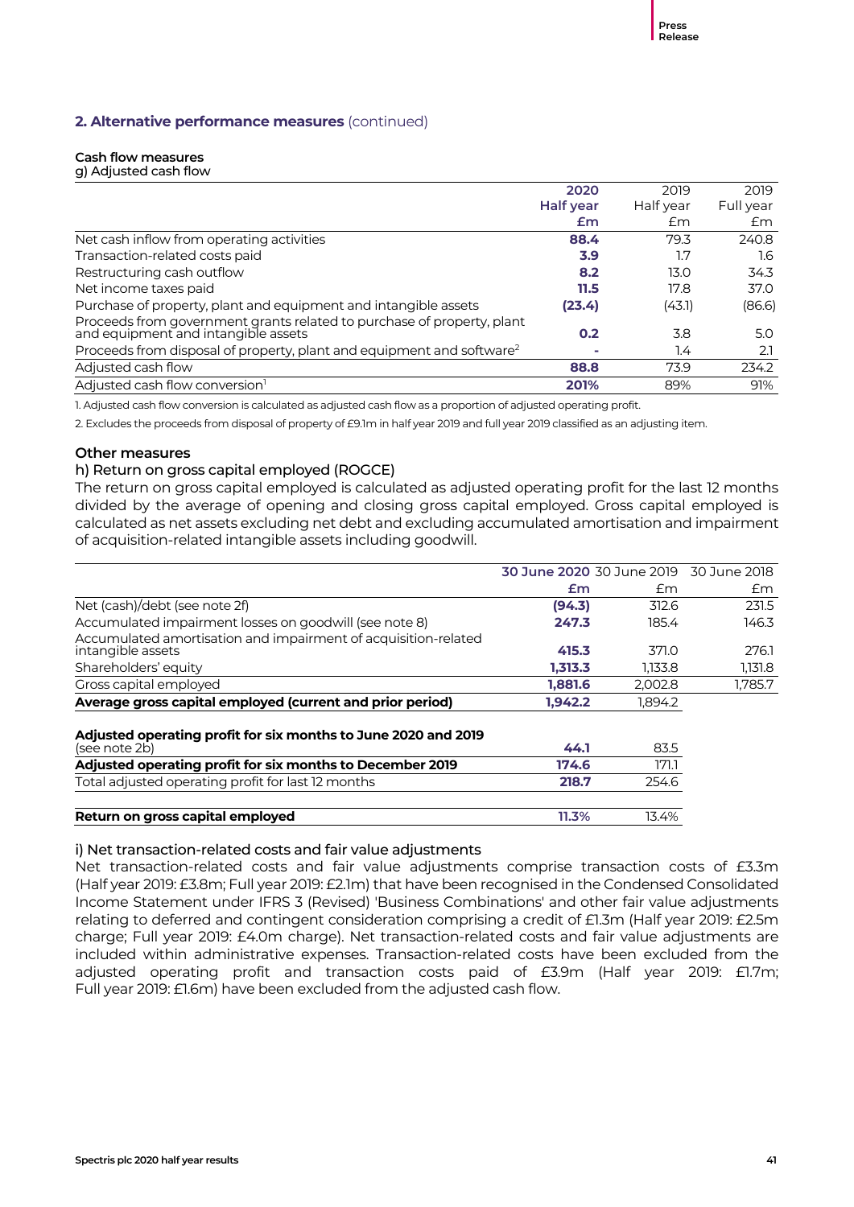## 2. Alternative performance measures (continued)

### Cash flow measures

g) Adjusted cash flow

| | 2020 Half year £m | 2019 Half year £m | 2019 Full year £m |
|---|---|---|---|
| Net cash inflow from operating activities | **88.4** | 79.3 | 240.8 |
| Transaction-related costs paid | **3.9** | 1.7 | 1.6 |
| Restructuring cash outflow | **8.2** | 13.0 | 34.3 |
| Net income taxes paid | **11.5** | 17.8 | 37.0 |
| Purchase of property, plant and equipment and intangible assets | **(23.4)** | (43.1) | (86.6) |
| Proceeds from government grants related to purchase of property, plant and equipment and intangible assets | **0.2** | 3.8 | 5.0 |
| Proceeds from disposal of property, plant and equipment and software[2] | **-** | 1.4 | 2.1 |
| Adjusted cash flow | **88.8** | 73.9 | 234.2 |
| Adjusted cash flow conversion[1] | **201%** | 89% | 91% |

1. Adjusted cash flow conversion is calculated as adjusted cash flow as a proportion of adjusted operating profit.

2. Excludes the proceeds from disposal of property of £9.1m in half year 2019 and full year 2019 classified as an adjusting item.

### Other measures

h) Return on gross capital employed (ROGCE)

The return on gross capital employed is calculated as adjusted operating profit for the last 12 months divided by the average of opening and closing gross capital employed. Gross capital employed is calculated as net assets excluding net debt and excluding accumulated amortisation and impairment of acquisition-related intangible assets including goodwill.

| | 30 June 2020 £m | 30 June 2019 £m | 30 June 2018 £m |
|---|---|---|---|
| Net (cash)/debt (see note 2f) | **(94.3)** | 312.6 | 231.5 |
| Accumulated impairment losses on goodwill (see note 8) | **247.3** | 185.4 | 146.3 |
| Accumulated amortisation and impairment of acquisition-related intangible assets | **415.3** | 371.0 | 276.1 |
| Shareholders' equity | **1,313.3** | 1,133.8 | 1,131.8 |
| Gross capital employed | **1,881.6** | 2,002.8 | 1,785.7 |
| **Average gross capital employed (current and prior period)** | **1,942.2** | 1,894.2 | |
| | | | |
| **Adjusted operating profit for six months to June 2020 and 2019** (see note 2b) | **44.1** | 83.5 | |
| **Adjusted operating profit for six months to December 2019** | **174.6** | 171.1 | |
| Total adjusted operating profit for last 12 months | **218.7** | 254.6 | |
| | | | |
| **Return on gross capital employed** | **11.3%** | 13.4% | |

i) Net transaction-related costs and fair value adjustments

Net transaction-related costs and fair value adjustments comprise transaction costs of £3.3m (Half year 2019: £3.8m; Full year 2019: £2.1m) that have been recognised in the Condensed Consolidated Income Statement under IFRS 3 (Revised) 'Business Combinations' and other fair value adjustments relating to deferred and contingent consideration comprising a credit of £1.3m (Half year 2019: £2.5m charge; Full year 2019: £4.0m charge). Net transaction-related costs and fair value adjustments are included within administrative expenses. Transaction-related costs have been excluded from the adjusted operating profit and transaction costs paid of £3.9m (Half year 2019: £1.7m; Full year 2019: £1.6m) have been excluded from the adjusted cash flow.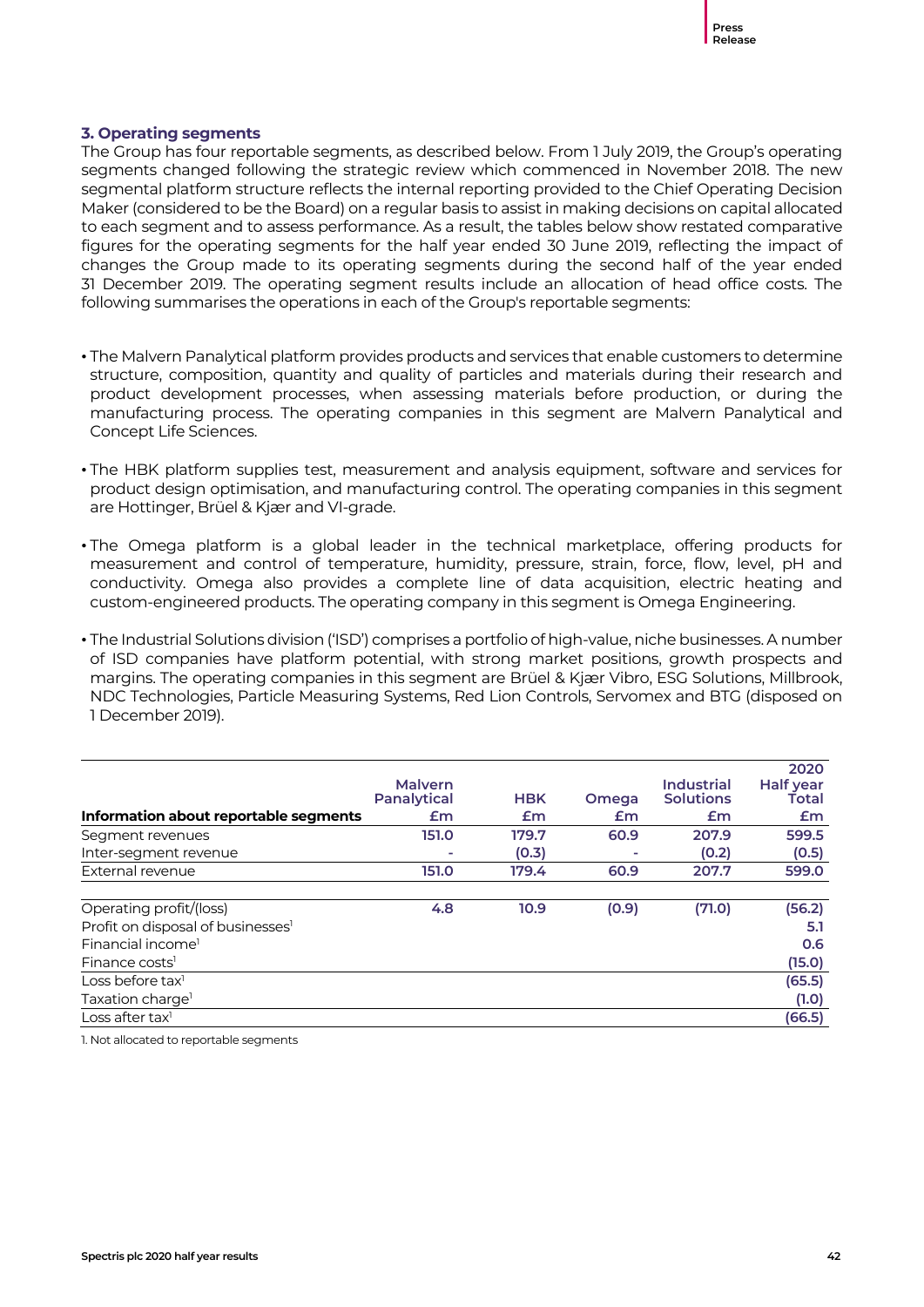### 3. Operating segments

The Group has four reportable segments, as described below. From 1 July 2019, the Group's operating segments changed following the strategic review which commenced in November 2018. The new segmental platform structure reflects the internal reporting provided to the Chief Operating Decision Maker (considered to be the Board) on a regular basis to assist in making decisions on capital allocated to each segment and to assess performance. As a result, the tables below show restated comparative figures for the operating segments for the half year ended 30 June 2019, reflecting the impact of changes the Group made to its operating segments during the second half of the year ended 31 December 2019. The operating segment results include an allocation of head office costs. The following summarises the operations in each of the Group's reportable segments:

- The Malvern Panalytical platform provides products and services that enable customers to determine structure, composition, quantity and quality of particles and materials during their research and product development processes, when assessing materials before production, or during the manufacturing process. The operating companies in this segment are Malvern Panalytical and Concept Life Sciences.
- The HBK platform supplies test, measurement and analysis equipment, software and services for product design optimisation, and manufacturing control. The operating companies in this segment are Hottinger, Brüel & Kjær and VI-grade.
- The Omega platform is a global leader in the technical marketplace, offering products for measurement and control of temperature, humidity, pressure, strain, force, flow, level, pH and conductivity. Omega also provides a complete line of data acquisition, electric heating and custom-engineered products. The operating company in this segment is Omega Engineering.
- The Industrial Solutions division ('ISD') comprises a portfolio of high-value, niche businesses. A number of ISD companies have platform potential, with strong market positions, growth prospects and margins. The operating companies in this segment are Brüel & Kjær Vibro, ESG Solutions, Millbrook, NDC Technologies, Particle Measuring Systems, Red Lion Controls, Servomex and BTG (disposed on 1 December 2019).

| Information about reportable segments | Malvern Panalytical £m | HBK £m | Omega £m | Industrial Solutions £m | 2020 Half year Total £m |
|---|---|---|---|---|---|
| Segment revenues | 151.0 | 179.7 | 60.9 | 207.9 | 599.5 |
| Inter-segment revenue | - | (0.3) | - | (0.2) | (0.5) |
| External revenue | 151.0 | 179.4 | 60.9 | 207.7 | 599.0 |
| | | | | | |
| Operating profit/(loss) | 4.8 | 10.9 | (0.9) | (71.0) | (56.2) |
| Profit on disposal of businesses[1] | | | | | 5.1 |
| Financial income[1] | | | | | 0.6 |
| Finance costs[1] | | | | | (15.0) |
| Loss before tax[1] | | | | | (65.5) |
| Taxation charge[1] | | | | | (1.0) |
| Loss after tax[1] | | | | | (66.5) |

1. Not allocated to reportable segments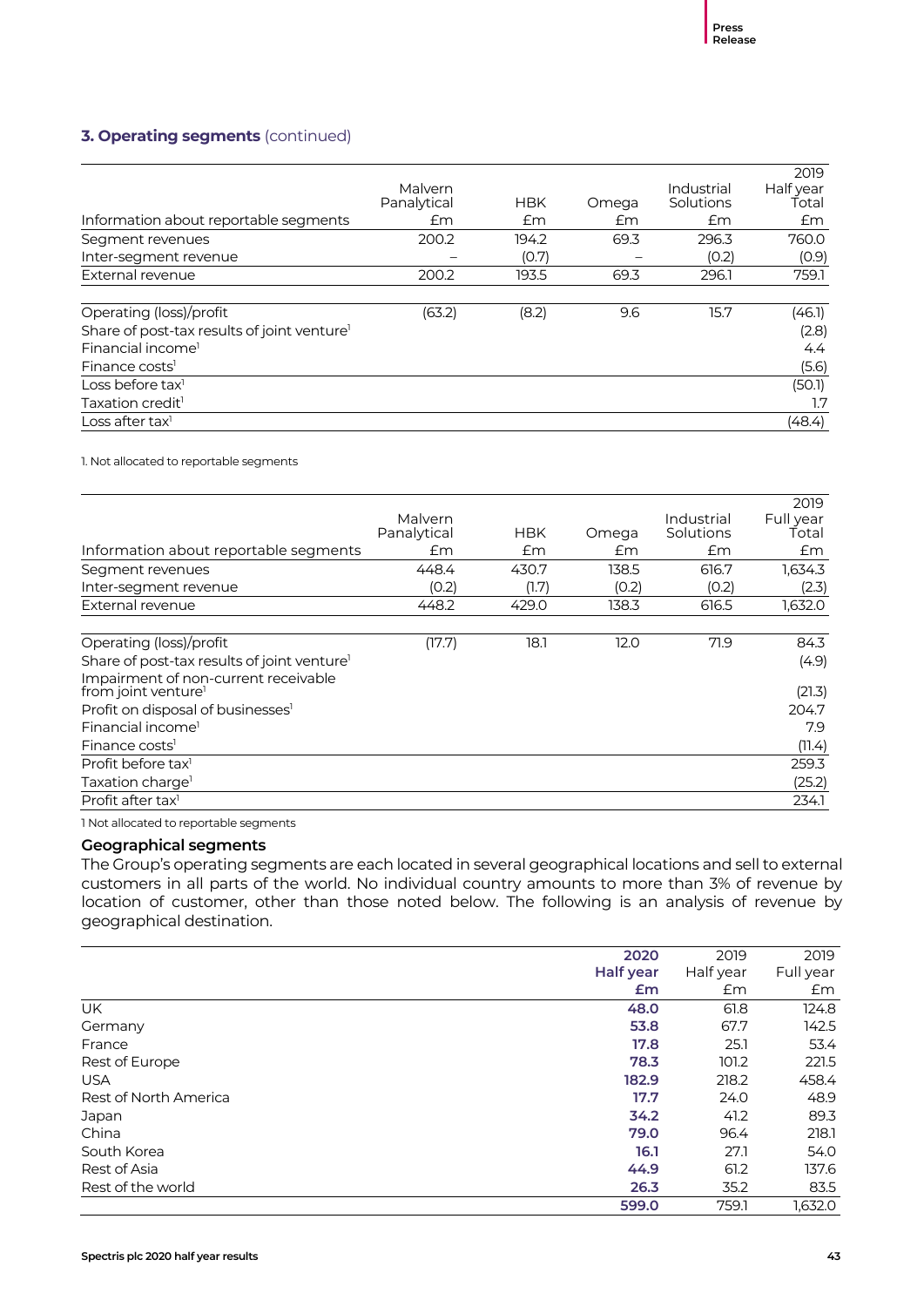## 3. Operating segments (continued)

| Information about reportable segments | Malvern Panalytical £m | HBK £m | Omega £m | Industrial Solutions £m | 2019 Half year Total £m |
|---|---|---|---|---|---|
| Segment revenues | 200.2 | 194.2 | 69.3 | 296.3 | 760.0 |
| Inter-segment revenue | – | (0.7) | – | (0.2) | (0.9) |
| External revenue | 200.2 | 193.5 | 69.3 | 296.1 | 759.1 |
| | | | | | |
| Operating (loss)/profit | (63.2) | (8.2) | 9.6 | 15.7 | (46.1) |
| Share of post-tax results of joint venture[1] | | | | | (2.8) |
| Financial income[1] | | | | | 4.4 |
| Finance costs[1] | | | | | (5.6) |
| Loss before tax[1] | | | | | (50.1) |
| Taxation credit[1] | | | | | 1.7 |
| Loss after tax[1] | | | | | (48.4) |

1. Not allocated to reportable segments

| Information about reportable segments | Malvern Panalytical £m | HBK £m | Omega £m | Industrial Solutions £m | 2019 Full year Total £m |
|---|---|---|---|---|---|
| Segment revenues | 448.4 | 430.7 | 138.5 | 616.7 | 1,634.3 |
| Inter-segment revenue | (0.2) | (1.7) | (0.2) | (0.2) | (2.3) |
| External revenue | 448.2 | 429.0 | 138.3 | 616.5 | 1,632.0 |
| | | | | | |
| Operating (loss)/profit | (17.7) | 18.1 | 12.0 | 71.9 | 84.3 |
| Share of post-tax results of joint venture[1] | | | | | (4.9) |
| Impairment of non-current receivable from joint venture[1] | | | | | (21.3) |
| Profit on disposal of businesses[1] | | | | | 204.7 |
| Financial income[1] | | | | | 7.9 |
| Finance costs[1] | | | | | (11.4) |
| Profit before tax[1] | | | | | 259.3 |
| Taxation charge[1] | | | | | (25.2) |
| Profit after tax[1] | | | | | 234.1 |

1 Not allocated to reportable segments

### Geographical segments

The Group's operating segments are each located in several geographical locations and sell to external customers in all parts of the world. No individual country amounts to more than 3% of revenue by location of customer, other than those noted below. The following is an analysis of revenue by geographical destination.

| | **2020 Half year £m** | 2019 Half year £m | 2019 Full year £m |
|---|---|---|---|
| UK | **48.0** | 61.8 | 124.8 |
| Germany | **53.8** | 67.7 | 142.5 |
| France | **17.8** | 25.1 | 53.4 |
| Rest of Europe | **78.3** | 101.2 | 221.5 |
| USA | **182.9** | 218.2 | 458.4 |
| Rest of North America | **17.7** | 24.0 | 48.9 |
| Japan | **34.2** | 41.2 | 89.3 |
| China | **79.0** | 96.4 | 218.1 |
| South Korea | **16.1** | 27.1 | 54.0 |
| Rest of Asia | **44.9** | 61.2 | 137.6 |
| Rest of the world | **26.3** | 35.2 | 83.5 |
| | **599.0** | 759.1 | 1,632.0 |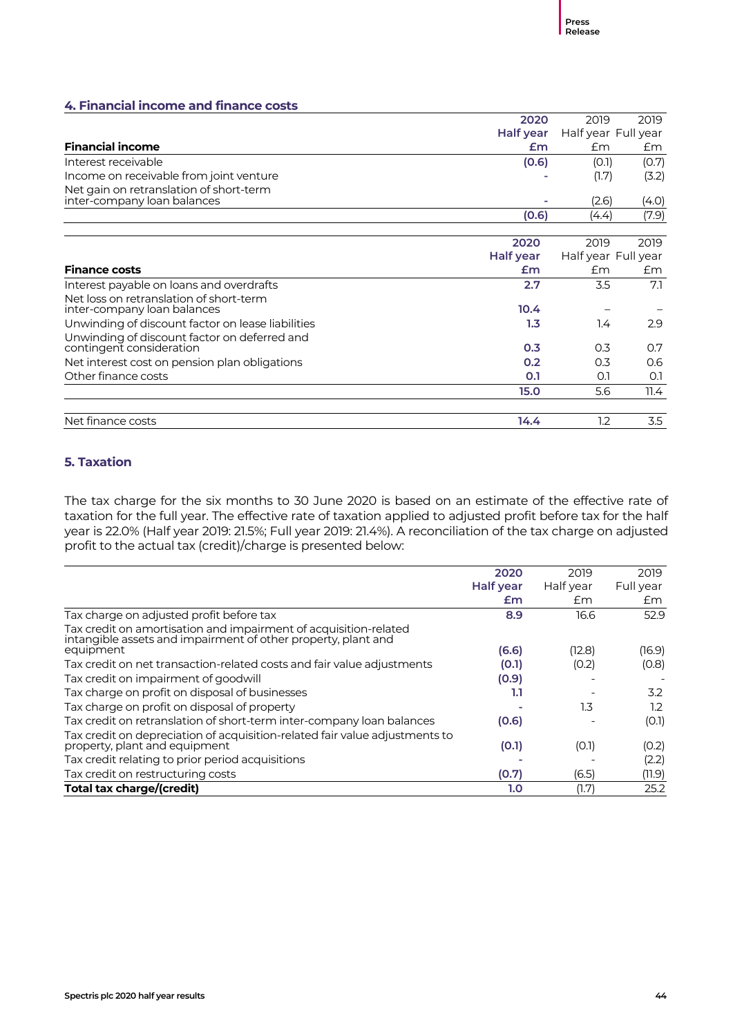## 4. Financial income and finance costs

| Financial income | 2020 Half year £m | 2019 Half year £m | 2019 Full year £m |
|---|---|---|---|
| Interest receivable | **(0.6)** | (0.1) | (0.7) |
| Income on receivable from joint venture | **-** | (1.7) | (3.2) |
| Net gain on retranslation of short-term inter-company loan balances | **-** | (2.6) | (4.0) |
| | **(0.6)** | (4.4) | (7.9) |

| Finance costs | 2020 Half year £m | 2019 Half year £m | 2019 Full year £m |
|---|---|---|---|
| Interest payable on loans and overdrafts | **2.7** | 3.5 | 7.1 |
| Net loss on retranslation of short-term inter-company loan balances | **10.4** | – | – |
| Unwinding of discount factor on lease liabilities | **1.3** | 1.4 | 2.9 |
| Unwinding of discount factor on deferred and contingent consideration | **0.3** | 0.3 | 0.7 |
| Net interest cost on pension plan obligations | **0.2** | 0.3 | 0.6 |
| Other finance costs | **0.1** | 0.1 | 0.1 |
| | **15.0** | 5.6 | 11.4 |
| | | | |
| Net finance costs | **14.4** | 1.2 | 3.5 |

## 5. Taxation

The tax charge for the six months to 30 June 2020 is based on an estimate of the effective rate of taxation for the full year. The effective rate of taxation applied to adjusted profit before tax for the half year is 22.0% (Half year 2019: 21.5%; Full year 2019: 21.4%). A reconciliation of the tax charge on adjusted profit to the actual tax (credit)/charge is presented below:

| | 2020 Half year £m | 2019 Half year £m | 2019 Full year £m |
|---|---|---|---|
| Tax charge on adjusted profit before tax | **8.9** | 16.6 | 52.9 |
| Tax credit on amortisation and impairment of acquisition-related intangible assets and impairment of other property, plant and equipment | **(6.6)** | (12.8) | (16.9) |
| Tax credit on net transaction-related costs and fair value adjustments | **(0.1)** | (0.2) | (0.8) |
| Tax credit on impairment of goodwill | **(0.9)** | - | - |
| Tax charge on profit on disposal of businesses | **1.1** | - | 3.2 |
| Tax charge on profit on disposal of property | **-** | 1.3 | 1.2 |
| Tax credit on retranslation of short-term inter-company loan balances | **(0.6)** | - | (0.1) |
| Tax credit on depreciation of acquisition-related fair value adjustments to property, plant and equipment | **(0.1)** | (0.1) | (0.2) |
| Tax credit relating to prior period acquisitions | **-** | - | (2.2) |
| Tax credit on restructuring costs | **(0.7)** | (6.5) | (11.9) |
| **Total tax charge/(credit)** | **1.0** | (1.7) | 25.2 |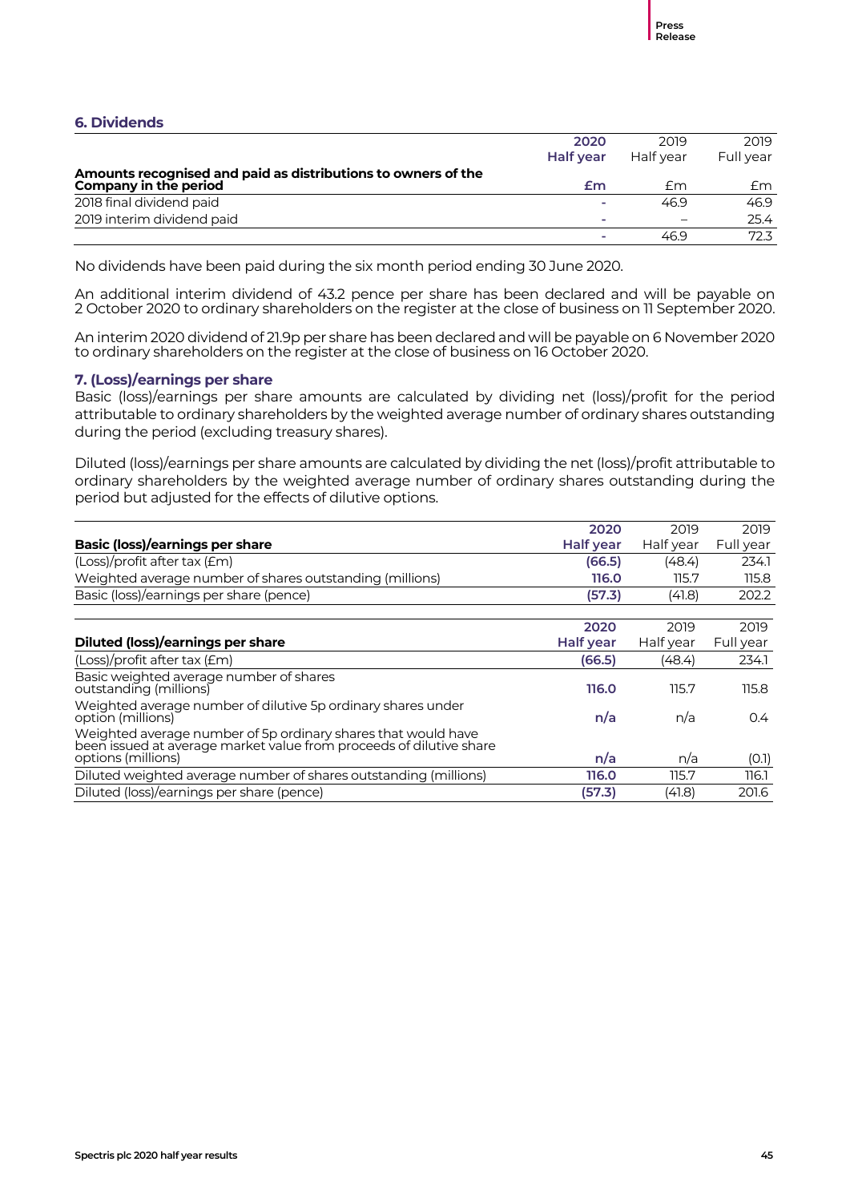## 6. Dividends

| Amounts recognised and paid as distributions to owners of the Company in the period | 2020 Half year £m | 2019 Half year £m | 2019 Full year £m |
|---|---|---|---|
| 2018 final dividend paid | - | 46.9 | 46.9 |
| 2019 interim dividend paid | - | – | 25.4 |
| | - | 46.9 | 72.3 |

No dividends have been paid during the six month period ending 30 June 2020.

An additional interim dividend of 43.2 pence per share has been declared and will be payable on 2 October 2020 to ordinary shareholders on the register at the close of business on 11 September 2020.

An interim 2020 dividend of 21.9p per share has been declared and will be payable on 6 November 2020 to ordinary shareholders on the register at the close of business on 16 October 2020.

## 7. (Loss)/earnings per share

Basic (loss)/earnings per share amounts are calculated by dividing net (loss)/profit for the period attributable to ordinary shareholders by the weighted average number of ordinary shares outstanding during the period (excluding treasury shares).

Diluted (loss)/earnings per share amounts are calculated by dividing the net (loss)/profit attributable to ordinary shareholders by the weighted average number of ordinary shares outstanding during the period but adjusted for the effects of dilutive options.

| Basic (loss)/earnings per share | 2020 Half year | 2019 Half year | 2019 Full year |
|---|---|---|---|
| (Loss)/profit after tax (£m) | (66.5) | (48.4) | 234.1 |
| Weighted average number of shares outstanding (millions) | 116.0 | 115.7 | 115.8 |
| Basic (loss)/earnings per share (pence) | (57.3) | (41.8) | 202.2 |

| Diluted (loss)/earnings per share | 2020 Half year | 2019 Half year | 2019 Full year |
|---|---|---|---|
| (Loss)/profit after tax (£m) | (66.5) | (48.4) | 234.1 |
| Basic weighted average number of shares outstanding (millions) | 116.0 | 115.7 | 115.8 |
| Weighted average number of dilutive 5p ordinary shares under option (millions) | n/a | n/a | 0.4 |
| Weighted average number of 5p ordinary shares that would have been issued at average market value from proceeds of dilutive share options (millions) | n/a | n/a | (0.1) |
| Diluted weighted average number of shares outstanding (millions) | 116.0 | 115.7 | 116.1 |
| Diluted (loss)/earnings per share (pence) | (57.3) | (41.8) | 201.6 |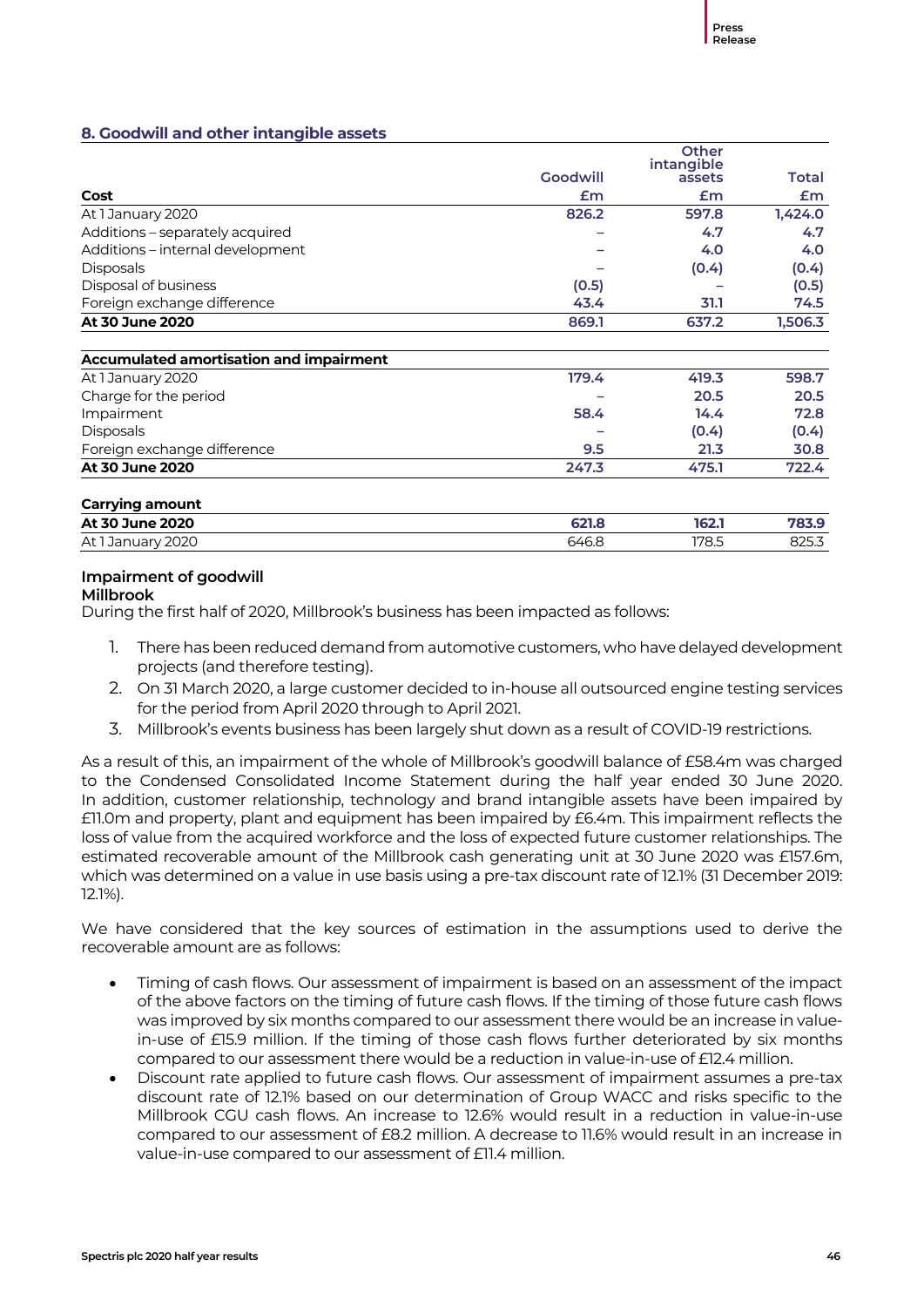## 8. Goodwill and other intangible assets

| Cost | Goodwill £m | Other intangible assets £m | Total £m |
|---|---|---|---|
| At 1 January 2020 | **826.2** | **597.8** | **1,424.0** |
| Additions – separately acquired | – | **4.7** | **4.7** |
| Additions – internal development | – | **4.0** | **4.0** |
| Disposals | – | **(0.4)** | **(0.4)** |
| Disposal of business | **(0.5)** | – | **(0.5)** |
| Foreign exchange difference | **43.4** | **31.1** | **74.5** |
| **At 30 June 2020** | **869.1** | **637.2** | **1,506.3** |
| **Accumulated amortisation and impairment** | | | |
| At 1 January 2020 | **179.4** | **419.3** | **598.7** |
| Charge for the period | – | **20.5** | **20.5** |
| Impairment | **58.4** | **14.4** | **72.8** |
| Disposals | – | **(0.4)** | **(0.4)** |
| Foreign exchange difference | **9.5** | **21.3** | **30.8** |
| **At 30 June 2020** | **247.3** | **475.1** | **722.4** |
| **Carrying amount** | | | |
| **At 30 June 2020** | **621.8** | **162.1** | **783.9** |
| At 1 January 2020 | 646.8 | 178.5 | 825.3 |

### Impairment of goodwill

**Millbrook**

During the first half of 2020, Millbrook's business has been impacted as follows:

1. There has been reduced demand from automotive customers, who have delayed development projects (and therefore testing).
2. On 31 March 2020, a large customer decided to in-house all outsourced engine testing services for the period from April 2020 through to April 2021.
3. Millbrook's events business has been largely shut down as a result of COVID-19 restrictions.

As a result of this, an impairment of the whole of Millbrook's goodwill balance of £58.4m was charged to the Condensed Consolidated Income Statement during the half year ended 30 June 2020. In addition, customer relationship, technology and brand intangible assets have been impaired by £11.0m and property, plant and equipment has been impaired by £6.4m. This impairment reflects the loss of value from the acquired workforce and the loss of expected future customer relationships. The estimated recoverable amount of the Millbrook cash generating unit at 30 June 2020 was £157.6m, which was determined on a value in use basis using a pre-tax discount rate of 12.1% (31 December 2019: 12.1%).

We have considered that the key sources of estimation in the assumptions used to derive the recoverable amount are as follows:

- Timing of cash flows. Our assessment of impairment is based on an assessment of the impact of the above factors on the timing of future cash flows. If the timing of those future cash flows was improved by six months compared to our assessment there would be an increase in value-in-use of £15.9 million. If the timing of those cash flows further deteriorated by six months compared to our assessment there would be a reduction in value-in-use of £12.4 million.
- Discount rate applied to future cash flows. Our assessment of impairment assumes a pre-tax discount rate of 12.1% based on our determination of Group WACC and risks specific to the Millbrook CGU cash flows. An increase to 12.6% would result in a reduction in value-in-use compared to our assessment of £8.2 million. A decrease to 11.6% would result in an increase in value-in-use compared to our assessment of £11.4 million.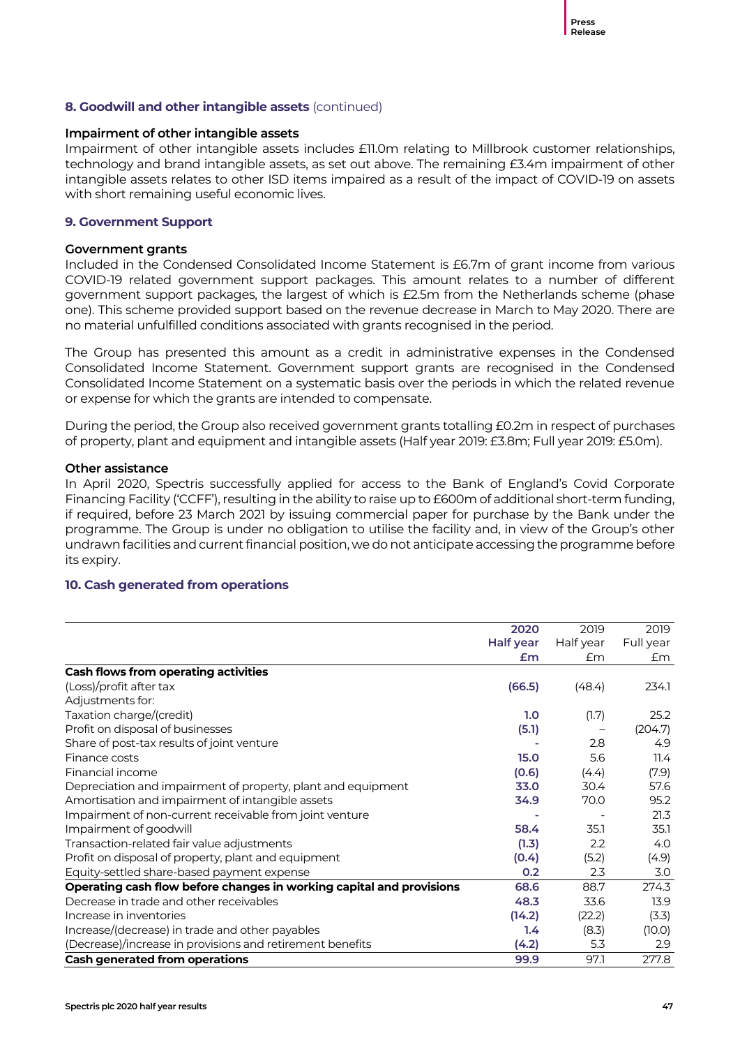## 8. Goodwill and other intangible assets (continued)

### Impairment of other intangible assets

Impairment of other intangible assets includes £11.0m relating to Millbrook customer relationships, technology and brand intangible assets, as set out above. The remaining £3.4m impairment of other intangible assets relates to other ISD items impaired as a result of the impact of COVID-19 on assets with short remaining useful economic lives.

## 9. Government Support

### Government grants

Included in the Condensed Consolidated Income Statement is £6.7m of grant income from various COVID-19 related government support packages. This amount relates to a number of different government support packages, the largest of which is £2.5m from the Netherlands scheme (phase one). This scheme provided support based on the revenue decrease in March to May 2020. There are no material unfulfilled conditions associated with grants recognised in the period.

The Group has presented this amount as a credit in administrative expenses in the Condensed Consolidated Income Statement. Government support grants are recognised in the Condensed Consolidated Income Statement on a systematic basis over the periods in which the related revenue or expense for which the grants are intended to compensate.

During the period, the Group also received government grants totalling £0.2m in respect of purchases of property, plant and equipment and intangible assets (Half year 2019: £3.8m; Full year 2019: £5.0m).

### Other assistance

In April 2020, Spectris successfully applied for access to the Bank of England's Covid Corporate Financing Facility ('CCFF'), resulting in the ability to raise up to £600m of additional short-term funding, if required, before 23 March 2021 by issuing commercial paper for purchase by the Bank under the programme. The Group is under no obligation to utilise the facility and, in view of the Group's other undrawn facilities and current financial position, we do not anticipate accessing the programme before its expiry.

## 10. Cash generated from operations

| | 2020 Half year £m | 2019 Half year £m | 2019 Full year £m |
|---|---|---|---|
| **Cash flows from operating activities** | | | |
| (Loss)/profit after tax | **(66.5)** | (48.4) | 234.1 |
| Adjustments for: | | | |
| Taxation charge/(credit) | **1.0** | (1.7) | 25.2 |
| Profit on disposal of businesses | **(5.1)** | – | (204.7) |
| Share of post-tax results of joint venture | **-** | 2.8 | 4.9 |
| Finance costs | **15.0** | 5.6 | 11.4 |
| Financial income | **(0.6)** | (4.4) | (7.9) |
| Depreciation and impairment of property, plant and equipment | **33.0** | 30.4 | 57.6 |
| Amortisation and impairment of intangible assets | **34.9** | 70.0 | 95.2 |
| Impairment of non-current receivable from joint venture | **-** | - | 21.3 |
| Impairment of goodwill | **58.4** | 35.1 | 35.1 |
| Transaction-related fair value adjustments | **(1.3)** | 2.2 | 4.0 |
| Profit on disposal of property, plant and equipment | **(0.4)** | (5.2) | (4.9) |
| Equity-settled share-based payment expense | **0.2** | 2.3 | 3.0 |
| **Operating cash flow before changes in working capital and provisions** | **68.6** | 88.7 | 274.3 |
| Decrease in trade and other receivables | **48.3** | 33.6 | 13.9 |
| Increase in inventories | **(14.2)** | (22.2) | (3.3) |
| Increase/(decrease) in trade and other payables | **1.4** | (8.3) | (10.0) |
| (Decrease)/increase in provisions and retirement benefits | **(4.2)** | 5.3 | 2.9 |
| **Cash generated from operations** | **99.9** | 97.1 | 277.8 |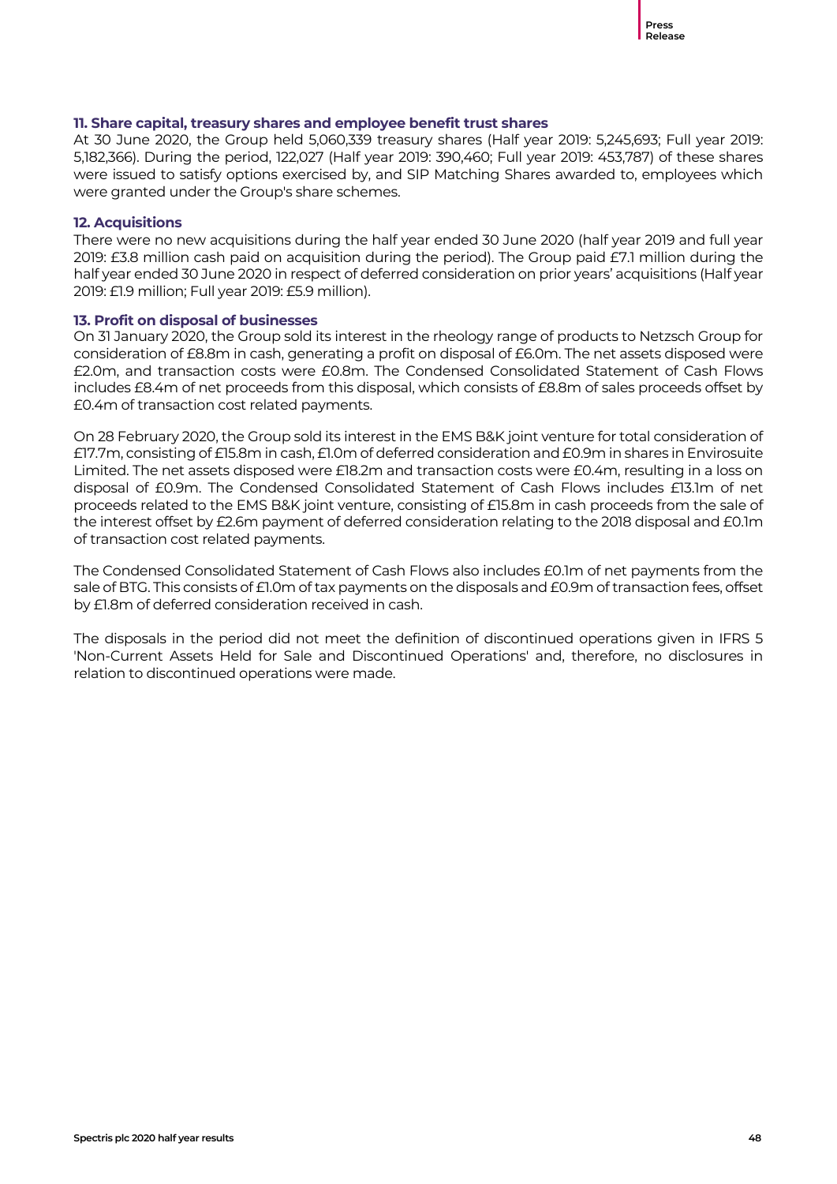### 11. Share capital, treasury shares and employee benefit trust shares

At 30 June 2020, the Group held 5,060,339 treasury shares (Half year 2019: 5,245,693; Full year 2019: 5,182,366). During the period, 122,027 (Half year 2019: 390,460; Full year 2019: 453,787) of these shares were issued to satisfy options exercised by, and SIP Matching Shares awarded to, employees which were granted under the Group's share schemes.

### 12. Acquisitions

There were no new acquisitions during the half year ended 30 June 2020 (half year 2019 and full year 2019: £3.8 million cash paid on acquisition during the period). The Group paid £7.1 million during the half year ended 30 June 2020 in respect of deferred consideration on prior years' acquisitions (Half year 2019: £1.9 million; Full year 2019: £5.9 million).

### 13. Profit on disposal of businesses

On 31 January 2020, the Group sold its interest in the rheology range of products to Netzsch Group for consideration of £8.8m in cash, generating a profit on disposal of £6.0m. The net assets disposed were £2.0m, and transaction costs were £0.8m. The Condensed Consolidated Statement of Cash Flows includes £8.4m of net proceeds from this disposal, which consists of £8.8m of sales proceeds offset by £0.4m of transaction cost related payments.

On 28 February 2020, the Group sold its interest in the EMS B&K joint venture for total consideration of £17.7m, consisting of £15.8m in cash, £1.0m of deferred consideration and £0.9m in shares in Envirosuite Limited. The net assets disposed were £18.2m and transaction costs were £0.4m, resulting in a loss on disposal of £0.9m. The Condensed Consolidated Statement of Cash Flows includes £13.1m of net proceeds related to the EMS B&K joint venture, consisting of £15.8m in cash proceeds from the sale of the interest offset by £2.6m payment of deferred consideration relating to the 2018 disposal and £0.1m of transaction cost related payments.

The Condensed Consolidated Statement of Cash Flows also includes £0.1m of net payments from the sale of BTG. This consists of £1.0m of tax payments on the disposals and £0.9m of transaction fees, offset by £1.8m of deferred consideration received in cash.

The disposals in the period did not meet the definition of discontinued operations given in IFRS 5 'Non-Current Assets Held for Sale and Discontinued Operations' and, therefore, no disclosures in relation to discontinued operations were made.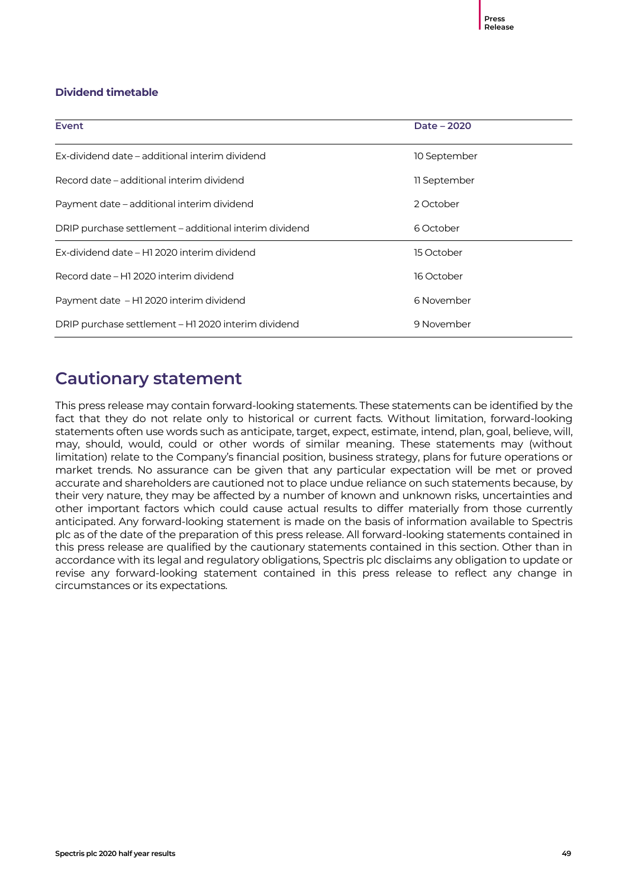**Dividend timetable**

| Event | Date – 2020 |
|---|---|
| Ex-dividend date – additional interim dividend | 10 September |
| Record date – additional interim dividend | 11 September |
| Payment date – additional interim dividend | 2 October |
| DRIP purchase settlement – additional interim dividend | 6 October |
| Ex-dividend date – H1 2020 interim dividend | 15 October |
| Record date – H1 2020 interim dividend | 16 October |
| Payment date – H1 2020 interim dividend | 6 November |
| DRIP purchase settlement – H1 2020 interim dividend | 9 November |

# Cautionary statement

This press release may contain forward-looking statements. These statements can be identified by the fact that they do not relate only to historical or current facts. Without limitation, forward-looking statements often use words such as anticipate, target, expect, estimate, intend, plan, goal, believe, will, may, should, would, could or other words of similar meaning. These statements may (without limitation) relate to the Company's financial position, business strategy, plans for future operations or market trends. No assurance can be given that any particular expectation will be met or proved accurate and shareholders are cautioned not to place undue reliance on such statements because, by their very nature, they may be affected by a number of known and unknown risks, uncertainties and other important factors which could cause actual results to differ materially from those currently anticipated. Any forward-looking statement is made on the basis of information available to Spectris plc as of the date of the preparation of this press release. All forward-looking statements contained in this press release are qualified by the cautionary statements contained in this section. Other than in accordance with its legal and regulatory obligations, Spectris plc disclaims any obligation to update or revise any forward-looking statement contained in this press release to reflect any change in circumstances or its expectations.